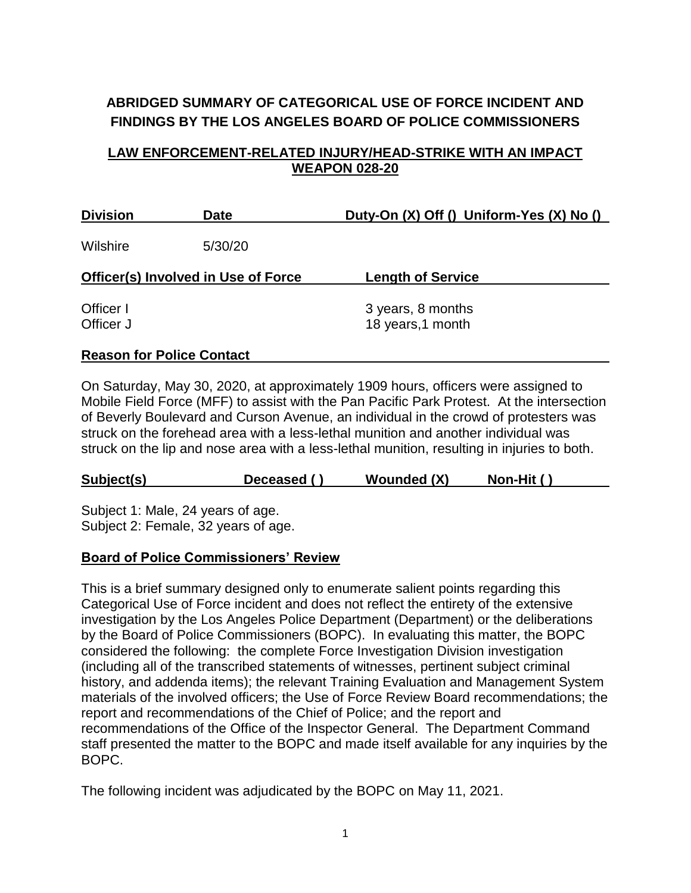# ABRIDGED SUMMARY OF CATEGORICAL USE OF FORCE INCIDENT AND FINDINGS BY THE LOS ANGELES BOARD OF POLICE COMMISSIONERS

## LAW ENFORCEMENT-RELATED INJURY/HEAD-STRIKE WITH AN IMPACT WEAPON 028-20

| Division | Date | Duty-On (X) Off () Uniform-Yes (X) No () |
|---|---|---|
| Wilshire | 5/30/20 | |

| Officer(s) Involved in Use of Force | Length of Service |
|---|---|
| Officer I | 3 years, 8 months |
| Officer J | 18 years,1 month |

**Reason for Police Contact**

On Saturday, May 30, 2020, at approximately 1909 hours, officers were assigned to Mobile Field Force (MFF) to assist with the Pan Pacific Park Protest. At the intersection of Beverly Boulevard and Curson Avenue, an individual in the crowd of protesters was struck on the forehead area with a less-lethal munition and another individual was struck on the lip and nose area with a less-lethal munition, resulting in injuries to both.

| Subject(s) | Deceased ( ) | Wounded (X) | Non-Hit ( ) |
|---|---|---|---|

Subject 1: Male, 24 years of age.
Subject 2: Female, 32 years of age.

**Board of Police Commissioners' Review**

This is a brief summary designed only to enumerate salient points regarding this Categorical Use of Force incident and does not reflect the entirety of the extensive investigation by the Los Angeles Police Department (Department) or the deliberations by the Board of Police Commissioners (BOPC). In evaluating this matter, the BOPC considered the following: the complete Force Investigation Division investigation (including all of the transcribed statements of witnesses, pertinent subject criminal history, and addenda items); the relevant Training Evaluation and Management System materials of the involved officers; the Use of Force Review Board recommendations; the report and recommendations of the Chief of Police; and the report and recommendations of the Office of the Inspector General. The Department Command staff presented the matter to the BOPC and made itself available for any inquiries by the BOPC.

The following incident was adjudicated by the BOPC on May 11, 2021.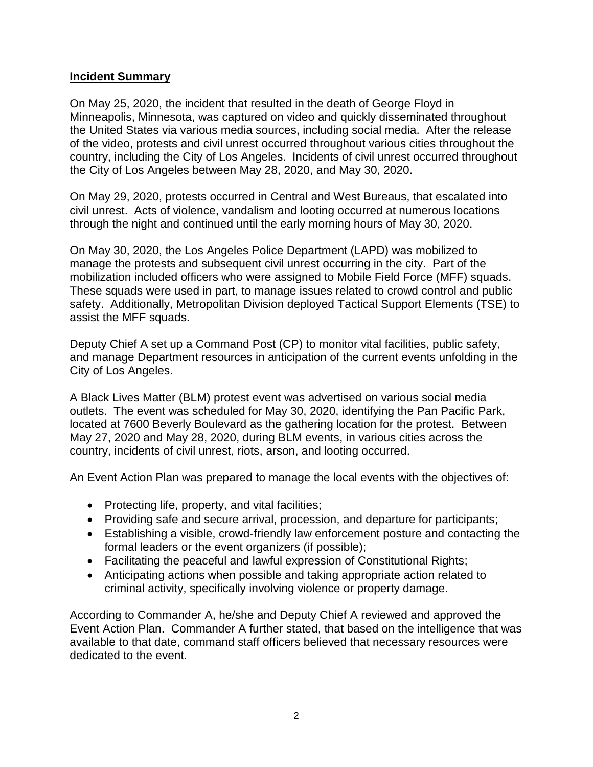**Incident Summary**

On May 25, 2020, the incident that resulted in the death of George Floyd in Minneapolis, Minnesota, was captured on video and quickly disseminated throughout the United States via various media sources, including social media. After the release of the video, protests and civil unrest occurred throughout various cities throughout the country, including the City of Los Angeles. Incidents of civil unrest occurred throughout the City of Los Angeles between May 28, 2020, and May 30, 2020.

On May 29, 2020, protests occurred in Central and West Bureaus, that escalated into civil unrest. Acts of violence, vandalism and looting occurred at numerous locations through the night and continued until the early morning hours of May 30, 2020.

On May 30, 2020, the Los Angeles Police Department (LAPD) was mobilized to manage the protests and subsequent civil unrest occurring in the city. Part of the mobilization included officers who were assigned to Mobile Field Force (MFF) squads. These squads were used in part, to manage issues related to crowd control and public safety. Additionally, Metropolitan Division deployed Tactical Support Elements (TSE) to assist the MFF squads.

Deputy Chief A set up a Command Post (CP) to monitor vital facilities, public safety, and manage Department resources in anticipation of the current events unfolding in the City of Los Angeles.

A Black Lives Matter (BLM) protest event was advertised on various social media outlets. The event was scheduled for May 30, 2020, identifying the Pan Pacific Park, located at 7600 Beverly Boulevard as the gathering location for the protest. Between May 27, 2020 and May 28, 2020, during BLM events, in various cities across the country, incidents of civil unrest, riots, arson, and looting occurred.

An Event Action Plan was prepared to manage the local events with the objectives of:

- Protecting life, property, and vital facilities;
- Providing safe and secure arrival, procession, and departure for participants;
- Establishing a visible, crowd-friendly law enforcement posture and contacting the formal leaders or the event organizers (if possible);
- Facilitating the peaceful and lawful expression of Constitutional Rights;
- Anticipating actions when possible and taking appropriate action related to criminal activity, specifically involving violence or property damage.

According to Commander A, he/she and Deputy Chief A reviewed and approved the Event Action Plan. Commander A further stated, that based on the intelligence that was available to that date, command staff officers believed that necessary resources were dedicated to the event.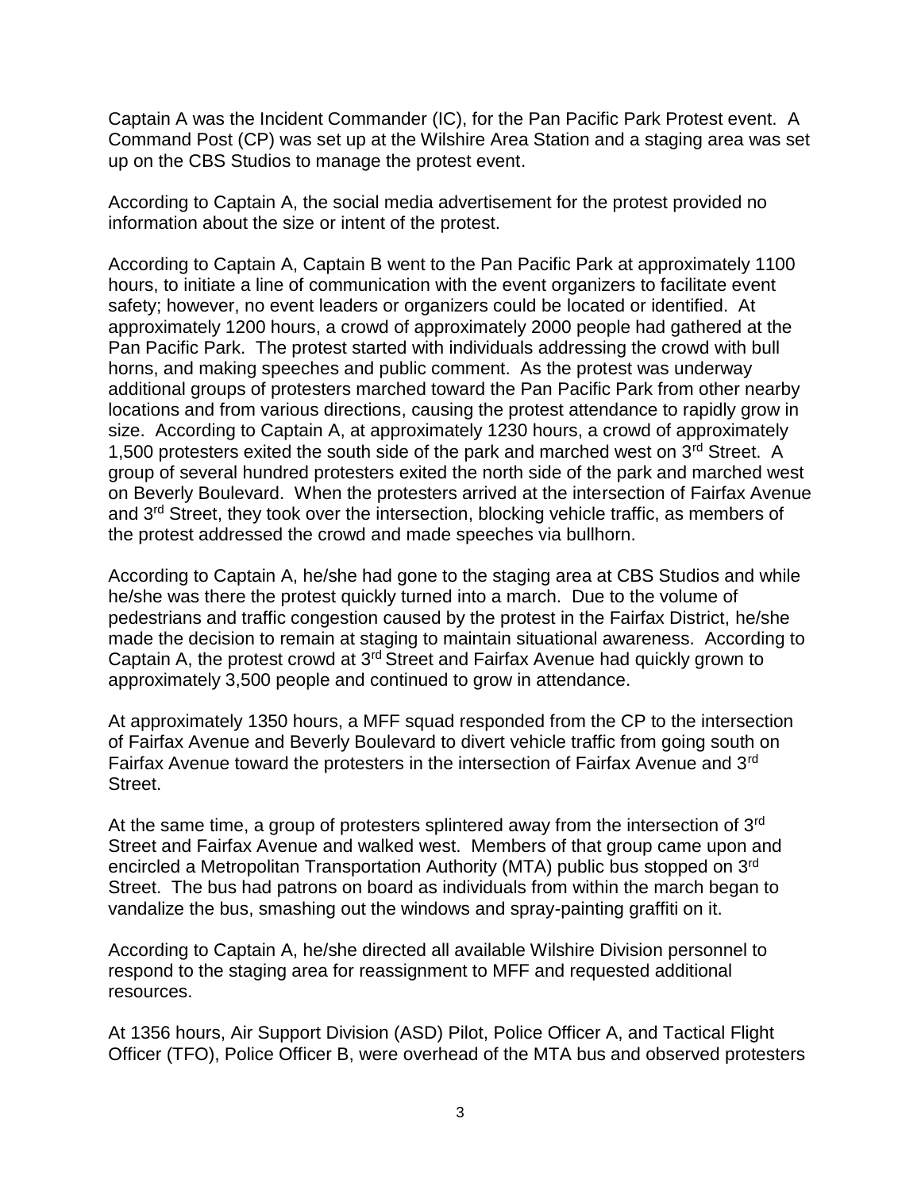Captain A was the Incident Commander (IC), for the Pan Pacific Park Protest event. A Command Post (CP) was set up at the Wilshire Area Station and a staging area was set up on the CBS Studios to manage the protest event.

According to Captain A, the social media advertisement for the protest provided no information about the size or intent of the protest.

According to Captain A, Captain B went to the Pan Pacific Park at approximately 1100 hours, to initiate a line of communication with the event organizers to facilitate event safety; however, no event leaders or organizers could be located or identified. At approximately 1200 hours, a crowd of approximately 2000 people had gathered at the Pan Pacific Park. The protest started with individuals addressing the crowd with bull horns, and making speeches and public comment. As the protest was underway additional groups of protesters marched toward the Pan Pacific Park from other nearby locations and from various directions, causing the protest attendance to rapidly grow in size. According to Captain A, at approximately 1230 hours, a crowd of approximately 1,500 protesters exited the south side of the park and marched west on 3rd Street. A group of several hundred protesters exited the north side of the park and marched west on Beverly Boulevard. When the protesters arrived at the intersection of Fairfax Avenue and 3rd Street, they took over the intersection, blocking vehicle traffic, as members of the protest addressed the crowd and made speeches via bullhorn.

According to Captain A, he/she had gone to the staging area at CBS Studios and while he/she was there the protest quickly turned into a march. Due to the volume of pedestrians and traffic congestion caused by the protest in the Fairfax District, he/she made the decision to remain at staging to maintain situational awareness. According to Captain A, the protest crowd at 3rd Street and Fairfax Avenue had quickly grown to approximately 3,500 people and continued to grow in attendance.

At approximately 1350 hours, a MFF squad responded from the CP to the intersection of Fairfax Avenue and Beverly Boulevard to divert vehicle traffic from going south on Fairfax Avenue toward the protesters in the intersection of Fairfax Avenue and 3rd Street.

At the same time, a group of protesters splintered away from the intersection of 3rd Street and Fairfax Avenue and walked west. Members of that group came upon and encircled a Metropolitan Transportation Authority (MTA) public bus stopped on 3rd Street. The bus had patrons on board as individuals from within the march began to vandalize the bus, smashing out the windows and spray-painting graffiti on it.

According to Captain A, he/she directed all available Wilshire Division personnel to respond to the staging area for reassignment to MFF and requested additional resources.

At 1356 hours, Air Support Division (ASD) Pilot, Police Officer A, and Tactical Flight Officer (TFO), Police Officer B, were overhead of the MTA bus and observed protesters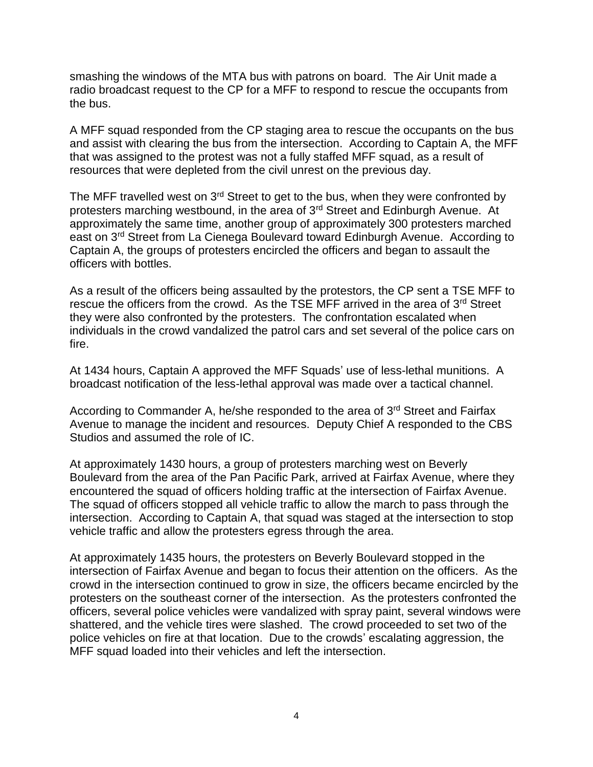smashing the windows of the MTA bus with patrons on board. The Air Unit made a radio broadcast request to the CP for a MFF to respond to rescue the occupants from the bus.

A MFF squad responded from the CP staging area to rescue the occupants on the bus and assist with clearing the bus from the intersection. According to Captain A, the MFF that was assigned to the protest was not a fully staffed MFF squad, as a result of resources that were depleted from the civil unrest on the previous day.

The MFF travelled west on 3rd Street to get to the bus, when they were confronted by protesters marching westbound, in the area of 3rd Street and Edinburgh Avenue. At approximately the same time, another group of approximately 300 protesters marched east on 3rd Street from La Cienega Boulevard toward Edinburgh Avenue. According to Captain A, the groups of protesters encircled the officers and began to assault the officers with bottles.

As a result of the officers being assaulted by the protestors, the CP sent a TSE MFF to rescue the officers from the crowd. As the TSE MFF arrived in the area of 3rd Street they were also confronted by the protesters. The confrontation escalated when individuals in the crowd vandalized the patrol cars and set several of the police cars on fire.

At 1434 hours, Captain A approved the MFF Squads' use of less-lethal munitions. A broadcast notification of the less-lethal approval was made over a tactical channel.

According to Commander A, he/she responded to the area of 3rd Street and Fairfax Avenue to manage the incident and resources. Deputy Chief A responded to the CBS Studios and assumed the role of IC.

At approximately 1430 hours, a group of protesters marching west on Beverly Boulevard from the area of the Pan Pacific Park, arrived at Fairfax Avenue, where they encountered the squad of officers holding traffic at the intersection of Fairfax Avenue. The squad of officers stopped all vehicle traffic to allow the march to pass through the intersection. According to Captain A, that squad was staged at the intersection to stop vehicle traffic and allow the protesters egress through the area.

At approximately 1435 hours, the protesters on Beverly Boulevard stopped in the intersection of Fairfax Avenue and began to focus their attention on the officers. As the crowd in the intersection continued to grow in size, the officers became encircled by the protesters on the southeast corner of the intersection. As the protesters confronted the officers, several police vehicles were vandalized with spray paint, several windows were shattered, and the vehicle tires were slashed. The crowd proceeded to set two of the police vehicles on fire at that location. Due to the crowds' escalating aggression, the MFF squad loaded into their vehicles and left the intersection.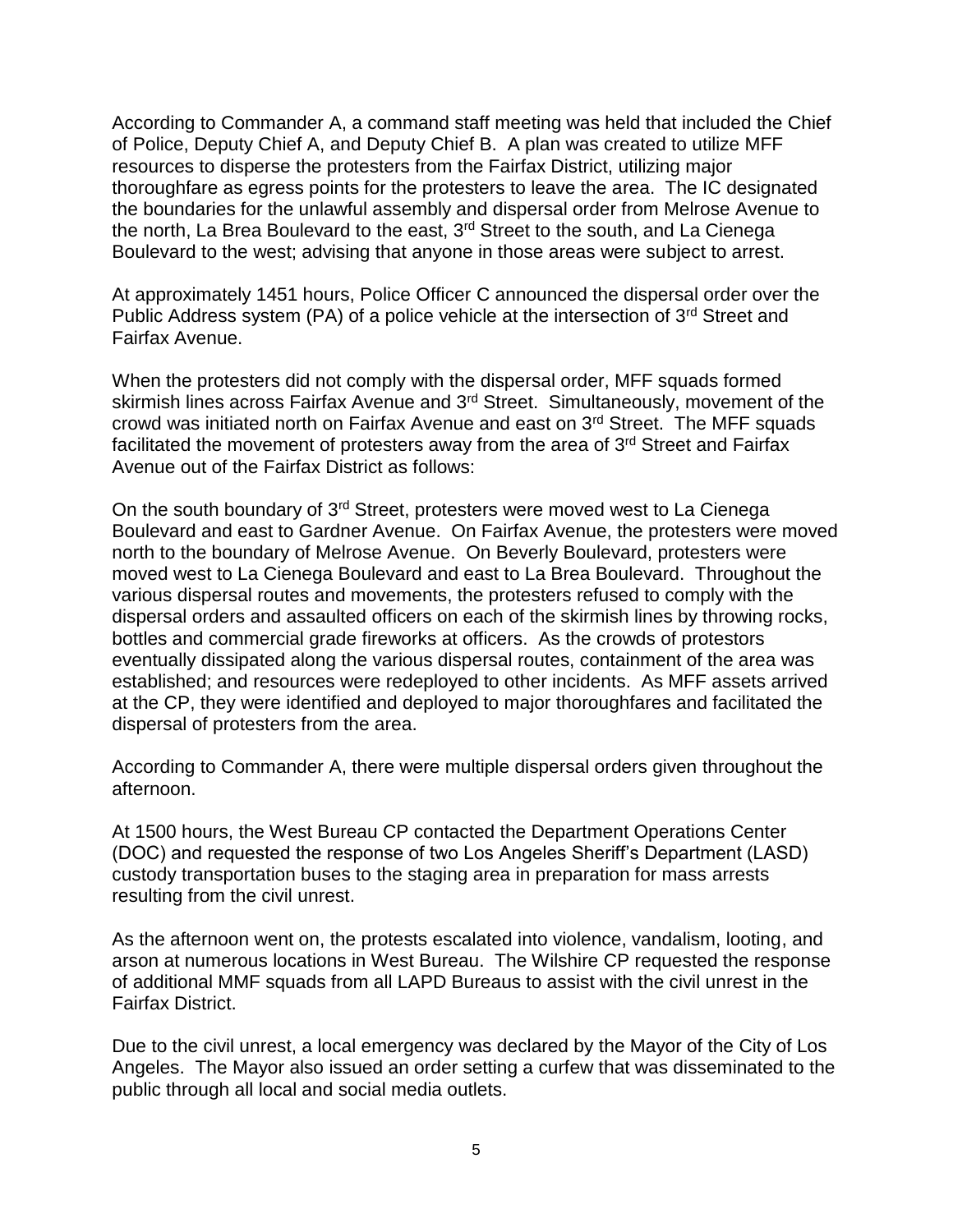According to Commander A, a command staff meeting was held that included the Chief of Police, Deputy Chief A, and Deputy Chief B. A plan was created to utilize MFF resources to disperse the protesters from the Fairfax District, utilizing major thoroughfare as egress points for the protesters to leave the area. The IC designated the boundaries for the unlawful assembly and dispersal order from Melrose Avenue to the north, La Brea Boulevard to the east, 3rd Street to the south, and La Cienega Boulevard to the west; advising that anyone in those areas were subject to arrest.

At approximately 1451 hours, Police Officer C announced the dispersal order over the Public Address system (PA) of a police vehicle at the intersection of 3rd Street and Fairfax Avenue.

When the protesters did not comply with the dispersal order, MFF squads formed skirmish lines across Fairfax Avenue and 3rd Street. Simultaneously, movement of the crowd was initiated north on Fairfax Avenue and east on 3rd Street. The MFF squads facilitated the movement of protesters away from the area of 3rd Street and Fairfax Avenue out of the Fairfax District as follows:

On the south boundary of 3rd Street, protesters were moved west to La Cienega Boulevard and east to Gardner Avenue. On Fairfax Avenue, the protesters were moved north to the boundary of Melrose Avenue. On Beverly Boulevard, protesters were moved west to La Cienega Boulevard and east to La Brea Boulevard. Throughout the various dispersal routes and movements, the protesters refused to comply with the dispersal orders and assaulted officers on each of the skirmish lines by throwing rocks, bottles and commercial grade fireworks at officers. As the crowds of protestors eventually dissipated along the various dispersal routes, containment of the area was established; and resources were redeployed to other incidents. As MFF assets arrived at the CP, they were identified and deployed to major thoroughfares and facilitated the dispersal of protesters from the area.

According to Commander A, there were multiple dispersal orders given throughout the afternoon.

At 1500 hours, the West Bureau CP contacted the Department Operations Center (DOC) and requested the response of two Los Angeles Sheriff's Department (LASD) custody transportation buses to the staging area in preparation for mass arrests resulting from the civil unrest.

As the afternoon went on, the protests escalated into violence, vandalism, looting, and arson at numerous locations in West Bureau. The Wilshire CP requested the response of additional MMF squads from all LAPD Bureaus to assist with the civil unrest in the Fairfax District.

Due to the civil unrest, a local emergency was declared by the Mayor of the City of Los Angeles. The Mayor also issued an order setting a curfew that was disseminated to the public through all local and social media outlets.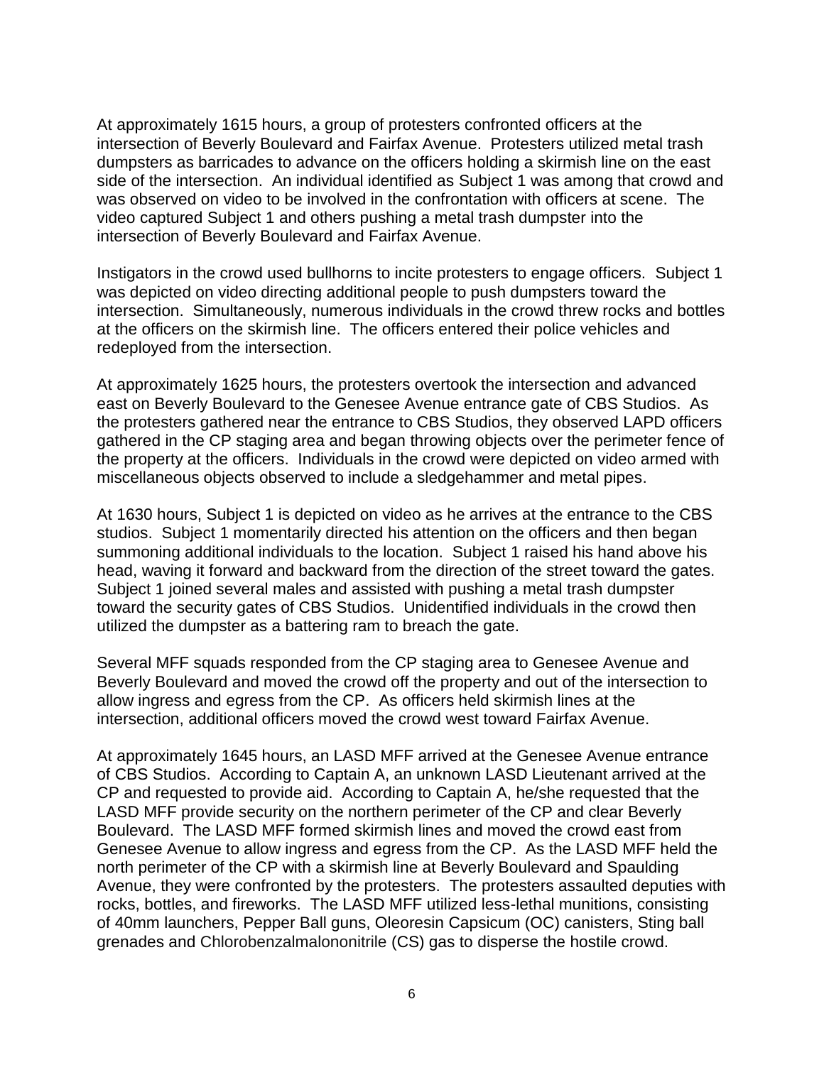At approximately 1615 hours, a group of protesters confronted officers at the intersection of Beverly Boulevard and Fairfax Avenue. Protesters utilized metal trash dumpsters as barricades to advance on the officers holding a skirmish line on the east side of the intersection. An individual identified as Subject 1 was among that crowd and was observed on video to be involved in the confrontation with officers at scene. The video captured Subject 1 and others pushing a metal trash dumpster into the intersection of Beverly Boulevard and Fairfax Avenue.

Instigators in the crowd used bullhorns to incite protesters to engage officers. Subject 1 was depicted on video directing additional people to push dumpsters toward the intersection. Simultaneously, numerous individuals in the crowd threw rocks and bottles at the officers on the skirmish line. The officers entered their police vehicles and redeployed from the intersection.

At approximately 1625 hours, the protesters overtook the intersection and advanced east on Beverly Boulevard to the Genesee Avenue entrance gate of CBS Studios. As the protesters gathered near the entrance to CBS Studios, they observed LAPD officers gathered in the CP staging area and began throwing objects over the perimeter fence of the property at the officers. Individuals in the crowd were depicted on video armed with miscellaneous objects observed to include a sledgehammer and metal pipes.

At 1630 hours, Subject 1 is depicted on video as he arrives at the entrance to the CBS studios. Subject 1 momentarily directed his attention on the officers and then began summoning additional individuals to the location. Subject 1 raised his hand above his head, waving it forward and backward from the direction of the street toward the gates. Subject 1 joined several males and assisted with pushing a metal trash dumpster toward the security gates of CBS Studios. Unidentified individuals in the crowd then utilized the dumpster as a battering ram to breach the gate.

Several MFF squads responded from the CP staging area to Genesee Avenue and Beverly Boulevard and moved the crowd off the property and out of the intersection to allow ingress and egress from the CP. As officers held skirmish lines at the intersection, additional officers moved the crowd west toward Fairfax Avenue.

At approximately 1645 hours, an LASD MFF arrived at the Genesee Avenue entrance of CBS Studios. According to Captain A, an unknown LASD Lieutenant arrived at the CP and requested to provide aid. According to Captain A, he/she requested that the LASD MFF provide security on the northern perimeter of the CP and clear Beverly Boulevard. The LASD MFF formed skirmish lines and moved the crowd east from Genesee Avenue to allow ingress and egress from the CP. As the LASD MFF held the north perimeter of the CP with a skirmish line at Beverly Boulevard and Spaulding Avenue, they were confronted by the protesters. The protesters assaulted deputies with rocks, bottles, and fireworks. The LASD MFF utilized less-lethal munitions, consisting of 40mm launchers, Pepper Ball guns, Oleoresin Capsicum (OC) canisters, Sting ball grenades and Chlorobenzalmalononitrile (CS) gas to disperse the hostile crowd.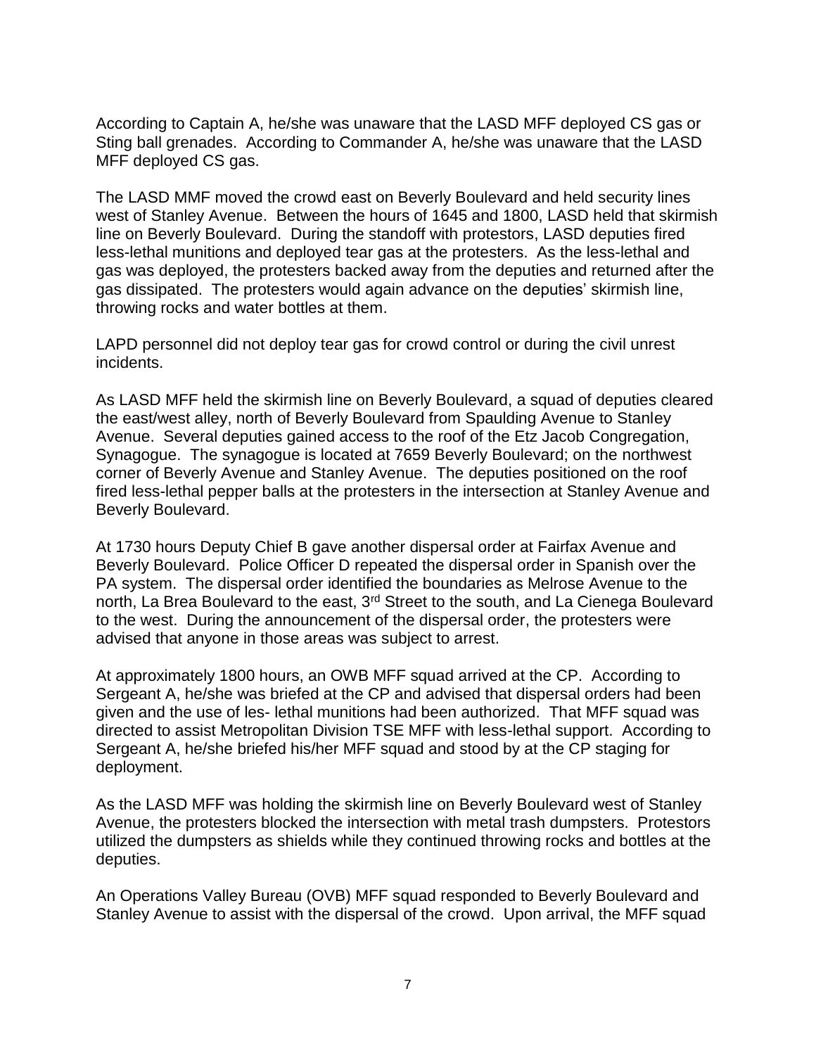According to Captain A, he/she was unaware that the LASD MFF deployed CS gas or Sting ball grenades. According to Commander A, he/she was unaware that the LASD MFF deployed CS gas.

The LASD MMF moved the crowd east on Beverly Boulevard and held security lines west of Stanley Avenue. Between the hours of 1645 and 1800, LASD held that skirmish line on Beverly Boulevard. During the standoff with protestors, LASD deputies fired less-lethal munitions and deployed tear gas at the protesters. As the less-lethal and gas was deployed, the protesters backed away from the deputies and returned after the gas dissipated. The protesters would again advance on the deputies' skirmish line, throwing rocks and water bottles at them.

LAPD personnel did not deploy tear gas for crowd control or during the civil unrest incidents.

As LASD MFF held the skirmish line on Beverly Boulevard, a squad of deputies cleared the east/west alley, north of Beverly Boulevard from Spaulding Avenue to Stanley Avenue. Several deputies gained access to the roof of the Etz Jacob Congregation, Synagogue. The synagogue is located at 7659 Beverly Boulevard; on the northwest corner of Beverly Avenue and Stanley Avenue. The deputies positioned on the roof fired less-lethal pepper balls at the protesters in the intersection at Stanley Avenue and Beverly Boulevard.

At 1730 hours Deputy Chief B gave another dispersal order at Fairfax Avenue and Beverly Boulevard. Police Officer D repeated the dispersal order in Spanish over the PA system. The dispersal order identified the boundaries as Melrose Avenue to the north, La Brea Boulevard to the east, 3rd Street to the south, and La Cienega Boulevard to the west. During the announcement of the dispersal order, the protesters were advised that anyone in those areas was subject to arrest.

At approximately 1800 hours, an OWB MFF squad arrived at the CP. According to Sergeant A, he/she was briefed at the CP and advised that dispersal orders had been given and the use of les- lethal munitions had been authorized. That MFF squad was directed to assist Metropolitan Division TSE MFF with less-lethal support. According to Sergeant A, he/she briefed his/her MFF squad and stood by at the CP staging for deployment.

As the LASD MFF was holding the skirmish line on Beverly Boulevard west of Stanley Avenue, the protesters blocked the intersection with metal trash dumpsters. Protestors utilized the dumpsters as shields while they continued throwing rocks and bottles at the deputies.

An Operations Valley Bureau (OVB) MFF squad responded to Beverly Boulevard and Stanley Avenue to assist with the dispersal of the crowd. Upon arrival, the MFF squad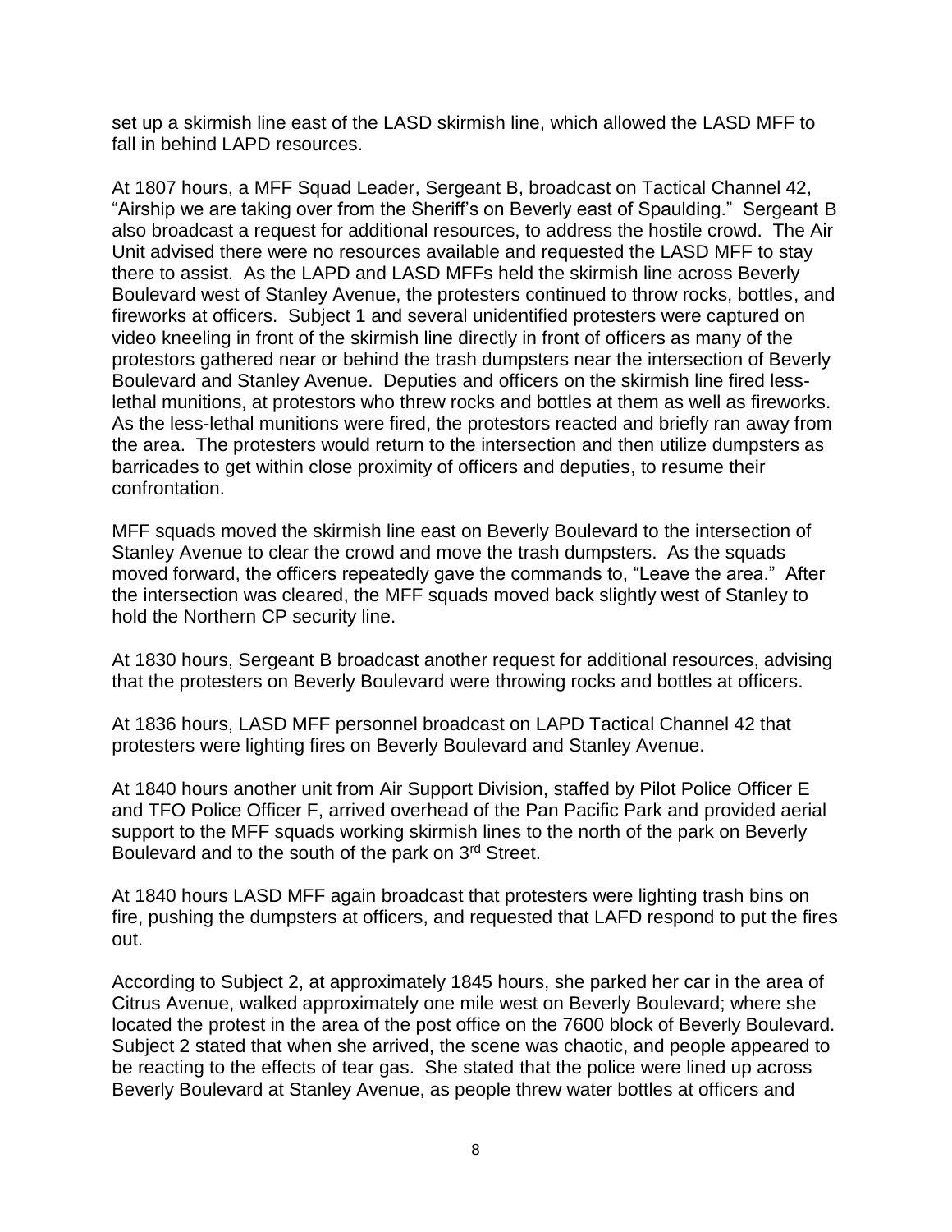set up a skirmish line east of the LASD skirmish line, which allowed the LASD MFF to fall in behind LAPD resources.

At 1807 hours, a MFF Squad Leader, Sergeant B, broadcast on Tactical Channel 42, "Airship we are taking over from the Sheriff's on Beverly east of Spaulding." Sergeant B also broadcast a request for additional resources, to address the hostile crowd. The Air Unit advised there were no resources available and requested the LASD MFF to stay there to assist. As the LAPD and LASD MFFs held the skirmish line across Beverly Boulevard west of Stanley Avenue, the protesters continued to throw rocks, bottles, and fireworks at officers. Subject 1 and several unidentified protesters were captured on video kneeling in front of the skirmish line directly in front of officers as many of the protestors gathered near or behind the trash dumpsters near the intersection of Beverly Boulevard and Stanley Avenue. Deputies and officers on the skirmish line fired less-lethal munitions, at protestors who threw rocks and bottles at them as well as fireworks. As the less-lethal munitions were fired, the protestors reacted and briefly ran away from the area. The protesters would return to the intersection and then utilize dumpsters as barricades to get within close proximity of officers and deputies, to resume their confrontation.

MFF squads moved the skirmish line east on Beverly Boulevard to the intersection of Stanley Avenue to clear the crowd and move the trash dumpsters. As the squads moved forward, the officers repeatedly gave the commands to, "Leave the area." After the intersection was cleared, the MFF squads moved back slightly west of Stanley to hold the Northern CP security line.

At 1830 hours, Sergeant B broadcast another request for additional resources, advising that the protesters on Beverly Boulevard were throwing rocks and bottles at officers.

At 1836 hours, LASD MFF personnel broadcast on LAPD Tactical Channel 42 that protesters were lighting fires on Beverly Boulevard and Stanley Avenue.

At 1840 hours another unit from Air Support Division, staffed by Pilot Police Officer E and TFO Police Officer F, arrived overhead of the Pan Pacific Park and provided aerial support to the MFF squads working skirmish lines to the north of the park on Beverly Boulevard and to the south of the park on 3rd Street.

At 1840 hours LASD MFF again broadcast that protesters were lighting trash bins on fire, pushing the dumpsters at officers, and requested that LAFD respond to put the fires out.

According to Subject 2, at approximately 1845 hours, she parked her car in the area of Citrus Avenue, walked approximately one mile west on Beverly Boulevard; where she located the protest in the area of the post office on the 7600 block of Beverly Boulevard. Subject 2 stated that when she arrived, the scene was chaotic, and people appeared to be reacting to the effects of tear gas. She stated that the police were lined up across Beverly Boulevard at Stanley Avenue, as people threw water bottles at officers and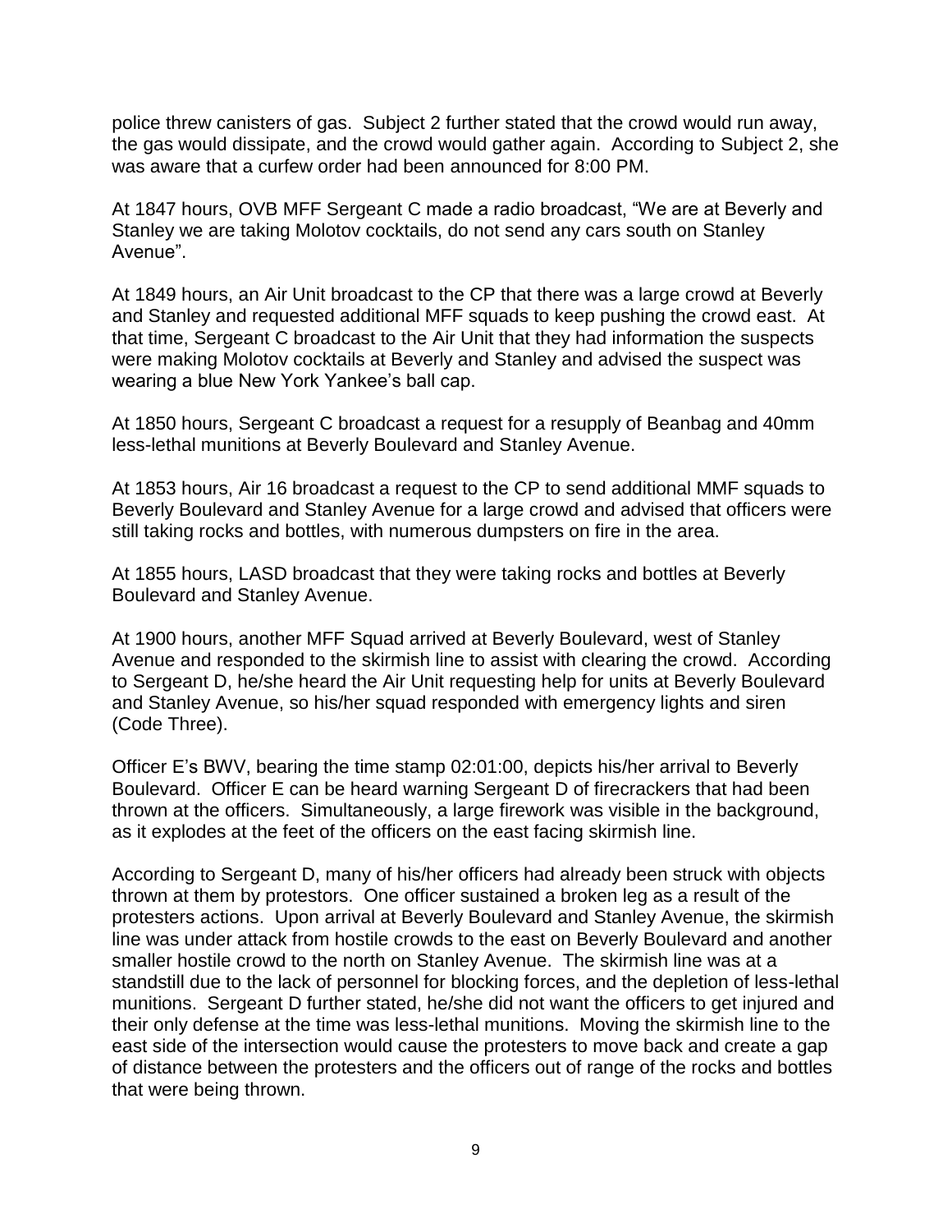police threw canisters of gas. Subject 2 further stated that the crowd would run away, the gas would dissipate, and the crowd would gather again. According to Subject 2, she was aware that a curfew order had been announced for 8:00 PM.

At 1847 hours, OVB MFF Sergeant C made a radio broadcast, "We are at Beverly and Stanley we are taking Molotov cocktails, do not send any cars south on Stanley Avenue".

At 1849 hours, an Air Unit broadcast to the CP that there was a large crowd at Beverly and Stanley and requested additional MFF squads to keep pushing the crowd east. At that time, Sergeant C broadcast to the Air Unit that they had information the suspects were making Molotov cocktails at Beverly and Stanley and advised the suspect was wearing a blue New York Yankee's ball cap.

At 1850 hours, Sergeant C broadcast a request for a resupply of Beanbag and 40mm less-lethal munitions at Beverly Boulevard and Stanley Avenue.

At 1853 hours, Air 16 broadcast a request to the CP to send additional MMF squads to Beverly Boulevard and Stanley Avenue for a large crowd and advised that officers were still taking rocks and bottles, with numerous dumpsters on fire in the area.

At 1855 hours, LASD broadcast that they were taking rocks and bottles at Beverly Boulevard and Stanley Avenue.

At 1900 hours, another MFF Squad arrived at Beverly Boulevard, west of Stanley Avenue and responded to the skirmish line to assist with clearing the crowd. According to Sergeant D, he/she heard the Air Unit requesting help for units at Beverly Boulevard and Stanley Avenue, so his/her squad responded with emergency lights and siren (Code Three).

Officer E's BWV, bearing the time stamp 02:01:00, depicts his/her arrival to Beverly Boulevard. Officer E can be heard warning Sergeant D of firecrackers that had been thrown at the officers. Simultaneously, a large firework was visible in the background, as it explodes at the feet of the officers on the east facing skirmish line.

According to Sergeant D, many of his/her officers had already been struck with objects thrown at them by protestors. One officer sustained a broken leg as a result of the protesters actions. Upon arrival at Beverly Boulevard and Stanley Avenue, the skirmish line was under attack from hostile crowds to the east on Beverly Boulevard and another smaller hostile crowd to the north on Stanley Avenue. The skirmish line was at a standstill due to the lack of personnel for blocking forces, and the depletion of less-lethal munitions. Sergeant D further stated, he/she did not want the officers to get injured and their only defense at the time was less-lethal munitions. Moving the skirmish line to the east side of the intersection would cause the protesters to move back and create a gap of distance between the protesters and the officers out of range of the rocks and bottles that were being thrown.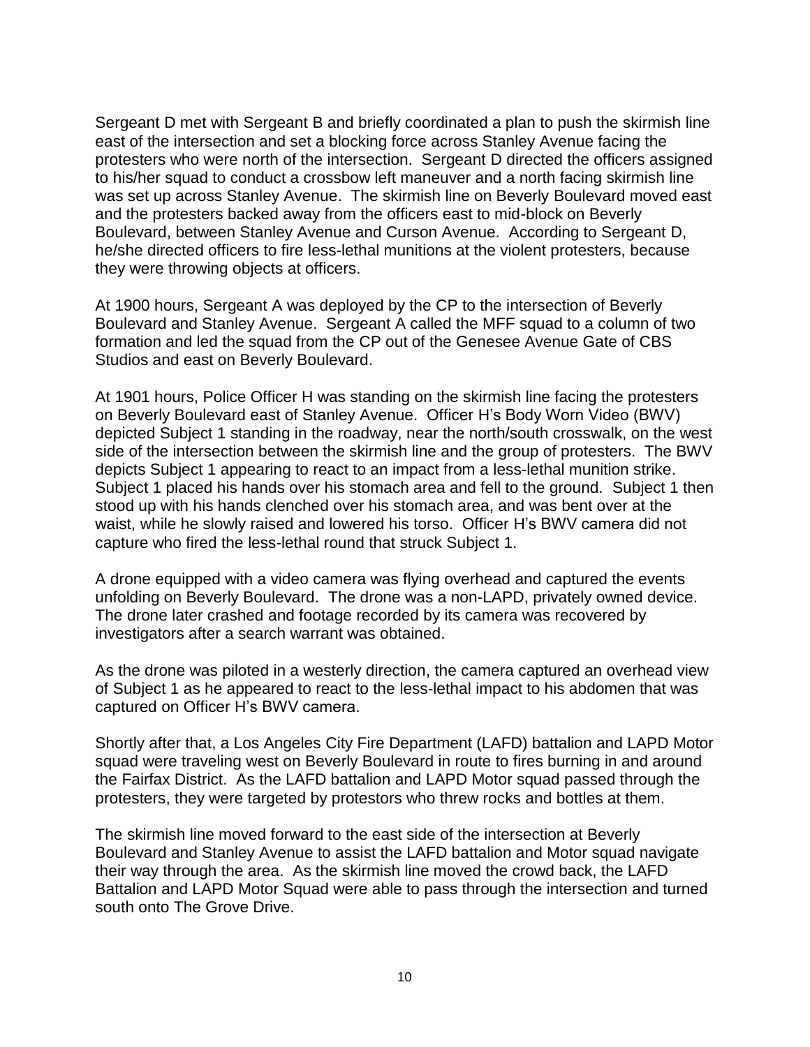Sergeant D met with Sergeant B and briefly coordinated a plan to push the skirmish line east of the intersection and set a blocking force across Stanley Avenue facing the protesters who were north of the intersection. Sergeant D directed the officers assigned to his/her squad to conduct a crossbow left maneuver and a north facing skirmish line was set up across Stanley Avenue. The skirmish line on Beverly Boulevard moved east and the protesters backed away from the officers east to mid-block on Beverly Boulevard, between Stanley Avenue and Curson Avenue. According to Sergeant D, he/she directed officers to fire less-lethal munitions at the violent protesters, because they were throwing objects at officers.

At 1900 hours, Sergeant A was deployed by the CP to the intersection of Beverly Boulevard and Stanley Avenue. Sergeant A called the MFF squad to a column of two formation and led the squad from the CP out of the Genesee Avenue Gate of CBS Studios and east on Beverly Boulevard.

At 1901 hours, Police Officer H was standing on the skirmish line facing the protesters on Beverly Boulevard east of Stanley Avenue. Officer H's Body Worn Video (BWV) depicted Subject 1 standing in the roadway, near the north/south crosswalk, on the west side of the intersection between the skirmish line and the group of protesters. The BWV depicts Subject 1 appearing to react to an impact from a less-lethal munition strike. Subject 1 placed his hands over his stomach area and fell to the ground. Subject 1 then stood up with his hands clenched over his stomach area, and was bent over at the waist, while he slowly raised and lowered his torso. Officer H's BWV camera did not capture who fired the less-lethal round that struck Subject 1.

A drone equipped with a video camera was flying overhead and captured the events unfolding on Beverly Boulevard. The drone was a non-LAPD, privately owned device. The drone later crashed and footage recorded by its camera was recovered by investigators after a search warrant was obtained.

As the drone was piloted in a westerly direction, the camera captured an overhead view of Subject 1 as he appeared to react to the less-lethal impact to his abdomen that was captured on Officer H's BWV camera.

Shortly after that, a Los Angeles City Fire Department (LAFD) battalion and LAPD Motor squad were traveling west on Beverly Boulevard in route to fires burning in and around the Fairfax District. As the LAFD battalion and LAPD Motor squad passed through the protesters, they were targeted by protestors who threw rocks and bottles at them.

The skirmish line moved forward to the east side of the intersection at Beverly Boulevard and Stanley Avenue to assist the LAFD battalion and Motor squad navigate their way through the area. As the skirmish line moved the crowd back, the LAFD Battalion and LAPD Motor Squad were able to pass through the intersection and turned south onto The Grove Drive.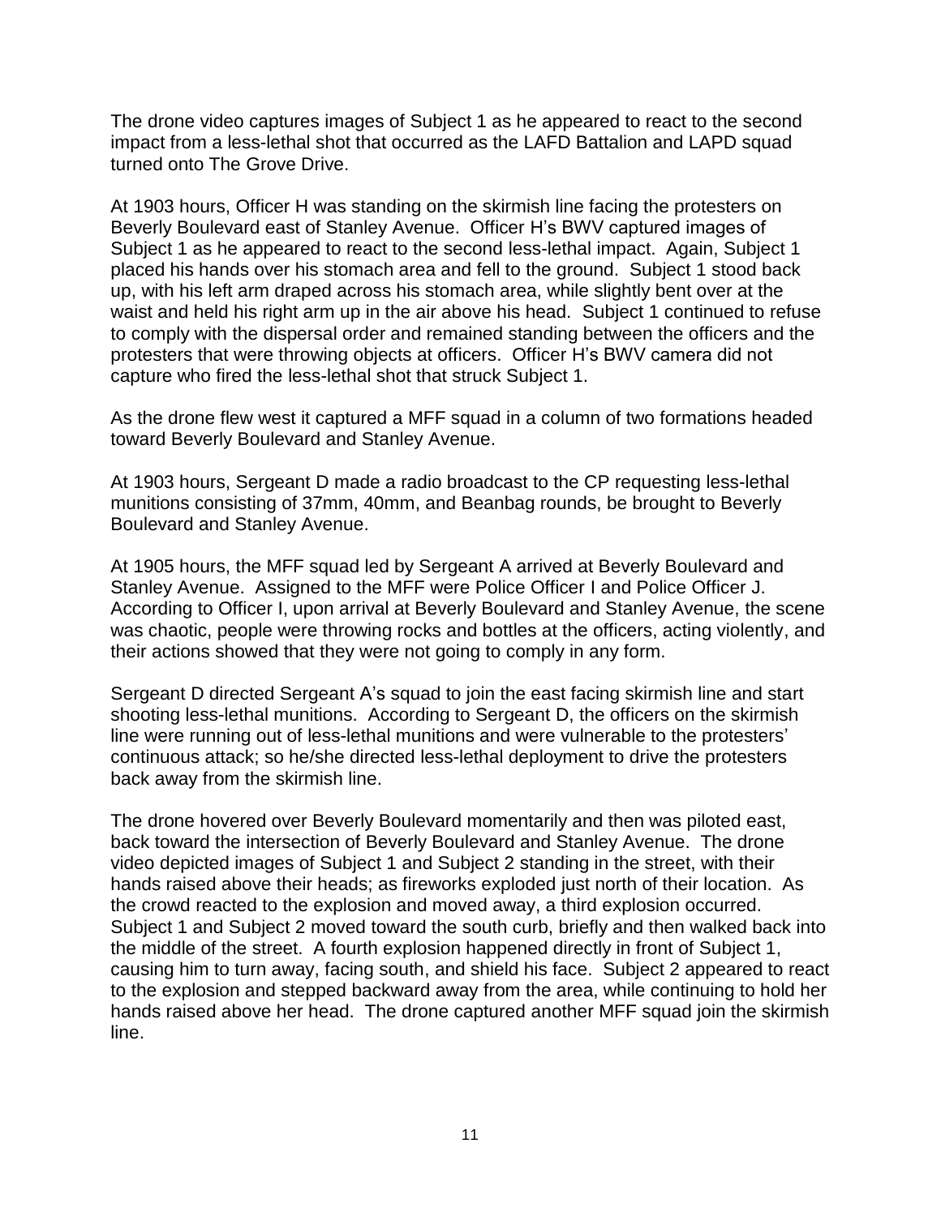The drone video captures images of Subject 1 as he appeared to react to the second impact from a less-lethal shot that occurred as the LAFD Battalion and LAPD squad turned onto The Grove Drive.

At 1903 hours, Officer H was standing on the skirmish line facing the protesters on Beverly Boulevard east of Stanley Avenue. Officer H's BWV captured images of Subject 1 as he appeared to react to the second less-lethal impact. Again, Subject 1 placed his hands over his stomach area and fell to the ground. Subject 1 stood back up, with his left arm draped across his stomach area, while slightly bent over at the waist and held his right arm up in the air above his head. Subject 1 continued to refuse to comply with the dispersal order and remained standing between the officers and the protesters that were throwing objects at officers. Officer H's BWV camera did not capture who fired the less-lethal shot that struck Subject 1.

As the drone flew west it captured a MFF squad in a column of two formations headed toward Beverly Boulevard and Stanley Avenue.

At 1903 hours, Sergeant D made a radio broadcast to the CP requesting less-lethal munitions consisting of 37mm, 40mm, and Beanbag rounds, be brought to Beverly Boulevard and Stanley Avenue.

At 1905 hours, the MFF squad led by Sergeant A arrived at Beverly Boulevard and Stanley Avenue. Assigned to the MFF were Police Officer I and Police Officer J. According to Officer I, upon arrival at Beverly Boulevard and Stanley Avenue, the scene was chaotic, people were throwing rocks and bottles at the officers, acting violently, and their actions showed that they were not going to comply in any form.

Sergeant D directed Sergeant A's squad to join the east facing skirmish line and start shooting less-lethal munitions. According to Sergeant D, the officers on the skirmish line were running out of less-lethal munitions and were vulnerable to the protesters' continuous attack; so he/she directed less-lethal deployment to drive the protesters back away from the skirmish line.

The drone hovered over Beverly Boulevard momentarily and then was piloted east, back toward the intersection of Beverly Boulevard and Stanley Avenue. The drone video depicted images of Subject 1 and Subject 2 standing in the street, with their hands raised above their heads; as fireworks exploded just north of their location. As the crowd reacted to the explosion and moved away, a third explosion occurred. Subject 1 and Subject 2 moved toward the south curb, briefly and then walked back into the middle of the street. A fourth explosion happened directly in front of Subject 1, causing him to turn away, facing south, and shield his face. Subject 2 appeared to react to the explosion and stepped backward away from the area, while continuing to hold her hands raised above her head. The drone captured another MFF squad join the skirmish line.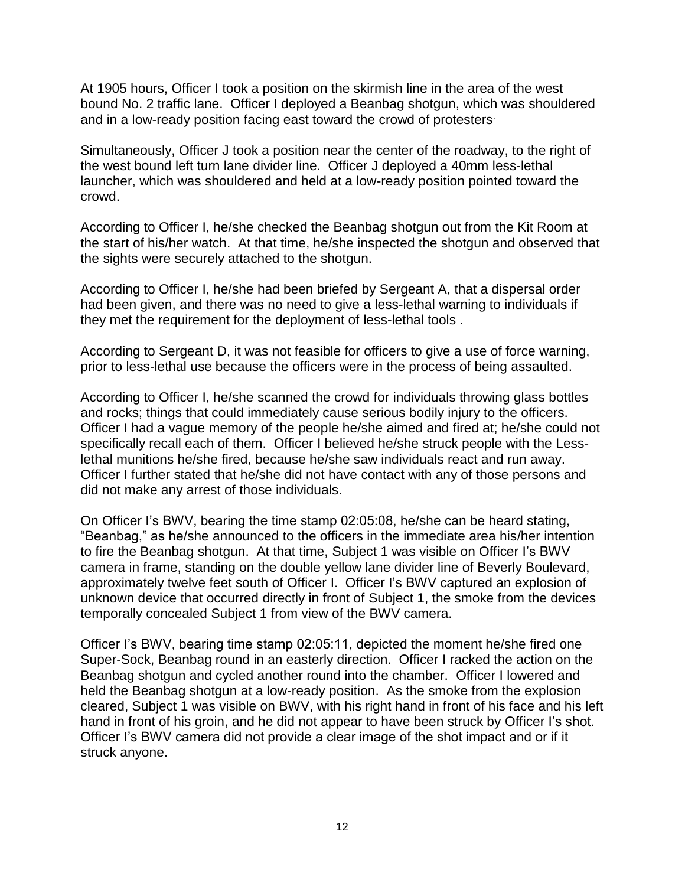At 1905 hours, Officer I took a position on the skirmish line in the area of the west bound No. 2 traffic lane. Officer I deployed a Beanbag shotgun, which was shouldered and in a low-ready position facing east toward the crowd of protesters.

Simultaneously, Officer J took a position near the center of the roadway, to the right of the west bound left turn lane divider line. Officer J deployed a 40mm less-lethal launcher, which was shouldered and held at a low-ready position pointed toward the crowd.

According to Officer I, he/she checked the Beanbag shotgun out from the Kit Room at the start of his/her watch. At that time, he/she inspected the shotgun and observed that the sights were securely attached to the shotgun.

According to Officer I, he/she had been briefed by Sergeant A, that a dispersal order had been given, and there was no need to give a less-lethal warning to individuals if they met the requirement for the deployment of less-lethal tools .

According to Sergeant D, it was not feasible for officers to give a use of force warning, prior to less-lethal use because the officers were in the process of being assaulted.

According to Officer I, he/she scanned the crowd for individuals throwing glass bottles and rocks; things that could immediately cause serious bodily injury to the officers. Officer I had a vague memory of the people he/she aimed and fired at; he/she could not specifically recall each of them. Officer I believed he/she struck people with the Less-lethal munitions he/she fired, because he/she saw individuals react and run away. Officer I further stated that he/she did not have contact with any of those persons and did not make any arrest of those individuals.

On Officer I's BWV, bearing the time stamp 02:05:08, he/she can be heard stating, "Beanbag," as he/she announced to the officers in the immediate area his/her intention to fire the Beanbag shotgun. At that time, Subject 1 was visible on Officer I's BWV camera in frame, standing on the double yellow lane divider line of Beverly Boulevard, approximately twelve feet south of Officer I. Officer I's BWV captured an explosion of unknown device that occurred directly in front of Subject 1, the smoke from the devices temporally concealed Subject 1 from view of the BWV camera.

Officer I's BWV, bearing time stamp 02:05:11, depicted the moment he/she fired one Super-Sock, Beanbag round in an easterly direction. Officer I racked the action on the Beanbag shotgun and cycled another round into the chamber. Officer I lowered and held the Beanbag shotgun at a low-ready position. As the smoke from the explosion cleared, Subject 1 was visible on BWV, with his right hand in front of his face and his left hand in front of his groin, and he did not appear to have been struck by Officer I's shot. Officer I's BWV camera did not provide a clear image of the shot impact and or if it struck anyone.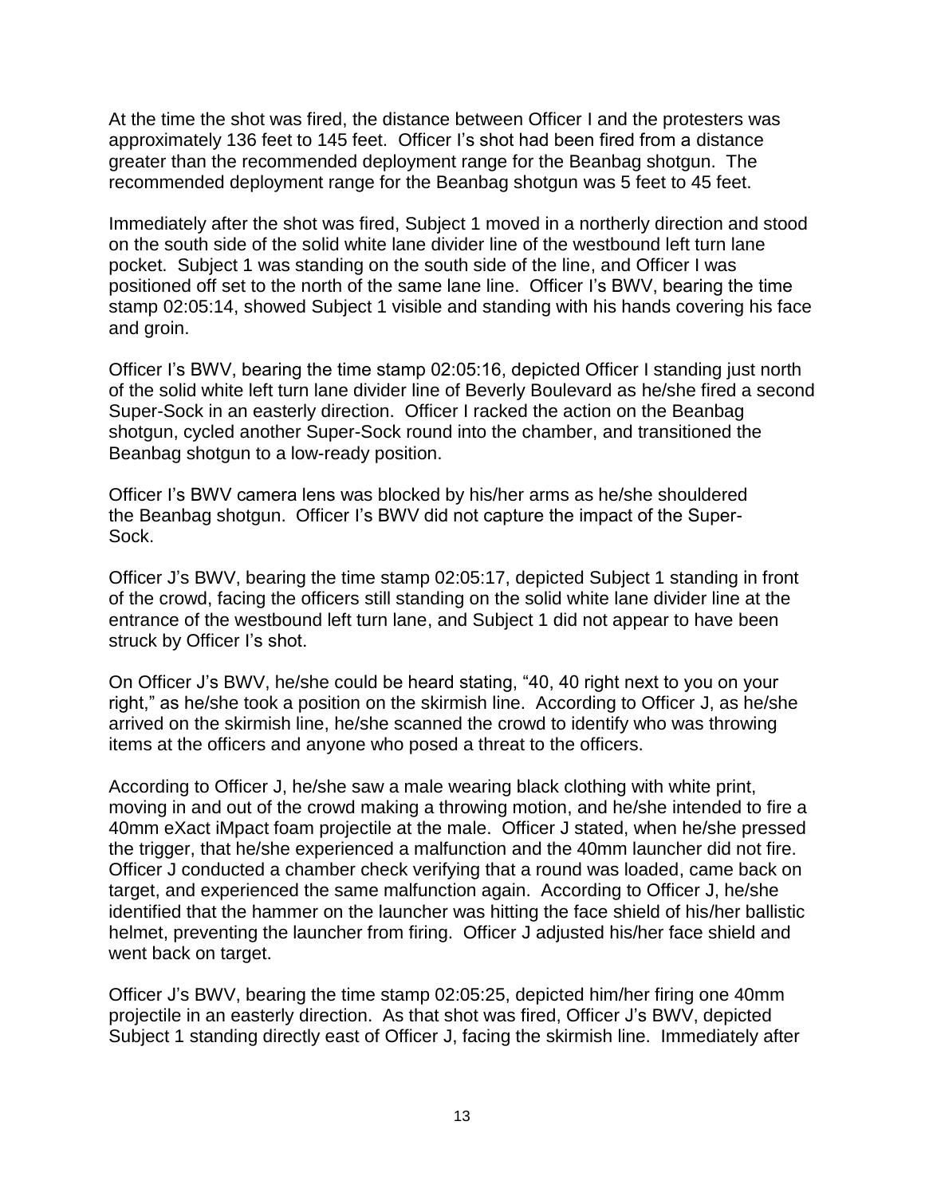At the time the shot was fired, the distance between Officer I and the protesters was approximately 136 feet to 145 feet. Officer I's shot had been fired from a distance greater than the recommended deployment range for the Beanbag shotgun. The recommended deployment range for the Beanbag shotgun was 5 feet to 45 feet.

Immediately after the shot was fired, Subject 1 moved in a northerly direction and stood on the south side of the solid white lane divider line of the westbound left turn lane pocket. Subject 1 was standing on the south side of the line, and Officer I was positioned off set to the north of the same lane line. Officer I's BWV, bearing the time stamp 02:05:14, showed Subject 1 visible and standing with his hands covering his face and groin.

Officer I's BWV, bearing the time stamp 02:05:16, depicted Officer I standing just north of the solid white left turn lane divider line of Beverly Boulevard as he/she fired a second Super-Sock in an easterly direction. Officer I racked the action on the Beanbag shotgun, cycled another Super-Sock round into the chamber, and transitioned the Beanbag shotgun to a low-ready position.

Officer I's BWV camera lens was blocked by his/her arms as he/she shouldered the Beanbag shotgun. Officer I's BWV did not capture the impact of the Super-Sock.

Officer J's BWV, bearing the time stamp 02:05:17, depicted Subject 1 standing in front of the crowd, facing the officers still standing on the solid white lane divider line at the entrance of the westbound left turn lane, and Subject 1 did not appear to have been struck by Officer I's shot.

On Officer J's BWV, he/she could be heard stating, "40, 40 right next to you on your right," as he/she took a position on the skirmish line. According to Officer J, as he/she arrived on the skirmish line, he/she scanned the crowd to identify who was throwing items at the officers and anyone who posed a threat to the officers.

According to Officer J, he/she saw a male wearing black clothing with white print, moving in and out of the crowd making a throwing motion, and he/she intended to fire a 40mm eXact iMpact foam projectile at the male. Officer J stated, when he/she pressed the trigger, that he/she experienced a malfunction and the 40mm launcher did not fire. Officer J conducted a chamber check verifying that a round was loaded, came back on target, and experienced the same malfunction again. According to Officer J, he/she identified that the hammer on the launcher was hitting the face shield of his/her ballistic helmet, preventing the launcher from firing. Officer J adjusted his/her face shield and went back on target.

Officer J's BWV, bearing the time stamp 02:05:25, depicted him/her firing one 40mm projectile in an easterly direction. As that shot was fired, Officer J's BWV, depicted Subject 1 standing directly east of Officer J, facing the skirmish line. Immediately after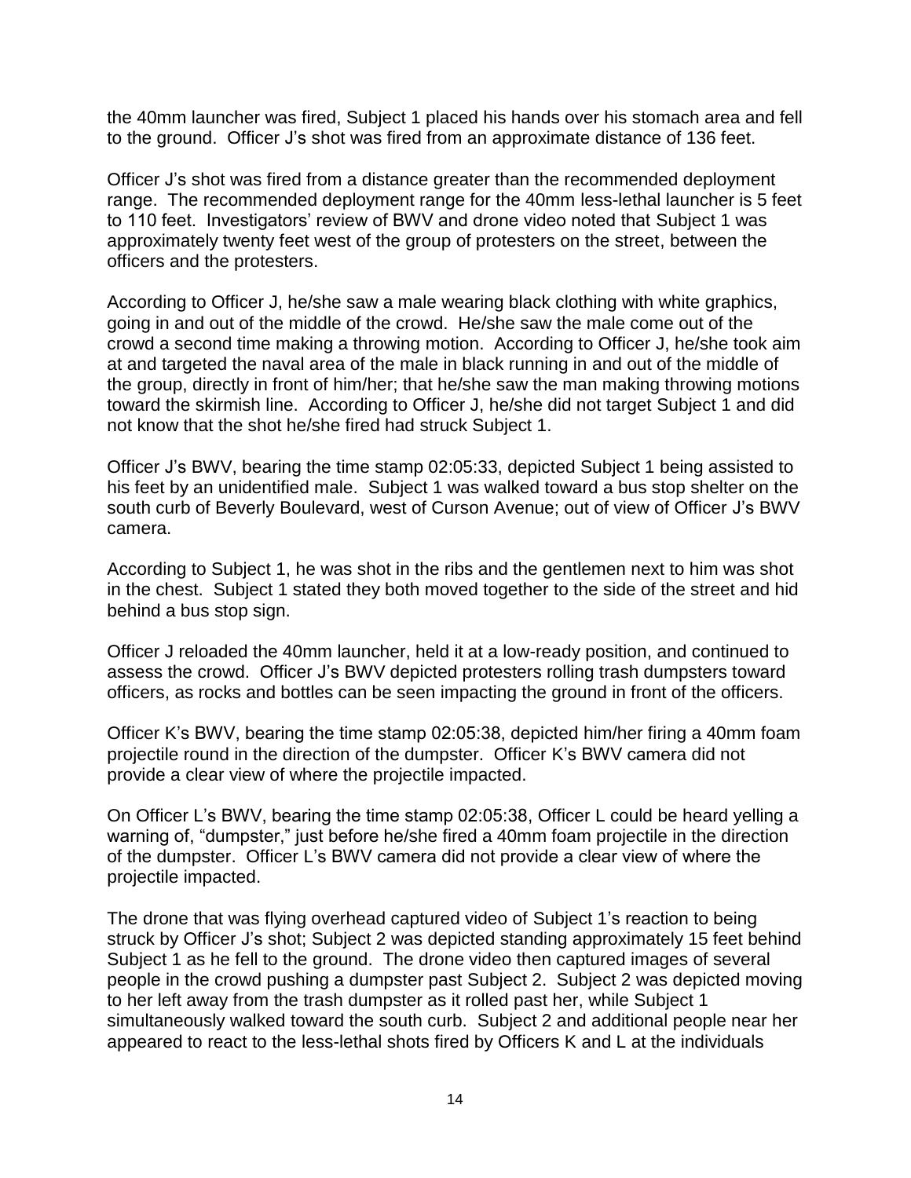the 40mm launcher was fired, Subject 1 placed his hands over his stomach area and fell to the ground. Officer J's shot was fired from an approximate distance of 136 feet.

Officer J's shot was fired from a distance greater than the recommended deployment range. The recommended deployment range for the 40mm less-lethal launcher is 5 feet to 110 feet. Investigators' review of BWV and drone video noted that Subject 1 was approximately twenty feet west of the group of protesters on the street, between the officers and the protesters.

According to Officer J, he/she saw a male wearing black clothing with white graphics, going in and out of the middle of the crowd. He/she saw the male come out of the crowd a second time making a throwing motion. According to Officer J, he/she took aim at and targeted the naval area of the male in black running in and out of the middle of the group, directly in front of him/her; that he/she saw the man making throwing motions toward the skirmish line. According to Officer J, he/she did not target Subject 1 and did not know that the shot he/she fired had struck Subject 1.

Officer J's BWV, bearing the time stamp 02:05:33, depicted Subject 1 being assisted to his feet by an unidentified male. Subject 1 was walked toward a bus stop shelter on the south curb of Beverly Boulevard, west of Curson Avenue; out of view of Officer J's BWV camera.

According to Subject 1, he was shot in the ribs and the gentlemen next to him was shot in the chest. Subject 1 stated they both moved together to the side of the street and hid behind a bus stop sign.

Officer J reloaded the 40mm launcher, held it at a low-ready position, and continued to assess the crowd. Officer J's BWV depicted protesters rolling trash dumpsters toward officers, as rocks and bottles can be seen impacting the ground in front of the officers.

Officer K's BWV, bearing the time stamp 02:05:38, depicted him/her firing a 40mm foam projectile round in the direction of the dumpster. Officer K's BWV camera did not provide a clear view of where the projectile impacted.

On Officer L's BWV, bearing the time stamp 02:05:38, Officer L could be heard yelling a warning of, "dumpster," just before he/she fired a 40mm foam projectile in the direction of the dumpster. Officer L's BWV camera did not provide a clear view of where the projectile impacted.

The drone that was flying overhead captured video of Subject 1's reaction to being struck by Officer J's shot; Subject 2 was depicted standing approximately 15 feet behind Subject 1 as he fell to the ground. The drone video then captured images of several people in the crowd pushing a dumpster past Subject 2. Subject 2 was depicted moving to her left away from the trash dumpster as it rolled past her, while Subject 1 simultaneously walked toward the south curb. Subject 2 and additional people near her appeared to react to the less-lethal shots fired by Officers K and L at the individuals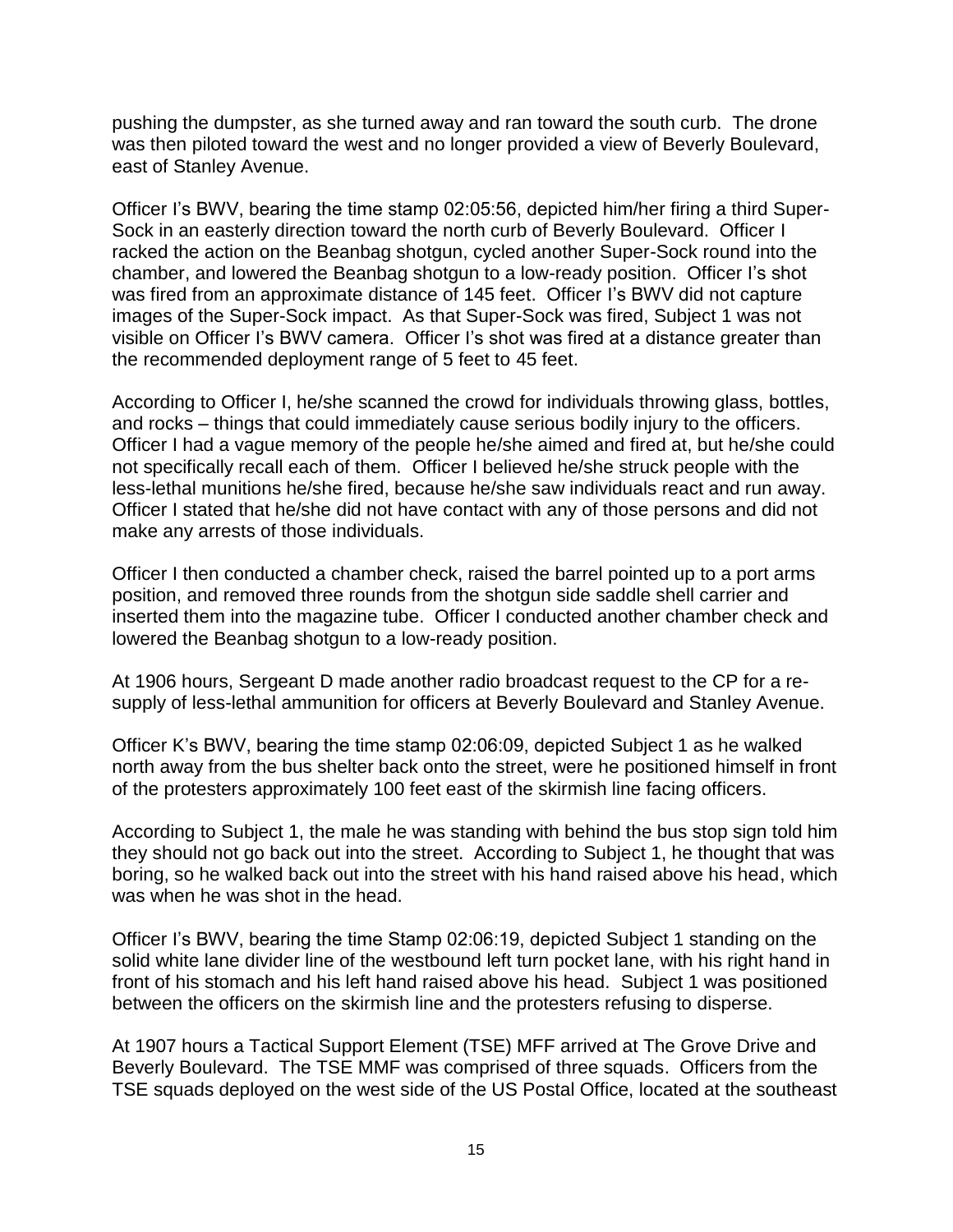pushing the dumpster, as she turned away and ran toward the south curb. The drone was then piloted toward the west and no longer provided a view of Beverly Boulevard, east of Stanley Avenue.

Officer I's BWV, bearing the time stamp 02:05:56, depicted him/her firing a third Super-Sock in an easterly direction toward the north curb of Beverly Boulevard. Officer I racked the action on the Beanbag shotgun, cycled another Super-Sock round into the chamber, and lowered the Beanbag shotgun to a low-ready position. Officer I's shot was fired from an approximate distance of 145 feet. Officer I's BWV did not capture images of the Super-Sock impact. As that Super-Sock was fired, Subject 1 was not visible on Officer I's BWV camera. Officer I's shot was fired at a distance greater than the recommended deployment range of 5 feet to 45 feet.

According to Officer I, he/she scanned the crowd for individuals throwing glass, bottles, and rocks – things that could immediately cause serious bodily injury to the officers. Officer I had a vague memory of the people he/she aimed and fired at, but he/she could not specifically recall each of them. Officer I believed he/she struck people with the less-lethal munitions he/she fired, because he/she saw individuals react and run away. Officer I stated that he/she did not have contact with any of those persons and did not make any arrests of those individuals.

Officer I then conducted a chamber check, raised the barrel pointed up to a port arms position, and removed three rounds from the shotgun side saddle shell carrier and inserted them into the magazine tube. Officer I conducted another chamber check and lowered the Beanbag shotgun to a low-ready position.

At 1906 hours, Sergeant D made another radio broadcast request to the CP for a re-supply of less-lethal ammunition for officers at Beverly Boulevard and Stanley Avenue.

Officer K's BWV, bearing the time stamp 02:06:09, depicted Subject 1 as he walked north away from the bus shelter back onto the street, were he positioned himself in front of the protesters approximately 100 feet east of the skirmish line facing officers.

According to Subject 1, the male he was standing with behind the bus stop sign told him they should not go back out into the street. According to Subject 1, he thought that was boring, so he walked back out into the street with his hand raised above his head, which was when he was shot in the head.

Officer I's BWV, bearing the time Stamp 02:06:19, depicted Subject 1 standing on the solid white lane divider line of the westbound left turn pocket lane, with his right hand in front of his stomach and his left hand raised above his head. Subject 1 was positioned between the officers on the skirmish line and the protesters refusing to disperse.

At 1907 hours a Tactical Support Element (TSE) MFF arrived at The Grove Drive and Beverly Boulevard. The TSE MMF was comprised of three squads. Officers from the TSE squads deployed on the west side of the US Postal Office, located at the southeast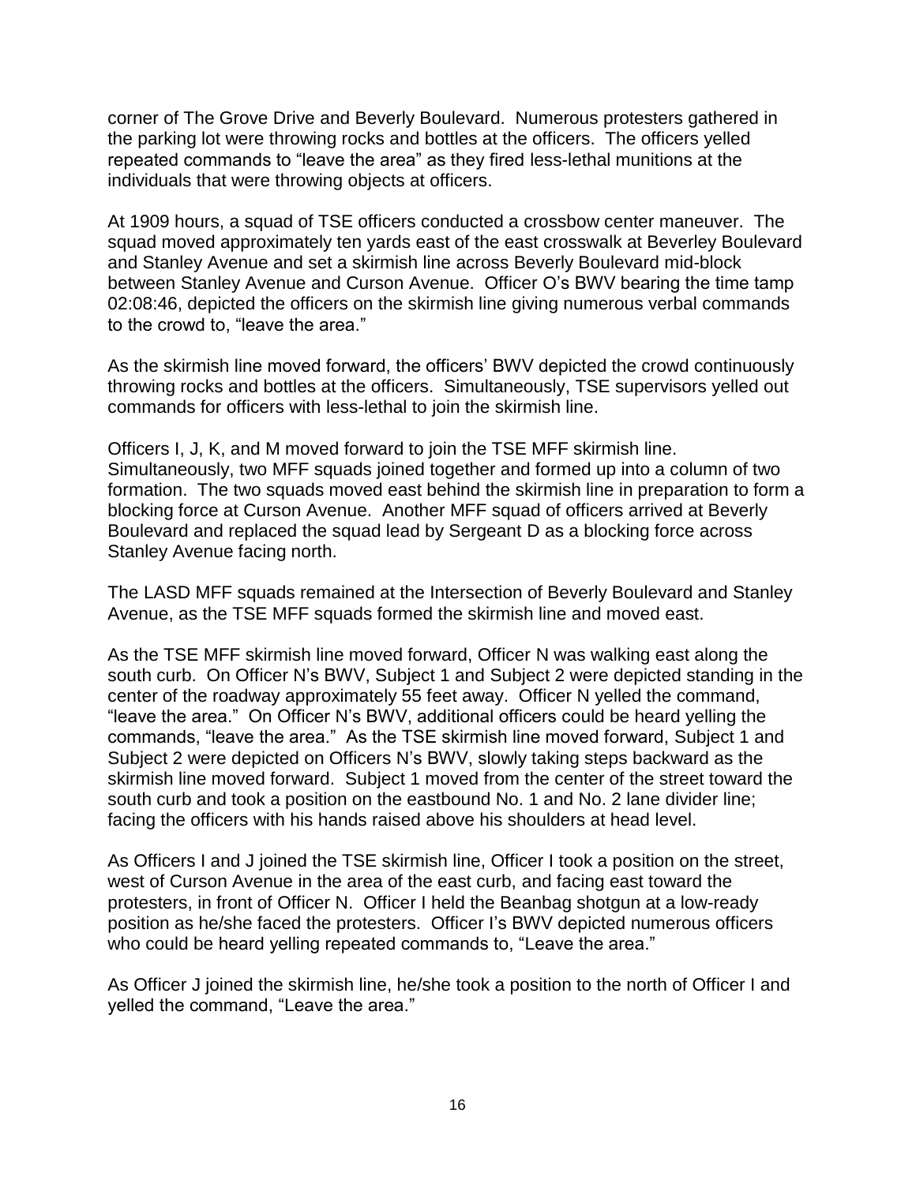corner of The Grove Drive and Beverly Boulevard. Numerous protesters gathered in the parking lot were throwing rocks and bottles at the officers. The officers yelled repeated commands to "leave the area" as they fired less-lethal munitions at the individuals that were throwing objects at officers.

At 1909 hours, a squad of TSE officers conducted a crossbow center maneuver. The squad moved approximately ten yards east of the east crosswalk at Beverley Boulevard and Stanley Avenue and set a skirmish line across Beverly Boulevard mid-block between Stanley Avenue and Curson Avenue. Officer O's BWV bearing the time tamp 02:08:46, depicted the officers on the skirmish line giving numerous verbal commands to the crowd to, "leave the area."

As the skirmish line moved forward, the officers' BWV depicted the crowd continuously throwing rocks and bottles at the officers. Simultaneously, TSE supervisors yelled out commands for officers with less-lethal to join the skirmish line.

Officers I, J, K, and M moved forward to join the TSE MFF skirmish line. Simultaneously, two MFF squads joined together and formed up into a column of two formation. The two squads moved east behind the skirmish line in preparation to form a blocking force at Curson Avenue. Another MFF squad of officers arrived at Beverly Boulevard and replaced the squad lead by Sergeant D as a blocking force across Stanley Avenue facing north.

The LASD MFF squads remained at the Intersection of Beverly Boulevard and Stanley Avenue, as the TSE MFF squads formed the skirmish line and moved east.

As the TSE MFF skirmish line moved forward, Officer N was walking east along the south curb. On Officer N's BWV, Subject 1 and Subject 2 were depicted standing in the center of the roadway approximately 55 feet away. Officer N yelled the command, "leave the area." On Officer N's BWV, additional officers could be heard yelling the commands, "leave the area." As the TSE skirmish line moved forward, Subject 1 and Subject 2 were depicted on Officers N's BWV, slowly taking steps backward as the skirmish line moved forward. Subject 1 moved from the center of the street toward the south curb and took a position on the eastbound No. 1 and No. 2 lane divider line; facing the officers with his hands raised above his shoulders at head level.

As Officers I and J joined the TSE skirmish line, Officer I took a position on the street, west of Curson Avenue in the area of the east curb, and facing east toward the protesters, in front of Officer N. Officer I held the Beanbag shotgun at a low-ready position as he/she faced the protesters. Officer I's BWV depicted numerous officers who could be heard yelling repeated commands to, "Leave the area."

As Officer J joined the skirmish line, he/she took a position to the north of Officer I and yelled the command, "Leave the area."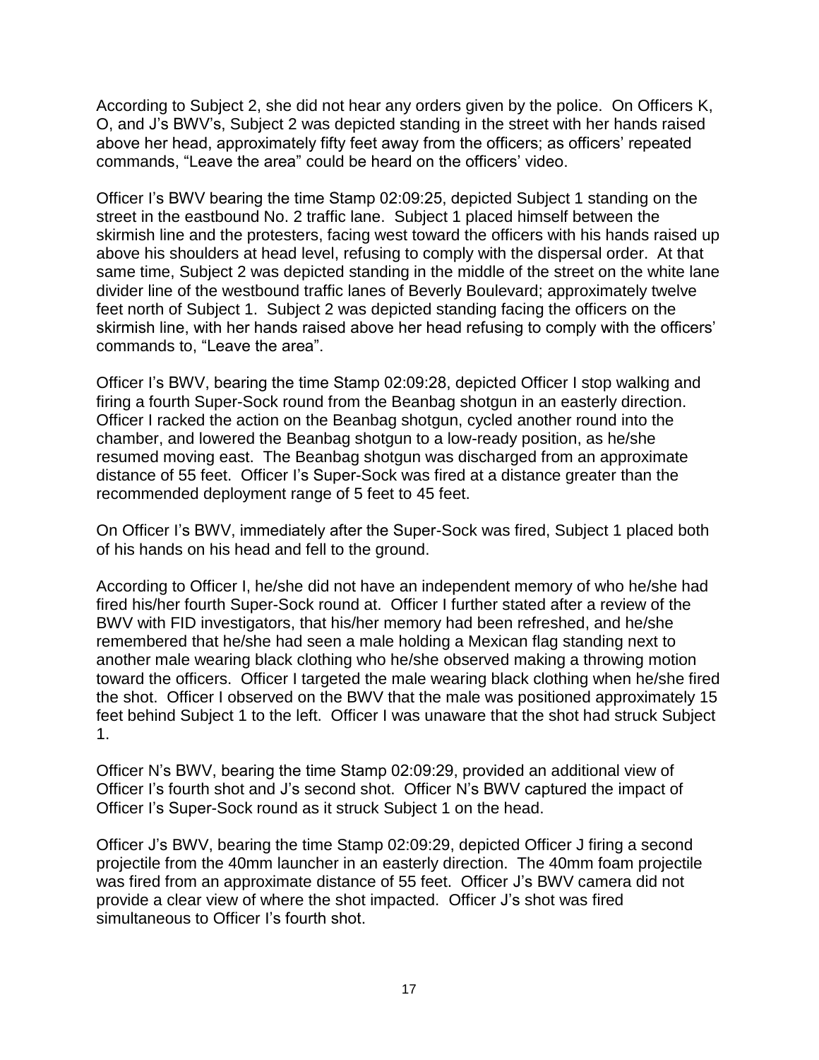According to Subject 2, she did not hear any orders given by the police. On Officers K, O, and J's BWV's, Subject 2 was depicted standing in the street with her hands raised above her head, approximately fifty feet away from the officers; as officers' repeated commands, "Leave the area" could be heard on the officers' video.

Officer I's BWV bearing the time Stamp 02:09:25, depicted Subject 1 standing on the street in the eastbound No. 2 traffic lane. Subject 1 placed himself between the skirmish line and the protesters, facing west toward the officers with his hands raised up above his shoulders at head level, refusing to comply with the dispersal order. At that same time, Subject 2 was depicted standing in the middle of the street on the white lane divider line of the westbound traffic lanes of Beverly Boulevard; approximately twelve feet north of Subject 1. Subject 2 was depicted standing facing the officers on the skirmish line, with her hands raised above her head refusing to comply with the officers' commands to, "Leave the area".

Officer I's BWV, bearing the time Stamp 02:09:28, depicted Officer I stop walking and firing a fourth Super-Sock round from the Beanbag shotgun in an easterly direction. Officer I racked the action on the Beanbag shotgun, cycled another round into the chamber, and lowered the Beanbag shotgun to a low-ready position, as he/she resumed moving east. The Beanbag shotgun was discharged from an approximate distance of 55 feet. Officer I's Super-Sock was fired at a distance greater than the recommended deployment range of 5 feet to 45 feet.

On Officer I's BWV, immediately after the Super-Sock was fired, Subject 1 placed both of his hands on his head and fell to the ground.

According to Officer I, he/she did not have an independent memory of who he/she had fired his/her fourth Super-Sock round at. Officer I further stated after a review of the BWV with FID investigators, that his/her memory had been refreshed, and he/she remembered that he/she had seen a male holding a Mexican flag standing next to another male wearing black clothing who he/she observed making a throwing motion toward the officers. Officer I targeted the male wearing black clothing when he/she fired the shot. Officer I observed on the BWV that the male was positioned approximately 15 feet behind Subject 1 to the left. Officer I was unaware that the shot had struck Subject 1.

Officer N's BWV, bearing the time Stamp 02:09:29, provided an additional view of Officer I's fourth shot and J's second shot. Officer N's BWV captured the impact of Officer I's Super-Sock round as it struck Subject 1 on the head.

Officer J's BWV, bearing the time Stamp 02:09:29, depicted Officer J firing a second projectile from the 40mm launcher in an easterly direction. The 40mm foam projectile was fired from an approximate distance of 55 feet. Officer J's BWV camera did not provide a clear view of where the shot impacted. Officer J's shot was fired simultaneous to Officer I's fourth shot.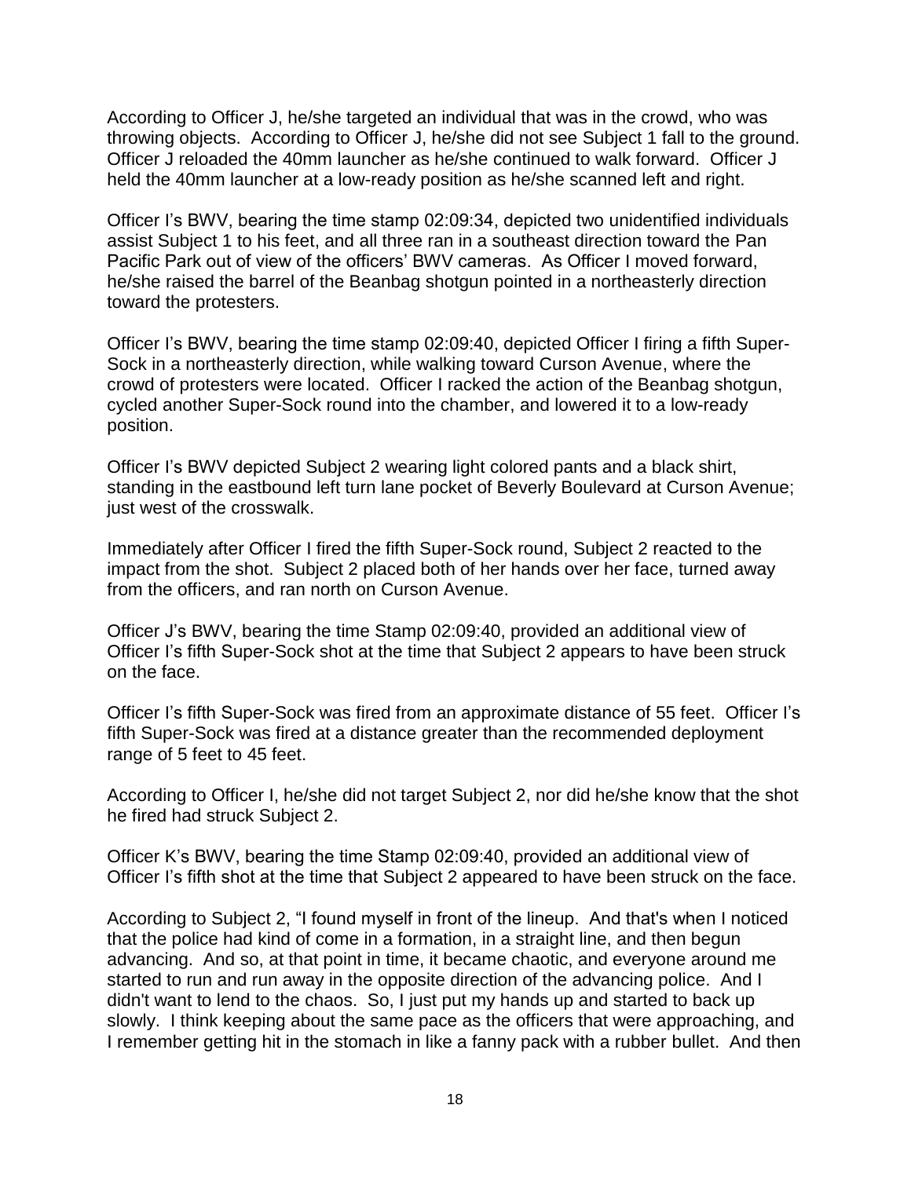According to Officer J, he/she targeted an individual that was in the crowd, who was throwing objects. According to Officer J, he/she did not see Subject 1 fall to the ground. Officer J reloaded the 40mm launcher as he/she continued to walk forward. Officer J held the 40mm launcher at a low-ready position as he/she scanned left and right.

Officer I's BWV, bearing the time stamp 02:09:34, depicted two unidentified individuals assist Subject 1 to his feet, and all three ran in a southeast direction toward the Pan Pacific Park out of view of the officers' BWV cameras. As Officer I moved forward, he/she raised the barrel of the Beanbag shotgun pointed in a northeasterly direction toward the protesters.

Officer I's BWV, bearing the time stamp 02:09:40, depicted Officer I firing a fifth Super-Sock in a northeasterly direction, while walking toward Curson Avenue, where the crowd of protesters were located. Officer I racked the action of the Beanbag shotgun, cycled another Super-Sock round into the chamber, and lowered it to a low-ready position.

Officer I's BWV depicted Subject 2 wearing light colored pants and a black shirt, standing in the eastbound left turn lane pocket of Beverly Boulevard at Curson Avenue; just west of the crosswalk.

Immediately after Officer I fired the fifth Super-Sock round, Subject 2 reacted to the impact from the shot. Subject 2 placed both of her hands over her face, turned away from the officers, and ran north on Curson Avenue.

Officer J's BWV, bearing the time Stamp 02:09:40, provided an additional view of Officer I's fifth Super-Sock shot at the time that Subject 2 appears to have been struck on the face.

Officer I's fifth Super-Sock was fired from an approximate distance of 55 feet. Officer I's fifth Super-Sock was fired at a distance greater than the recommended deployment range of 5 feet to 45 feet.

According to Officer I, he/she did not target Subject 2, nor did he/she know that the shot he fired had struck Subject 2.

Officer K's BWV, bearing the time Stamp 02:09:40, provided an additional view of Officer I's fifth shot at the time that Subject 2 appeared to have been struck on the face.

According to Subject 2, "I found myself in front of the lineup. And that's when I noticed that the police had kind of come in a formation, in a straight line, and then begun advancing. And so, at that point in time, it became chaotic, and everyone around me started to run and run away in the opposite direction of the advancing police. And I didn't want to lend to the chaos. So, I just put my hands up and started to back up slowly. I think keeping about the same pace as the officers that were approaching, and I remember getting hit in the stomach in like a fanny pack with a rubber bullet. And then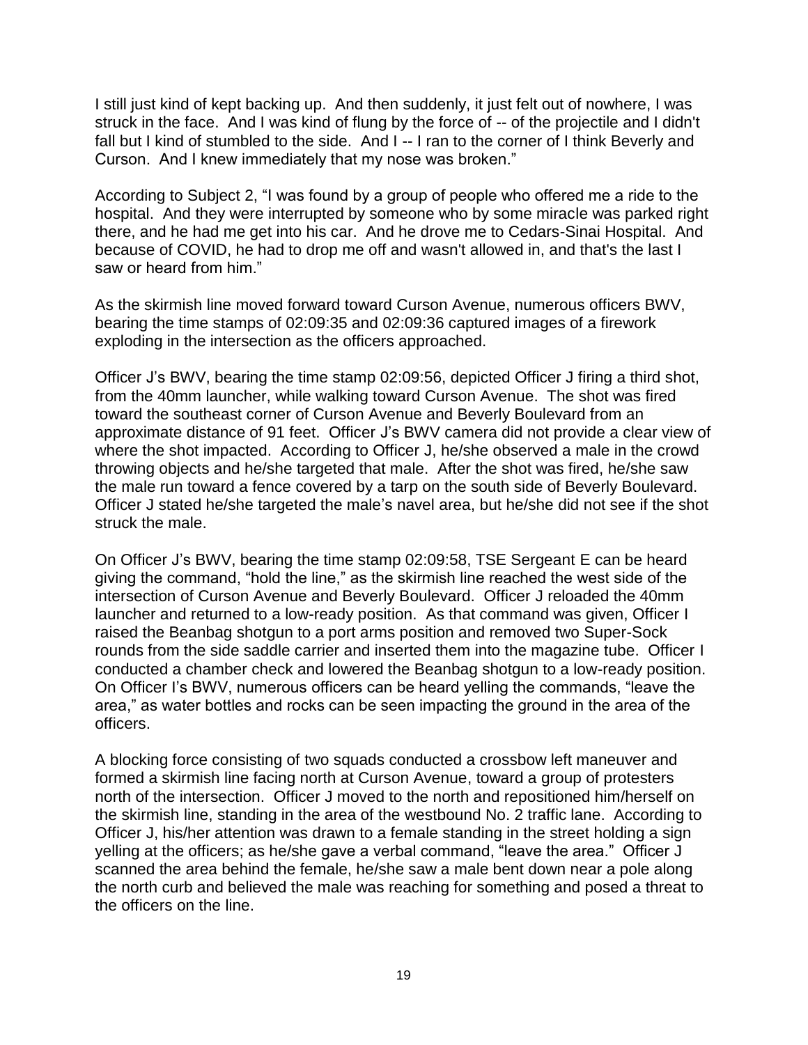I still just kind of kept backing up. And then suddenly, it just felt out of nowhere, I was struck in the face. And I was kind of flung by the force of -- of the projectile and I didn't fall but I kind of stumbled to the side. And I -- I ran to the corner of I think Beverly and Curson. And I knew immediately that my nose was broken."

According to Subject 2, "I was found by a group of people who offered me a ride to the hospital. And they were interrupted by someone who by some miracle was parked right there, and he had me get into his car. And he drove me to Cedars-Sinai Hospital. And because of COVID, he had to drop me off and wasn't allowed in, and that's the last I saw or heard from him."

As the skirmish line moved forward toward Curson Avenue, numerous officers BWV, bearing the time stamps of 02:09:35 and 02:09:36 captured images of a firework exploding in the intersection as the officers approached.

Officer J's BWV, bearing the time stamp 02:09:56, depicted Officer J firing a third shot, from the 40mm launcher, while walking toward Curson Avenue. The shot was fired toward the southeast corner of Curson Avenue and Beverly Boulevard from an approximate distance of 91 feet. Officer J's BWV camera did not provide a clear view of where the shot impacted. According to Officer J, he/she observed a male in the crowd throwing objects and he/she targeted that male. After the shot was fired, he/she saw the male run toward a fence covered by a tarp on the south side of Beverly Boulevard. Officer J stated he/she targeted the male's navel area, but he/she did not see if the shot struck the male.

On Officer J's BWV, bearing the time stamp 02:09:58, TSE Sergeant E can be heard giving the command, "hold the line," as the skirmish line reached the west side of the intersection of Curson Avenue and Beverly Boulevard. Officer J reloaded the 40mm launcher and returned to a low-ready position. As that command was given, Officer I raised the Beanbag shotgun to a port arms position and removed two Super-Sock rounds from the side saddle carrier and inserted them into the magazine tube. Officer I conducted a chamber check and lowered the Beanbag shotgun to a low-ready position. On Officer I's BWV, numerous officers can be heard yelling the commands, "leave the area," as water bottles and rocks can be seen impacting the ground in the area of the officers.

A blocking force consisting of two squads conducted a crossbow left maneuver and formed a skirmish line facing north at Curson Avenue, toward a group of protesters north of the intersection. Officer J moved to the north and repositioned him/herself on the skirmish line, standing in the area of the westbound No. 2 traffic lane. According to Officer J, his/her attention was drawn to a female standing in the street holding a sign yelling at the officers; as he/she gave a verbal command, "leave the area." Officer J scanned the area behind the female, he/she saw a male bent down near a pole along the north curb and believed the male was reaching for something and posed a threat to the officers on the line.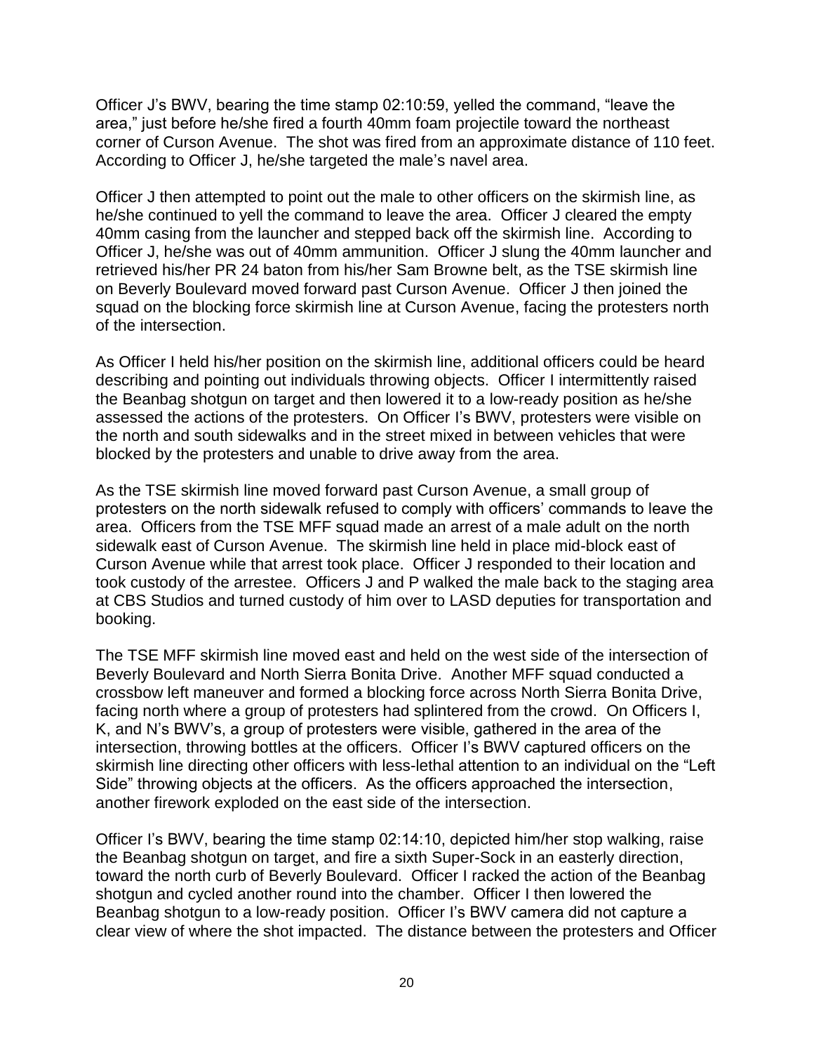Officer J's BWV, bearing the time stamp 02:10:59, yelled the command, "leave the area," just before he/she fired a fourth 40mm foam projectile toward the northeast corner of Curson Avenue. The shot was fired from an approximate distance of 110 feet. According to Officer J, he/she targeted the male's navel area.

Officer J then attempted to point out the male to other officers on the skirmish line, as he/she continued to yell the command to leave the area. Officer J cleared the empty 40mm casing from the launcher and stepped back off the skirmish line. According to Officer J, he/she was out of 40mm ammunition. Officer J slung the 40mm launcher and retrieved his/her PR 24 baton from his/her Sam Browne belt, as the TSE skirmish line on Beverly Boulevard moved forward past Curson Avenue. Officer J then joined the squad on the blocking force skirmish line at Curson Avenue, facing the protesters north of the intersection.

As Officer I held his/her position on the skirmish line, additional officers could be heard describing and pointing out individuals throwing objects. Officer I intermittently raised the Beanbag shotgun on target and then lowered it to a low-ready position as he/she assessed the actions of the protesters. On Officer I's BWV, protesters were visible on the north and south sidewalks and in the street mixed in between vehicles that were blocked by the protesters and unable to drive away from the area.

As the TSE skirmish line moved forward past Curson Avenue, a small group of protesters on the north sidewalk refused to comply with officers' commands to leave the area. Officers from the TSE MFF squad made an arrest of a male adult on the north sidewalk east of Curson Avenue. The skirmish line held in place mid-block east of Curson Avenue while that arrest took place. Officer J responded to their location and took custody of the arrestee. Officers J and P walked the male back to the staging area at CBS Studios and turned custody of him over to LASD deputies for transportation and booking.

The TSE MFF skirmish line moved east and held on the west side of the intersection of Beverly Boulevard and North Sierra Bonita Drive. Another MFF squad conducted a crossbow left maneuver and formed a blocking force across North Sierra Bonita Drive, facing north where a group of protesters had splintered from the crowd. On Officers I, K, and N's BWV's, a group of protesters were visible, gathered in the area of the intersection, throwing bottles at the officers. Officer I's BWV captured officers on the skirmish line directing other officers with less-lethal attention to an individual on the "Left Side" throwing objects at the officers. As the officers approached the intersection, another firework exploded on the east side of the intersection.

Officer I's BWV, bearing the time stamp 02:14:10, depicted him/her stop walking, raise the Beanbag shotgun on target, and fire a sixth Super-Sock in an easterly direction, toward the north curb of Beverly Boulevard. Officer I racked the action of the Beanbag shotgun and cycled another round into the chamber. Officer I then lowered the Beanbag shotgun to a low-ready position. Officer I's BWV camera did not capture a clear view of where the shot impacted. The distance between the protesters and Officer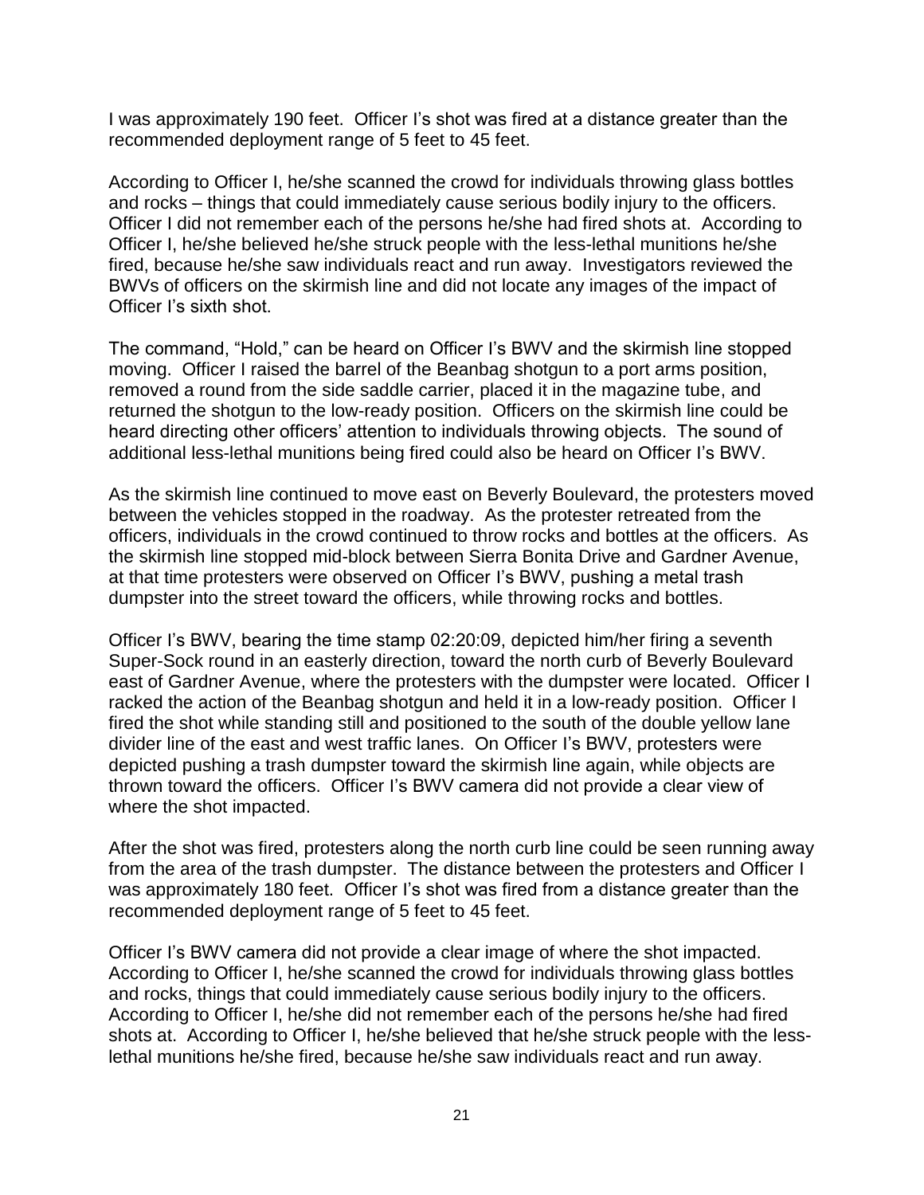I was approximately 190 feet. Officer I's shot was fired at a distance greater than the recommended deployment range of 5 feet to 45 feet.

According to Officer I, he/she scanned the crowd for individuals throwing glass bottles and rocks – things that could immediately cause serious bodily injury to the officers. Officer I did not remember each of the persons he/she had fired shots at. According to Officer I, he/she believed he/she struck people with the less-lethal munitions he/she fired, because he/she saw individuals react and run away. Investigators reviewed the BWVs of officers on the skirmish line and did not locate any images of the impact of Officer I's sixth shot.

The command, "Hold," can be heard on Officer I's BWV and the skirmish line stopped moving. Officer I raised the barrel of the Beanbag shotgun to a port arms position, removed a round from the side saddle carrier, placed it in the magazine tube, and returned the shotgun to the low-ready position. Officers on the skirmish line could be heard directing other officers' attention to individuals throwing objects. The sound of additional less-lethal munitions being fired could also be heard on Officer I's BWV.

As the skirmish line continued to move east on Beverly Boulevard, the protesters moved between the vehicles stopped in the roadway. As the protester retreated from the officers, individuals in the crowd continued to throw rocks and bottles at the officers. As the skirmish line stopped mid-block between Sierra Bonita Drive and Gardner Avenue, at that time protesters were observed on Officer I's BWV, pushing a metal trash dumpster into the street toward the officers, while throwing rocks and bottles.

Officer I's BWV, bearing the time stamp 02:20:09, depicted him/her firing a seventh Super-Sock round in an easterly direction, toward the north curb of Beverly Boulevard east of Gardner Avenue, where the protesters with the dumpster were located. Officer I racked the action of the Beanbag shotgun and held it in a low-ready position. Officer I fired the shot while standing still and positioned to the south of the double yellow lane divider line of the east and west traffic lanes. On Officer I's BWV, protesters were depicted pushing a trash dumpster toward the skirmish line again, while objects are thrown toward the officers. Officer I's BWV camera did not provide a clear view of where the shot impacted.

After the shot was fired, protesters along the north curb line could be seen running away from the area of the trash dumpster. The distance between the protesters and Officer I was approximately 180 feet. Officer I's shot was fired from a distance greater than the recommended deployment range of 5 feet to 45 feet.

Officer I's BWV camera did not provide a clear image of where the shot impacted. According to Officer I, he/she scanned the crowd for individuals throwing glass bottles and rocks, things that could immediately cause serious bodily injury to the officers. According to Officer I, he/she did not remember each of the persons he/she had fired shots at. According to Officer I, he/she believed that he/she struck people with the less-lethal munitions he/she fired, because he/she saw individuals react and run away.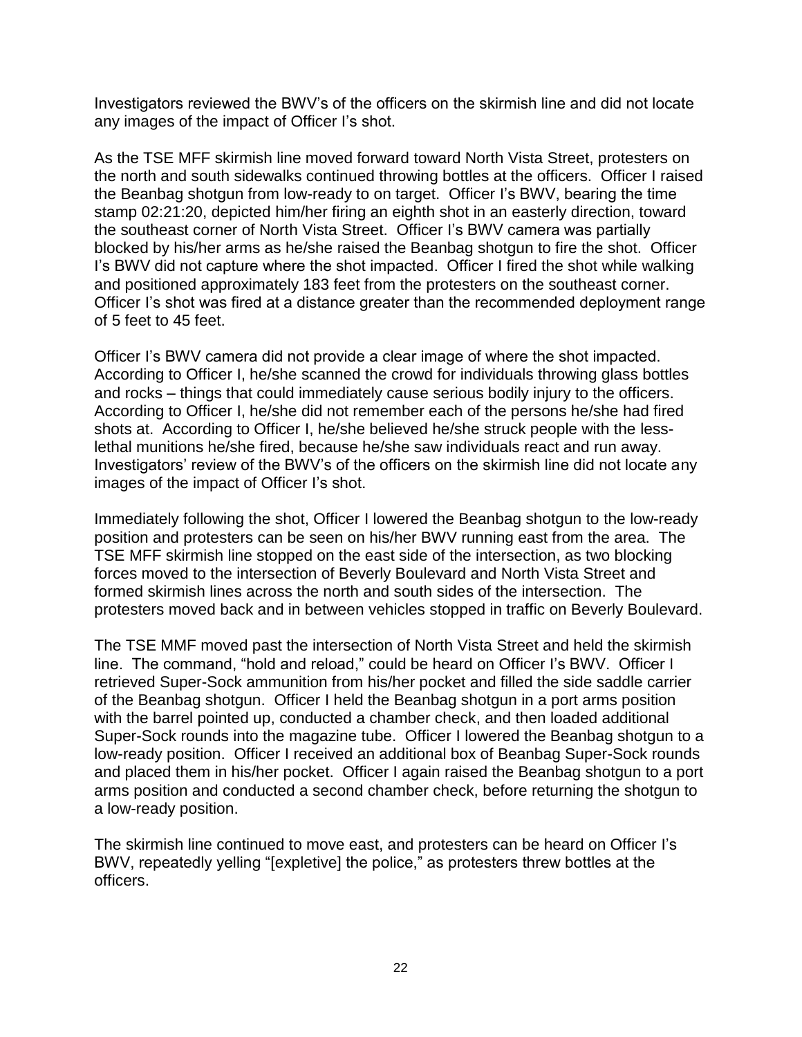Investigators reviewed the BWV's of the officers on the skirmish line and did not locate any images of the impact of Officer I's shot.

As the TSE MFF skirmish line moved forward toward North Vista Street, protesters on the north and south sidewalks continued throwing bottles at the officers. Officer I raised the Beanbag shotgun from low-ready to on target. Officer I's BWV, bearing the time stamp 02:21:20, depicted him/her firing an eighth shot in an easterly direction, toward the southeast corner of North Vista Street. Officer I's BWV camera was partially blocked by his/her arms as he/she raised the Beanbag shotgun to fire the shot. Officer I's BWV did not capture where the shot impacted. Officer I fired the shot while walking and positioned approximately 183 feet from the protesters on the southeast corner. Officer I's shot was fired at a distance greater than the recommended deployment range of 5 feet to 45 feet.

Officer I's BWV camera did not provide a clear image of where the shot impacted. According to Officer I, he/she scanned the crowd for individuals throwing glass bottles and rocks – things that could immediately cause serious bodily injury to the officers. According to Officer I, he/she did not remember each of the persons he/she had fired shots at. According to Officer I, he/she believed he/she struck people with the less-lethal munitions he/she fired, because he/she saw individuals react and run away. Investigators' review of the BWV's of the officers on the skirmish line did not locate any images of the impact of Officer I's shot.

Immediately following the shot, Officer I lowered the Beanbag shotgun to the low-ready position and protesters can be seen on his/her BWV running east from the area. The TSE MFF skirmish line stopped on the east side of the intersection, as two blocking forces moved to the intersection of Beverly Boulevard and North Vista Street and formed skirmish lines across the north and south sides of the intersection. The protesters moved back and in between vehicles stopped in traffic on Beverly Boulevard.

The TSE MMF moved past the intersection of North Vista Street and held the skirmish line. The command, "hold and reload," could be heard on Officer I's BWV. Officer I retrieved Super-Sock ammunition from his/her pocket and filled the side saddle carrier of the Beanbag shotgun. Officer I held the Beanbag shotgun in a port arms position with the barrel pointed up, conducted a chamber check, and then loaded additional Super-Sock rounds into the magazine tube. Officer I lowered the Beanbag shotgun to a low-ready position. Officer I received an additional box of Beanbag Super-Sock rounds and placed them in his/her pocket. Officer I again raised the Beanbag shotgun to a port arms position and conducted a second chamber check, before returning the shotgun to a low-ready position.

The skirmish line continued to move east, and protesters can be heard on Officer I's BWV, repeatedly yelling "[expletive] the police," as protesters threw bottles at the officers.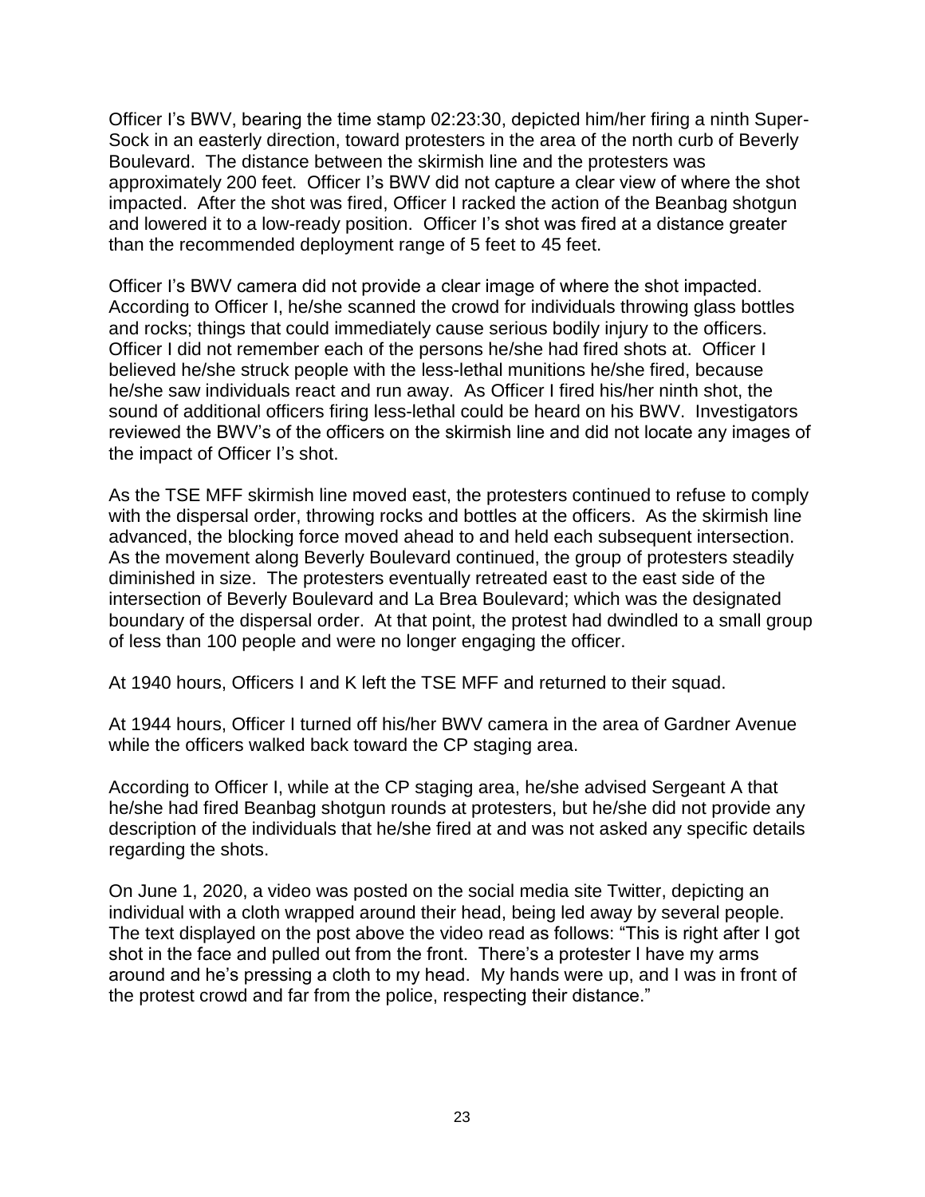Officer I's BWV, bearing the time stamp 02:23:30, depicted him/her firing a ninth Super-Sock in an easterly direction, toward protesters in the area of the north curb of Beverly Boulevard. The distance between the skirmish line and the protesters was approximately 200 feet. Officer I's BWV did not capture a clear view of where the shot impacted. After the shot was fired, Officer I racked the action of the Beanbag shotgun and lowered it to a low-ready position. Officer I's shot was fired at a distance greater than the recommended deployment range of 5 feet to 45 feet.

Officer I's BWV camera did not provide a clear image of where the shot impacted. According to Officer I, he/she scanned the crowd for individuals throwing glass bottles and rocks; things that could immediately cause serious bodily injury to the officers. Officer I did not remember each of the persons he/she had fired shots at. Officer I believed he/she struck people with the less-lethal munitions he/she fired, because he/she saw individuals react and run away. As Officer I fired his/her ninth shot, the sound of additional officers firing less-lethal could be heard on his BWV. Investigators reviewed the BWV's of the officers on the skirmish line and did not locate any images of the impact of Officer I's shot.

As the TSE MFF skirmish line moved east, the protesters continued to refuse to comply with the dispersal order, throwing rocks and bottles at the officers. As the skirmish line advanced, the blocking force moved ahead to and held each subsequent intersection. As the movement along Beverly Boulevard continued, the group of protesters steadily diminished in size. The protesters eventually retreated east to the east side of the intersection of Beverly Boulevard and La Brea Boulevard; which was the designated boundary of the dispersal order. At that point, the protest had dwindled to a small group of less than 100 people and were no longer engaging the officer.

At 1940 hours, Officers I and K left the TSE MFF and returned to their squad.

At 1944 hours, Officer I turned off his/her BWV camera in the area of Gardner Avenue while the officers walked back toward the CP staging area.

According to Officer I, while at the CP staging area, he/she advised Sergeant A that he/she had fired Beanbag shotgun rounds at protesters, but he/she did not provide any description of the individuals that he/she fired at and was not asked any specific details regarding the shots.

On June 1, 2020, a video was posted on the social media site Twitter, depicting an individual with a cloth wrapped around their head, being led away by several people. The text displayed on the post above the video read as follows: "This is right after I got shot in the face and pulled out from the front. There's a protester I have my arms around and he's pressing a cloth to my head. My hands were up, and I was in front of the protest crowd and far from the police, respecting their distance."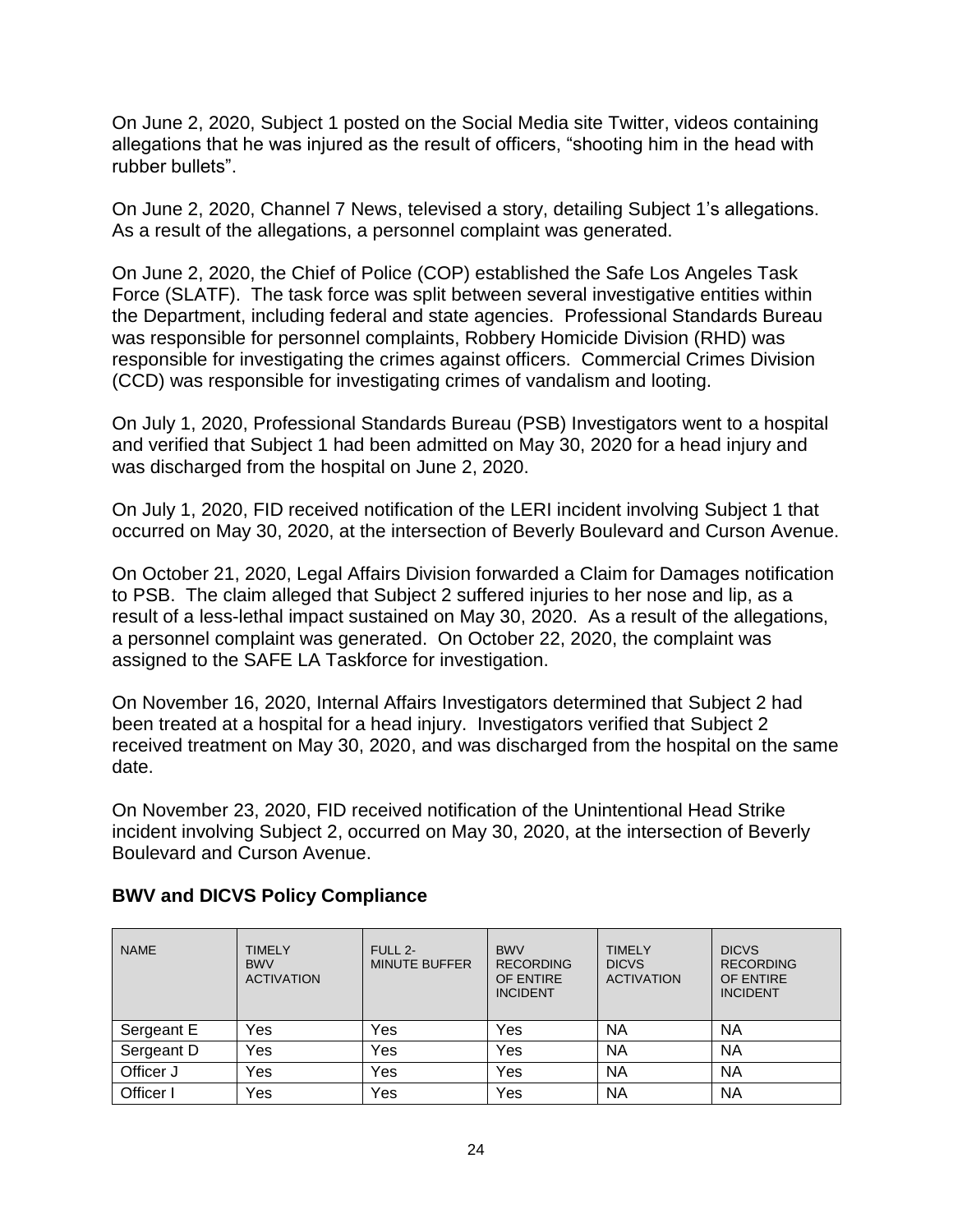On June 2, 2020, Subject 1 posted on the Social Media site Twitter, videos containing allegations that he was injured as the result of officers, "shooting him in the head with rubber bullets".

On June 2, 2020, Channel 7 News, televised a story, detailing Subject 1's allegations. As a result of the allegations, a personnel complaint was generated.

On June 2, 2020, the Chief of Police (COP) established the Safe Los Angeles Task Force (SLATF). The task force was split between several investigative entities within the Department, including federal and state agencies. Professional Standards Bureau was responsible for personnel complaints, Robbery Homicide Division (RHD) was responsible for investigating the crimes against officers. Commercial Crimes Division (CCD) was responsible for investigating crimes of vandalism and looting.

On July 1, 2020, Professional Standards Bureau (PSB) Investigators went to a hospital and verified that Subject 1 had been admitted on May 30, 2020 for a head injury and was discharged from the hospital on June 2, 2020.

On July 1, 2020, FID received notification of the LERI incident involving Subject 1 that occurred on May 30, 2020, at the intersection of Beverly Boulevard and Curson Avenue.

On October 21, 2020, Legal Affairs Division forwarded a Claim for Damages notification to PSB. The claim alleged that Subject 2 suffered injuries to her nose and lip, as a result of a less-lethal impact sustained on May 30, 2020. As a result of the allegations, a personnel complaint was generated. On October 22, 2020, the complaint was assigned to the SAFE LA Taskforce for investigation.

On November 16, 2020, Internal Affairs Investigators determined that Subject 2 had been treated at a hospital for a head injury. Investigators verified that Subject 2 received treatment on May 30, 2020, and was discharged from the hospital on the same date.

On November 23, 2020, FID received notification of the Unintentional Head Strike incident involving Subject 2, occurred on May 30, 2020, at the intersection of Beverly Boulevard and Curson Avenue.

## BWV and DICVS Policy Compliance

| NAME | TIMELY BWV ACTIVATION | FULL 2-MINUTE BUFFER | BWV RECORDING OF ENTIRE INCIDENT | TIMELY DICVS ACTIVATION | DICVS RECORDING OF ENTIRE INCIDENT |
|---|---|---|---|---|---|
| Sergeant E | Yes | Yes | Yes | NA | NA |
| Sergeant D | Yes | Yes | Yes | NA | NA |
| Officer J | Yes | Yes | Yes | NA | NA |
| Officer I | Yes | Yes | Yes | NA | NA |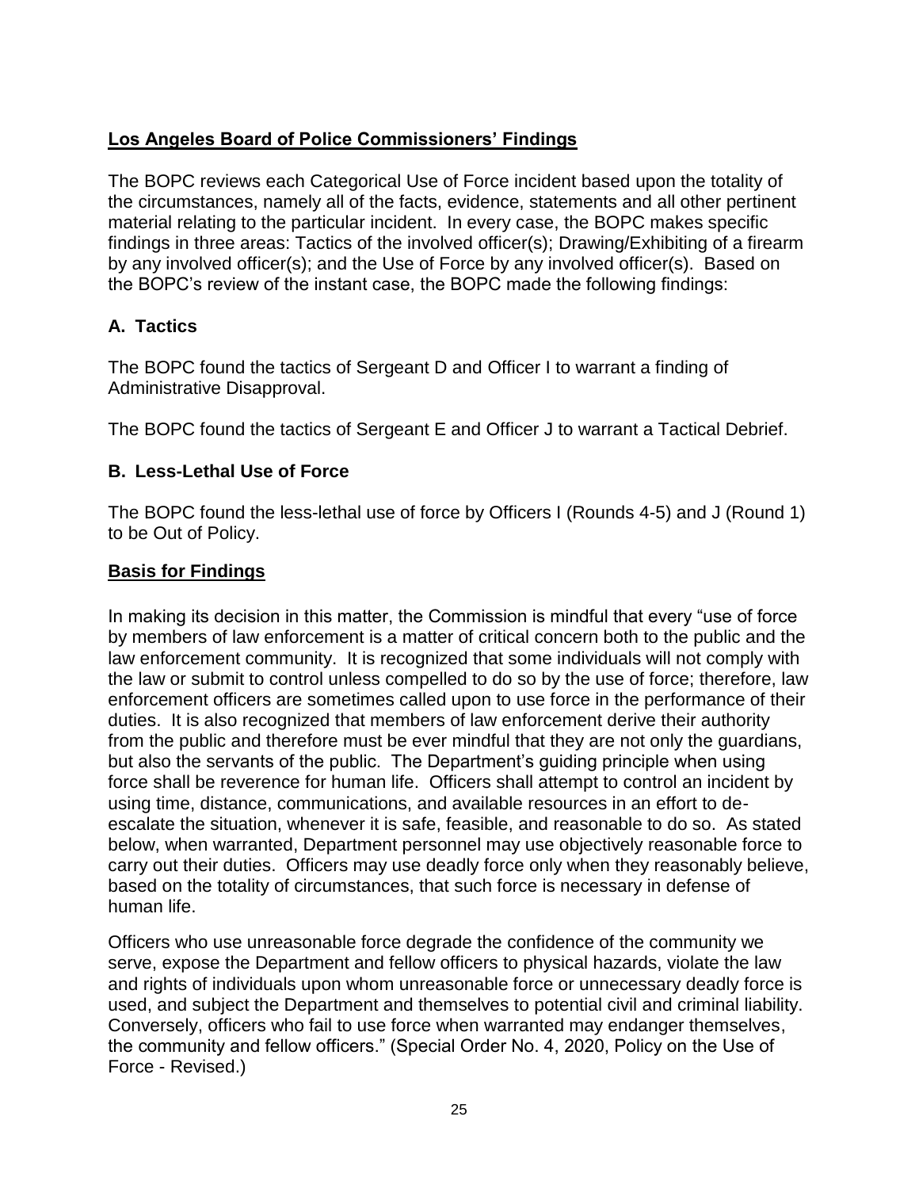**Los Angeles Board of Police Commissioners' Findings**

The BOPC reviews each Categorical Use of Force incident based upon the totality of the circumstances, namely all of the facts, evidence, statements and all other pertinent material relating to the particular incident. In every case, the BOPC makes specific findings in three areas: Tactics of the involved officer(s); Drawing/Exhibiting of a firearm by any involved officer(s); and the Use of Force by any involved officer(s). Based on the BOPC's review of the instant case, the BOPC made the following findings:

### A. Tactics

The BOPC found the tactics of Sergeant D and Officer I to warrant a finding of Administrative Disapproval.

The BOPC found the tactics of Sergeant E and Officer J to warrant a Tactical Debrief.

### B. Less-Lethal Use of Force

The BOPC found the less-lethal use of force by Officers I (Rounds 4-5) and J (Round 1) to be Out of Policy.

**Basis for Findings**

In making its decision in this matter, the Commission is mindful that every "use of force by members of law enforcement is a matter of critical concern both to the public and the law enforcement community. It is recognized that some individuals will not comply with the law or submit to control unless compelled to do so by the use of force; therefore, law enforcement officers are sometimes called upon to use force in the performance of their duties. It is also recognized that members of law enforcement derive their authority from the public and therefore must be ever mindful that they are not only the guardians, but also the servants of the public. The Department's guiding principle when using force shall be reverence for human life. Officers shall attempt to control an incident by using time, distance, communications, and available resources in an effort to de-escalate the situation, whenever it is safe, feasible, and reasonable to do so. As stated below, when warranted, Department personnel may use objectively reasonable force to carry out their duties. Officers may use deadly force only when they reasonably believe, based on the totality of circumstances, that such force is necessary in defense of human life.

Officers who use unreasonable force degrade the confidence of the community we serve, expose the Department and fellow officers to physical hazards, violate the law and rights of individuals upon whom unreasonable force or unnecessary deadly force is used, and subject the Department and themselves to potential civil and criminal liability. Conversely, officers who fail to use force when warranted may endanger themselves, the community and fellow officers." (Special Order No. 4, 2020, Policy on the Use of Force - Revised.)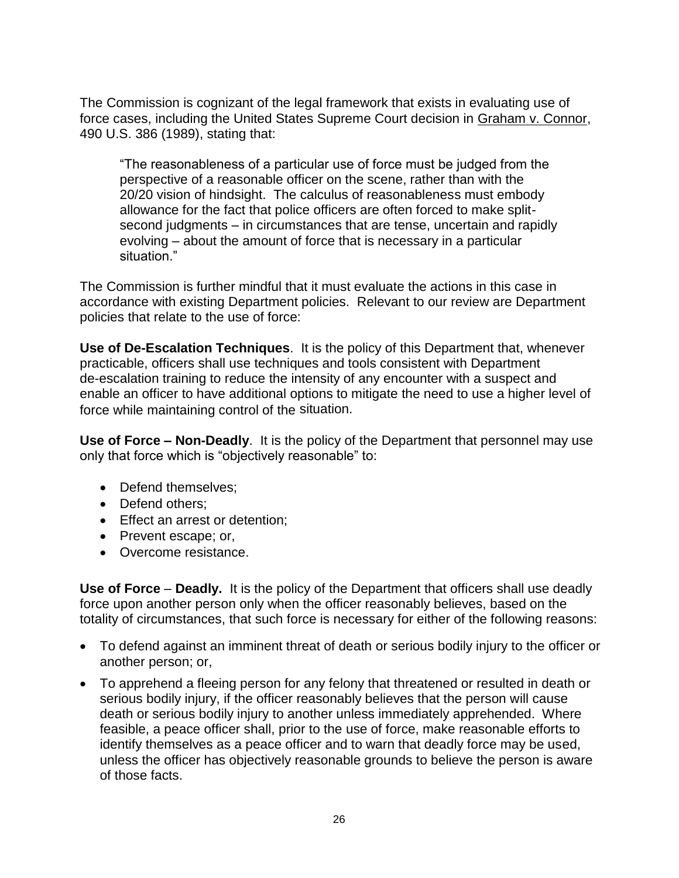The Commission is cognizant of the legal framework that exists in evaluating use of force cases, including the United States Supreme Court decision in Graham v. Connor, 490 U.S. 386 (1989), stating that:

> "The reasonableness of a particular use of force must be judged from the perspective of a reasonable officer on the scene, rather than with the 20/20 vision of hindsight. The calculus of reasonableness must embody allowance for the fact that police officers are often forced to make split-second judgments – in circumstances that are tense, uncertain and rapidly evolving – about the amount of force that is necessary in a particular situation."

The Commission is further mindful that it must evaluate the actions in this case in accordance with existing Department policies. Relevant to our review are Department policies that relate to the use of force:

**Use of De-Escalation Techniques**. It is the policy of this Department that, whenever practicable, officers shall use techniques and tools consistent with Department de-escalation training to reduce the intensity of any encounter with a suspect and enable an officer to have additional options to mitigate the need to use a higher level of force while maintaining control of the situation.

**Use of Force – Non-Deadly**. It is the policy of the Department that personnel may use only that force which is "objectively reasonable" to:

- Defend themselves;
- Defend others;
- Effect an arrest or detention;
- Prevent escape; or,
- Overcome resistance.

**Use of Force – Deadly.** It is the policy of the Department that officers shall use deadly force upon another person only when the officer reasonably believes, based on the totality of circumstances, that such force is necessary for either of the following reasons:

- To defend against an imminent threat of death or serious bodily injury to the officer or another person; or,
- To apprehend a fleeing person for any felony that threatened or resulted in death or serious bodily injury, if the officer reasonably believes that the person will cause death or serious bodily injury to another unless immediately apprehended. Where feasible, a peace officer shall, prior to the use of force, make reasonable efforts to identify themselves as a peace officer and to warn that deadly force may be used, unless the officer has objectively reasonable grounds to believe the person is aware of those facts.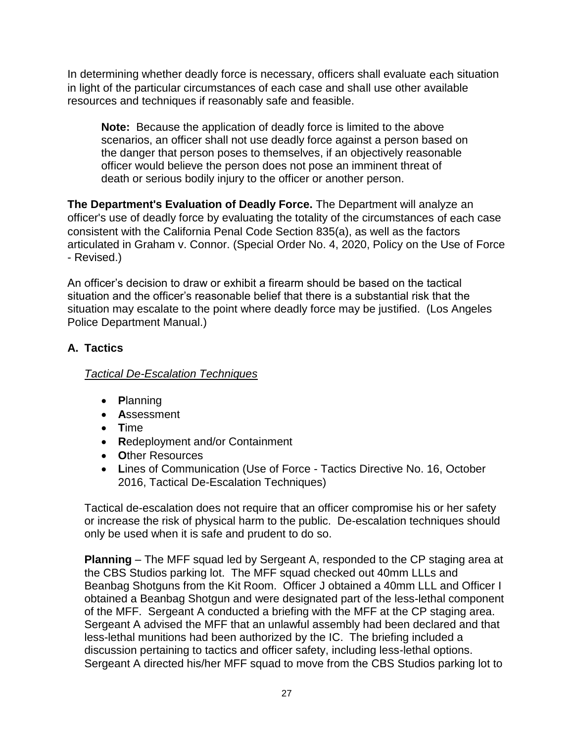In determining whether deadly force is necessary, officers shall evaluate each situation in light of the particular circumstances of each case and shall use other available resources and techniques if reasonably safe and feasible.

> **Note:** Because the application of deadly force is limited to the above scenarios, an officer shall not use deadly force against a person based on the danger that person poses to themselves, if an objectively reasonable officer would believe the person does not pose an imminent threat of death or serious bodily injury to the officer or another person.

**The Department's Evaluation of Deadly Force.** The Department will analyze an officer's use of deadly force by evaluating the totality of the circumstances of each case consistent with the California Penal Code Section 835(a), as well as the factors articulated in Graham v. Connor. (Special Order No. 4, 2020, Policy on the Use of Force - Revised.)

An officer's decision to draw or exhibit a firearm should be based on the tactical situation and the officer's reasonable belief that there is a substantial risk that the situation may escalate to the point where deadly force may be justified. (Los Angeles Police Department Manual.)

## A. Tactics

*Tactical De-Escalation Techniques*

- **P**lanning
- **A**ssessment
- **T**ime
- **R**edeployment and/or Containment
- **O**ther Resources
- **L**ines of Communication (Use of Force - Tactics Directive No. 16, October 2016, Tactical De-Escalation Techniques)

Tactical de-escalation does not require that an officer compromise his or her safety or increase the risk of physical harm to the public. De-escalation techniques should only be used when it is safe and prudent to do so.

**Planning** – The MFF squad led by Sergeant A, responded to the CP staging area at the CBS Studios parking lot. The MFF squad checked out 40mm LLLs and Beanbag Shotguns from the Kit Room. Officer J obtained a 40mm LLL and Officer I obtained a Beanbag Shotgun and were designated part of the less-lethal component of the MFF. Sergeant A conducted a briefing with the MFF at the CP staging area. Sergeant A advised the MFF that an unlawful assembly had been declared and that less-lethal munitions had been authorized by the IC. The briefing included a discussion pertaining to tactics and officer safety, including less-lethal options. Sergeant A directed his/her MFF squad to move from the CBS Studios parking lot to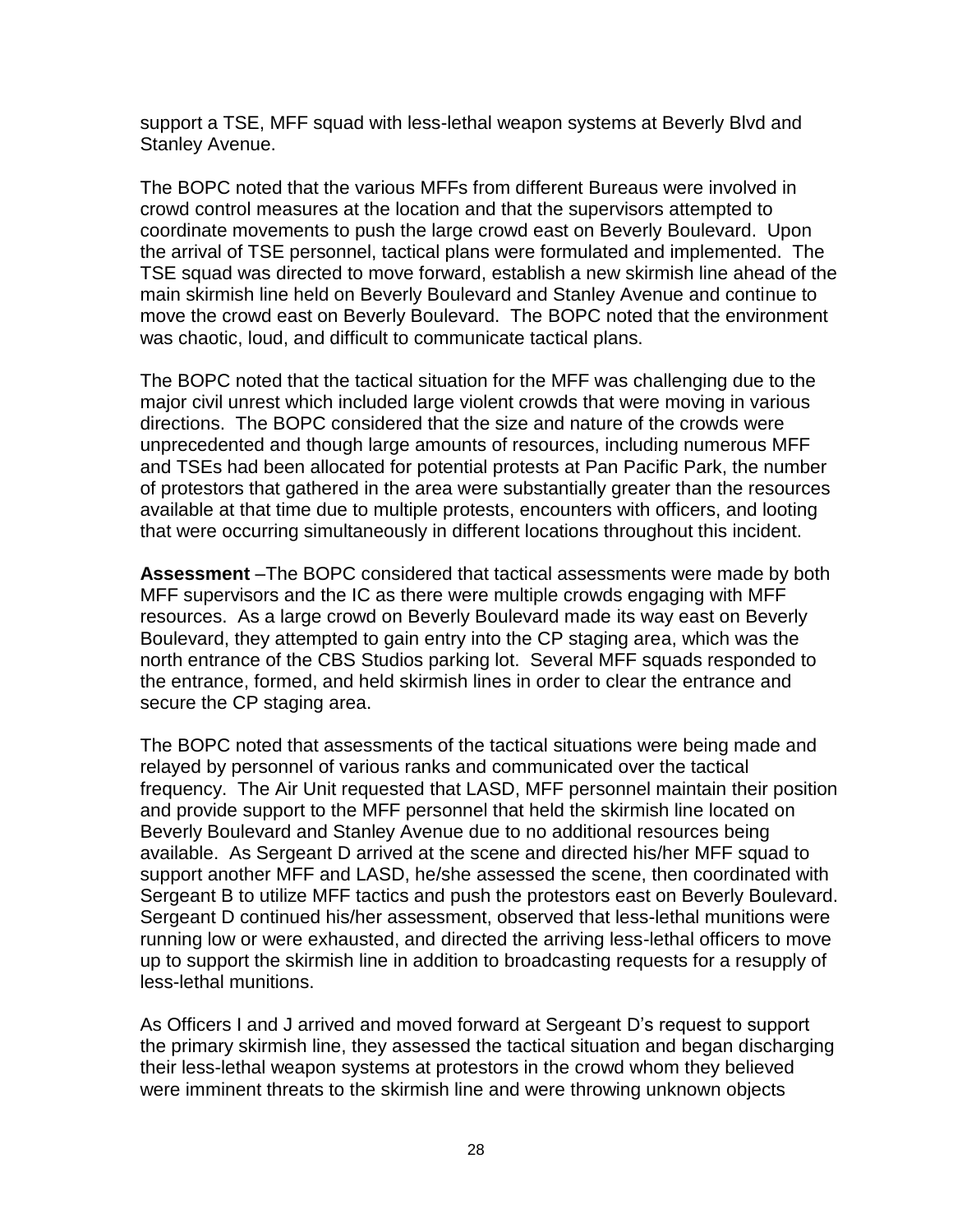support a TSE, MFF squad with less-lethal weapon systems at Beverly Blvd and Stanley Avenue.

The BOPC noted that the various MFFs from different Bureaus were involved in crowd control measures at the location and that the supervisors attempted to coordinate movements to push the large crowd east on Beverly Boulevard. Upon the arrival of TSE personnel, tactical plans were formulated and implemented. The TSE squad was directed to move forward, establish a new skirmish line ahead of the main skirmish line held on Beverly Boulevard and Stanley Avenue and continue to move the crowd east on Beverly Boulevard. The BOPC noted that the environment was chaotic, loud, and difficult to communicate tactical plans.

The BOPC noted that the tactical situation for the MFF was challenging due to the major civil unrest which included large violent crowds that were moving in various directions. The BOPC considered that the size and nature of the crowds were unprecedented and though large amounts of resources, including numerous MFF and TSEs had been allocated for potential protests at Pan Pacific Park, the number of protestors that gathered in the area were substantially greater than the resources available at that time due to multiple protests, encounters with officers, and looting that were occurring simultaneously in different locations throughout this incident.

**Assessment** –The BOPC considered that tactical assessments were made by both MFF supervisors and the IC as there were multiple crowds engaging with MFF resources. As a large crowd on Beverly Boulevard made its way east on Beverly Boulevard, they attempted to gain entry into the CP staging area, which was the north entrance of the CBS Studios parking lot. Several MFF squads responded to the entrance, formed, and held skirmish lines in order to clear the entrance and secure the CP staging area.

The BOPC noted that assessments of the tactical situations were being made and relayed by personnel of various ranks and communicated over the tactical frequency. The Air Unit requested that LASD, MFF personnel maintain their position and provide support to the MFF personnel that held the skirmish line located on Beverly Boulevard and Stanley Avenue due to no additional resources being available. As Sergeant D arrived at the scene and directed his/her MFF squad to support another MFF and LASD, he/she assessed the scene, then coordinated with Sergeant B to utilize MFF tactics and push the protestors east on Beverly Boulevard. Sergeant D continued his/her assessment, observed that less-lethal munitions were running low or were exhausted, and directed the arriving less-lethal officers to move up to support the skirmish line in addition to broadcasting requests for a resupply of less-lethal munitions.

As Officers I and J arrived and moved forward at Sergeant D's request to support the primary skirmish line, they assessed the tactical situation and began discharging their less-lethal weapon systems at protestors in the crowd whom they believed were imminent threats to the skirmish line and were throwing unknown objects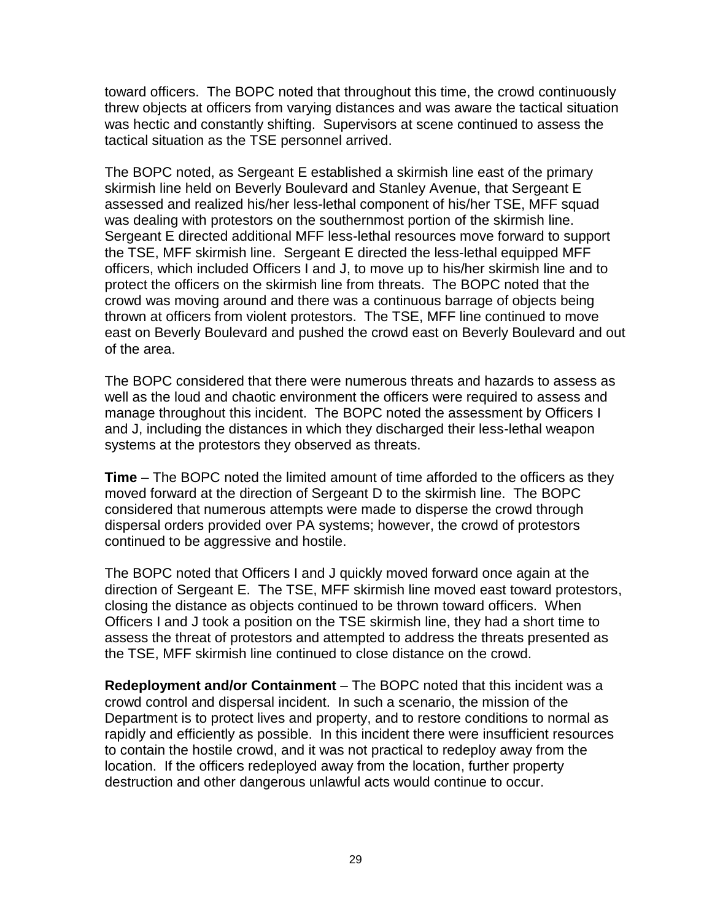toward officers. The BOPC noted that throughout this time, the crowd continuously threw objects at officers from varying distances and was aware the tactical situation was hectic and constantly shifting. Supervisors at scene continued to assess the tactical situation as the TSE personnel arrived.

The BOPC noted, as Sergeant E established a skirmish line east of the primary skirmish line held on Beverly Boulevard and Stanley Avenue, that Sergeant E assessed and realized his/her less-lethal component of his/her TSE, MFF squad was dealing with protestors on the southernmost portion of the skirmish line. Sergeant E directed additional MFF less-lethal resources move forward to support the TSE, MFF skirmish line. Sergeant E directed the less-lethal equipped MFF officers, which included Officers I and J, to move up to his/her skirmish line and to protect the officers on the skirmish line from threats. The BOPC noted that the crowd was moving around and there was a continuous barrage of objects being thrown at officers from violent protestors. The TSE, MFF line continued to move east on Beverly Boulevard and pushed the crowd east on Beverly Boulevard and out of the area.

The BOPC considered that there were numerous threats and hazards to assess as well as the loud and chaotic environment the officers were required to assess and manage throughout this incident. The BOPC noted the assessment by Officers I and J, including the distances in which they discharged their less-lethal weapon systems at the protestors they observed as threats.

**Time** – The BOPC noted the limited amount of time afforded to the officers as they moved forward at the direction of Sergeant D to the skirmish line. The BOPC considered that numerous attempts were made to disperse the crowd through dispersal orders provided over PA systems; however, the crowd of protestors continued to be aggressive and hostile.

The BOPC noted that Officers I and J quickly moved forward once again at the direction of Sergeant E. The TSE, MFF skirmish line moved east toward protestors, closing the distance as objects continued to be thrown toward officers. When Officers I and J took a position on the TSE skirmish line, they had a short time to assess the threat of protestors and attempted to address the threats presented as the TSE, MFF skirmish line continued to close distance on the crowd.

**Redeployment and/or Containment** – The BOPC noted that this incident was a crowd control and dispersal incident. In such a scenario, the mission of the Department is to protect lives and property, and to restore conditions to normal as rapidly and efficiently as possible. In this incident there were insufficient resources to contain the hostile crowd, and it was not practical to redeploy away from the location. If the officers redeployed away from the location, further property destruction and other dangerous unlawful acts would continue to occur.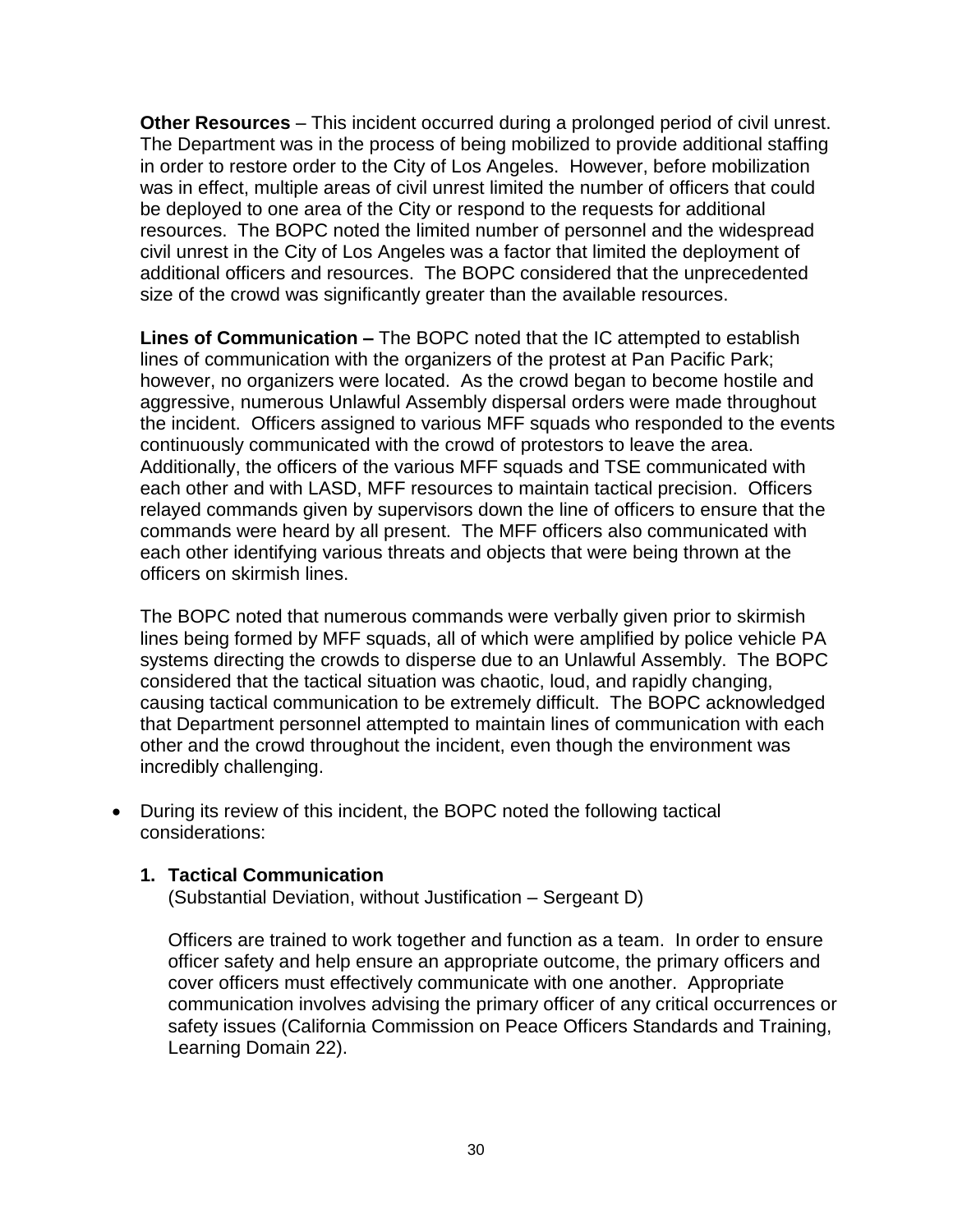**Other Resources** – This incident occurred during a prolonged period of civil unrest. The Department was in the process of being mobilized to provide additional staffing in order to restore order to the City of Los Angeles. However, before mobilization was in effect, multiple areas of civil unrest limited the number of officers that could be deployed to one area of the City or respond to the requests for additional resources. The BOPC noted the limited number of personnel and the widespread civil unrest in the City of Los Angeles was a factor that limited the deployment of additional officers and resources. The BOPC considered that the unprecedented size of the crowd was significantly greater than the available resources.

**Lines of Communication –** The BOPC noted that the IC attempted to establish lines of communication with the organizers of the protest at Pan Pacific Park; however, no organizers were located. As the crowd began to become hostile and aggressive, numerous Unlawful Assembly dispersal orders were made throughout the incident. Officers assigned to various MFF squads who responded to the events continuously communicated with the crowd of protestors to leave the area. Additionally, the officers of the various MFF squads and TSE communicated with each other and with LASD, MFF resources to maintain tactical precision. Officers relayed commands given by supervisors down the line of officers to ensure that the commands were heard by all present. The MFF officers also communicated with each other identifying various threats and objects that were being thrown at the officers on skirmish lines.

The BOPC noted that numerous commands were verbally given prior to skirmish lines being formed by MFF squads, all of which were amplified by police vehicle PA systems directing the crowds to disperse due to an Unlawful Assembly. The BOPC considered that the tactical situation was chaotic, loud, and rapidly changing, causing tactical communication to be extremely difficult. The BOPC acknowledged that Department personnel attempted to maintain lines of communication with each other and the crowd throughout the incident, even though the environment was incredibly challenging.

- During its review of this incident, the BOPC noted the following tactical considerations:

**1. Tactical Communication**
(Substantial Deviation, without Justification – Sergeant D)

Officers are trained to work together and function as a team. In order to ensure officer safety and help ensure an appropriate outcome, the primary officers and cover officers must effectively communicate with one another. Appropriate communication involves advising the primary officer of any critical occurrences or safety issues (California Commission on Peace Officers Standards and Training, Learning Domain 22).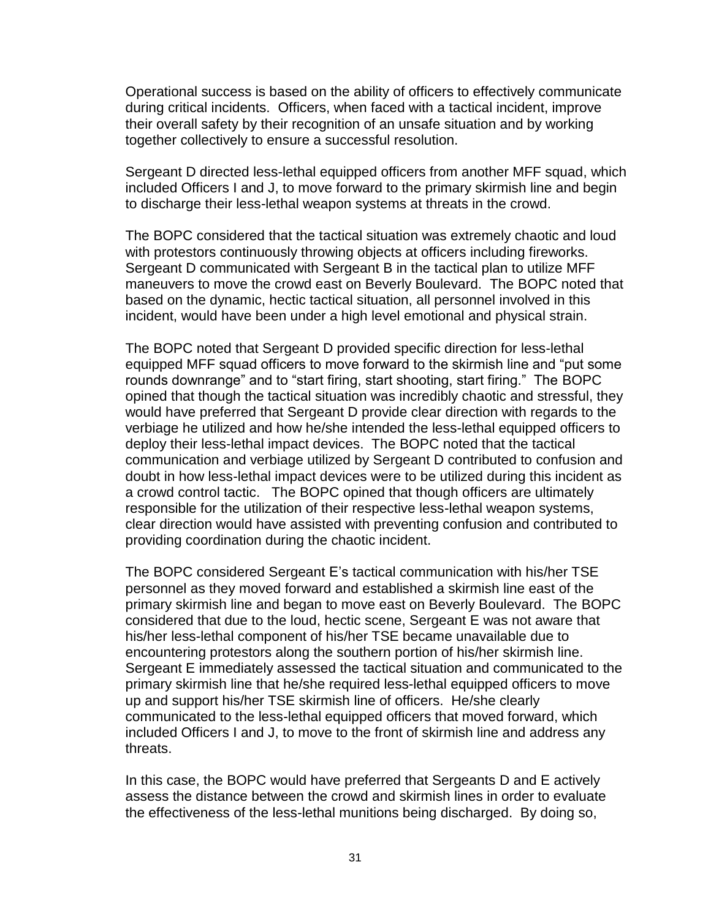Operational success is based on the ability of officers to effectively communicate during critical incidents. Officers, when faced with a tactical incident, improve their overall safety by their recognition of an unsafe situation and by working together collectively to ensure a successful resolution.

Sergeant D directed less-lethal equipped officers from another MFF squad, which included Officers I and J, to move forward to the primary skirmish line and begin to discharge their less-lethal weapon systems at threats in the crowd.

The BOPC considered that the tactical situation was extremely chaotic and loud with protestors continuously throwing objects at officers including fireworks. Sergeant D communicated with Sergeant B in the tactical plan to utilize MFF maneuvers to move the crowd east on Beverly Boulevard. The BOPC noted that based on the dynamic, hectic tactical situation, all personnel involved in this incident, would have been under a high level emotional and physical strain.

The BOPC noted that Sergeant D provided specific direction for less-lethal equipped MFF squad officers to move forward to the skirmish line and "put some rounds downrange" and to "start firing, start shooting, start firing." The BOPC opined that though the tactical situation was incredibly chaotic and stressful, they would have preferred that Sergeant D provide clear direction with regards to the verbiage he utilized and how he/she intended the less-lethal equipped officers to deploy their less-lethal impact devices. The BOPC noted that the tactical communication and verbiage utilized by Sergeant D contributed to confusion and doubt in how less-lethal impact devices were to be utilized during this incident as a crowd control tactic. The BOPC opined that though officers are ultimately responsible for the utilization of their respective less-lethal weapon systems, clear direction would have assisted with preventing confusion and contributed to providing coordination during the chaotic incident.

The BOPC considered Sergeant E's tactical communication with his/her TSE personnel as they moved forward and established a skirmish line east of the primary skirmish line and began to move east on Beverly Boulevard. The BOPC considered that due to the loud, hectic scene, Sergeant E was not aware that his/her less-lethal component of his/her TSE became unavailable due to encountering protestors along the southern portion of his/her skirmish line. Sergeant E immediately assessed the tactical situation and communicated to the primary skirmish line that he/she required less-lethal equipped officers to move up and support his/her TSE skirmish line of officers. He/she clearly communicated to the less-lethal equipped officers that moved forward, which included Officers I and J, to move to the front of skirmish line and address any threats.

In this case, the BOPC would have preferred that Sergeants D and E actively assess the distance between the crowd and skirmish lines in order to evaluate the effectiveness of the less-lethal munitions being discharged. By doing so,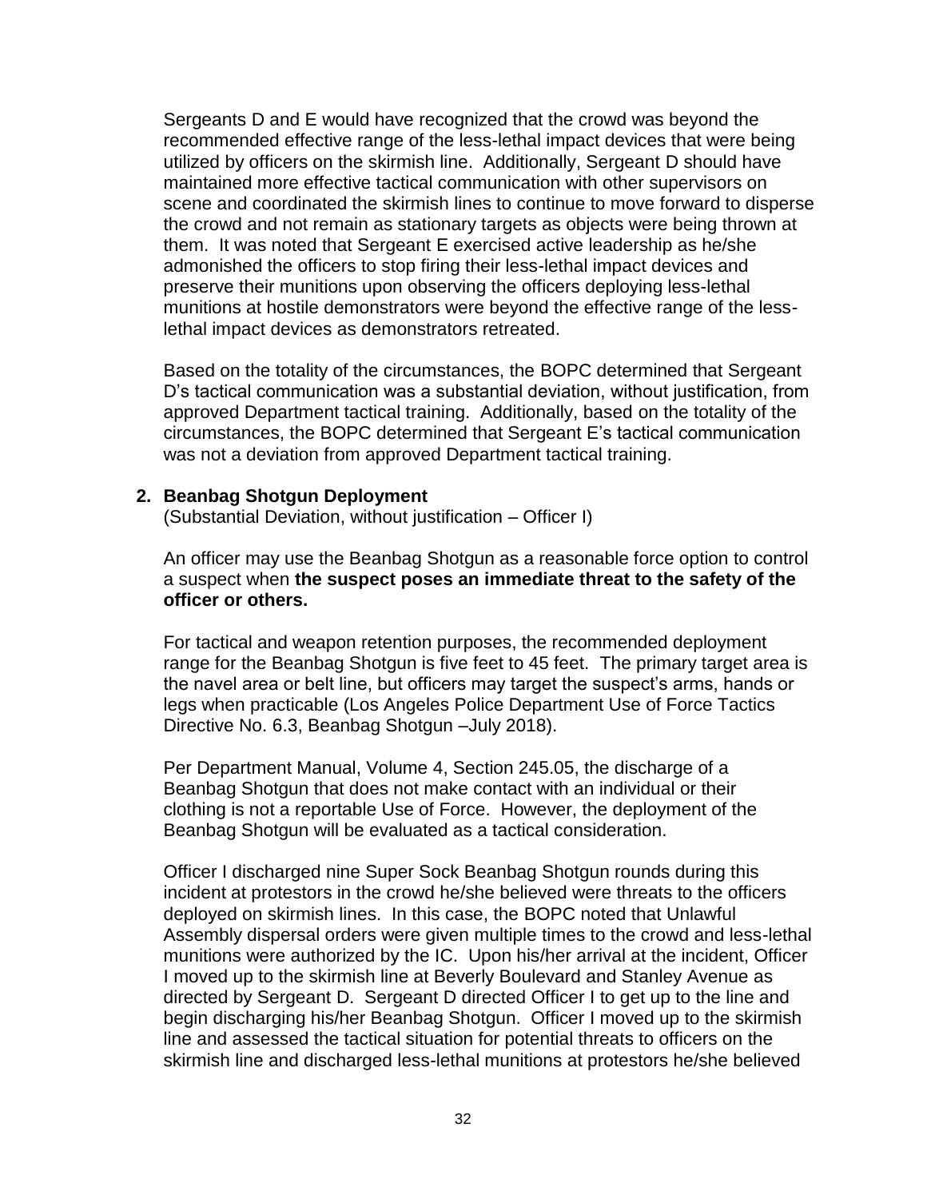Sergeants D and E would have recognized that the crowd was beyond the recommended effective range of the less-lethal impact devices that were being utilized by officers on the skirmish line. Additionally, Sergeant D should have maintained more effective tactical communication with other supervisors on scene and coordinated the skirmish lines to continue to move forward to disperse the crowd and not remain as stationary targets as objects were being thrown at them. It was noted that Sergeant E exercised active leadership as he/she admonished the officers to stop firing their less-lethal impact devices and preserve their munitions upon observing the officers deploying less-lethal munitions at hostile demonstrators were beyond the effective range of the less-lethal impact devices as demonstrators retreated.

Based on the totality of the circumstances, the BOPC determined that Sergeant D's tactical communication was a substantial deviation, without justification, from approved Department tactical training. Additionally, based on the totality of the circumstances, the BOPC determined that Sergeant E's tactical communication was not a deviation from approved Department tactical training.

**2. Beanbag Shotgun Deployment**

(Substantial Deviation, without justification – Officer I)

An officer may use the Beanbag Shotgun as a reasonable force option to control a suspect when **the suspect poses an immediate threat to the safety of the officer or others.**

For tactical and weapon retention purposes, the recommended deployment range for the Beanbag Shotgun is five feet to 45 feet. The primary target area is the navel area or belt line, but officers may target the suspect's arms, hands or legs when practicable (Los Angeles Police Department Use of Force Tactics Directive No. 6.3, Beanbag Shotgun –July 2018).

Per Department Manual, Volume 4, Section 245.05, the discharge of a Beanbag Shotgun that does not make contact with an individual or their clothing is not a reportable Use of Force. However, the deployment of the Beanbag Shotgun will be evaluated as a tactical consideration.

Officer I discharged nine Super Sock Beanbag Shotgun rounds during this incident at protestors in the crowd he/she believed were threats to the officers deployed on skirmish lines. In this case, the BOPC noted that Unlawful Assembly dispersal orders were given multiple times to the crowd and less-lethal munitions were authorized by the IC. Upon his/her arrival at the incident, Officer I moved up to the skirmish line at Beverly Boulevard and Stanley Avenue as directed by Sergeant D. Sergeant D directed Officer I to get up to the line and begin discharging his/her Beanbag Shotgun. Officer I moved up to the skirmish line and assessed the tactical situation for potential threats to officers on the skirmish line and discharged less-lethal munitions at protestors he/she believed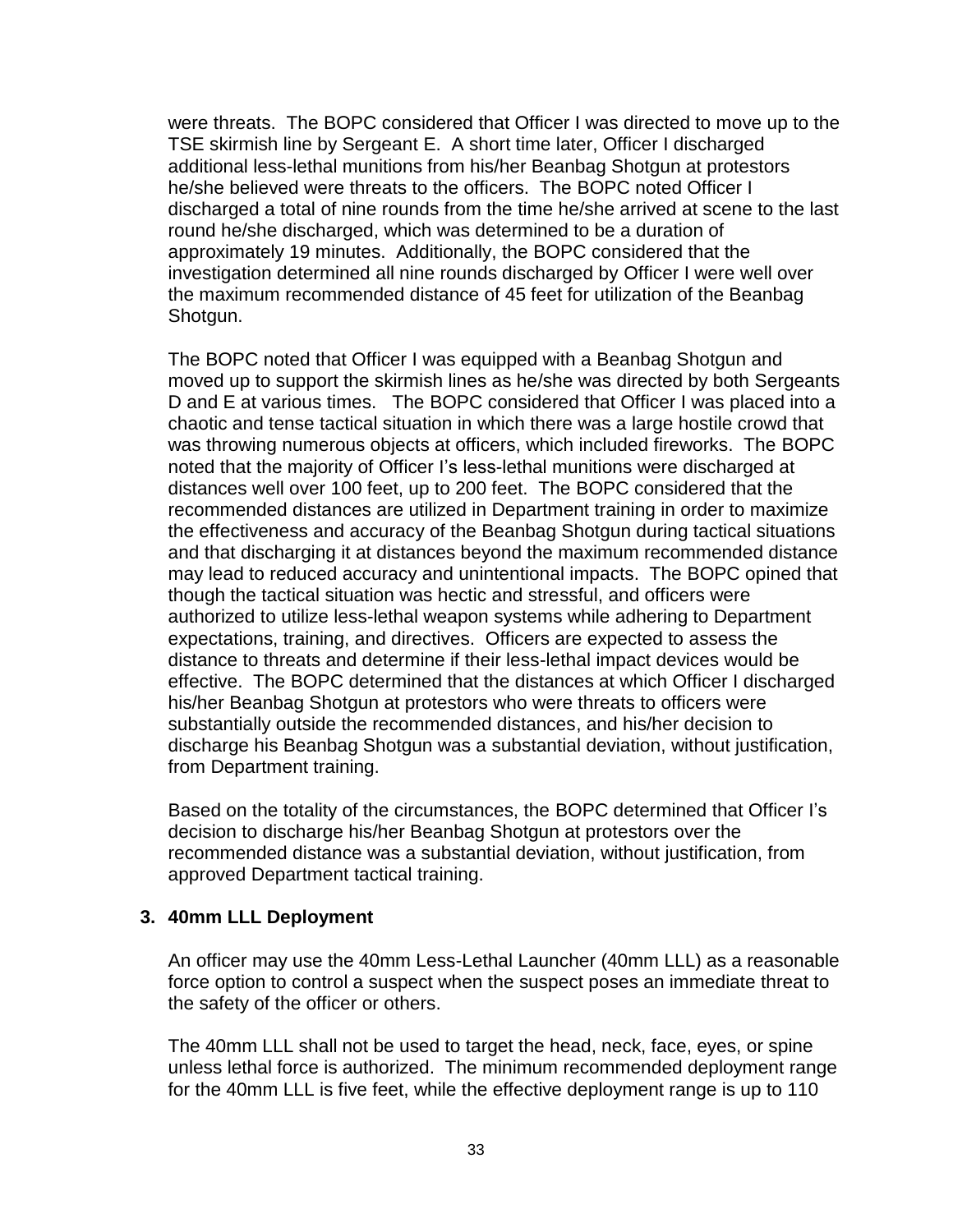were threats. The BOPC considered that Officer I was directed to move up to the TSE skirmish line by Sergeant E. A short time later, Officer I discharged additional less-lethal munitions from his/her Beanbag Shotgun at protestors he/she believed were threats to the officers. The BOPC noted Officer I discharged a total of nine rounds from the time he/she arrived at scene to the last round he/she discharged, which was determined to be a duration of approximately 19 minutes. Additionally, the BOPC considered that the investigation determined all nine rounds discharged by Officer I were well over the maximum recommended distance of 45 feet for utilization of the Beanbag Shotgun.

The BOPC noted that Officer I was equipped with a Beanbag Shotgun and moved up to support the skirmish lines as he/she was directed by both Sergeants D and E at various times. The BOPC considered that Officer I was placed into a chaotic and tense tactical situation in which there was a large hostile crowd that was throwing numerous objects at officers, which included fireworks. The BOPC noted that the majority of Officer I's less-lethal munitions were discharged at distances well over 100 feet, up to 200 feet. The BOPC considered that the recommended distances are utilized in Department training in order to maximize the effectiveness and accuracy of the Beanbag Shotgun during tactical situations and that discharging it at distances beyond the maximum recommended distance may lead to reduced accuracy and unintentional impacts. The BOPC opined that though the tactical situation was hectic and stressful, and officers were authorized to utilize less-lethal weapon systems while adhering to Department expectations, training, and directives. Officers are expected to assess the distance to threats and determine if their less-lethal impact devices would be effective. The BOPC determined that the distances at which Officer I discharged his/her Beanbag Shotgun at protestors who were threats to officers were substantially outside the recommended distances, and his/her decision to discharge his Beanbag Shotgun was a substantial deviation, without justification, from Department training.

Based on the totality of the circumstances, the BOPC determined that Officer I's decision to discharge his/her Beanbag Shotgun at protestors over the recommended distance was a substantial deviation, without justification, from approved Department tactical training.

**3. 40mm LLL Deployment**

An officer may use the 40mm Less-Lethal Launcher (40mm LLL) as a reasonable force option to control a suspect when the suspect poses an immediate threat to the safety of the officer or others.

The 40mm LLL shall not be used to target the head, neck, face, eyes, or spine unless lethal force is authorized. The minimum recommended deployment range for the 40mm LLL is five feet, while the effective deployment range is up to 110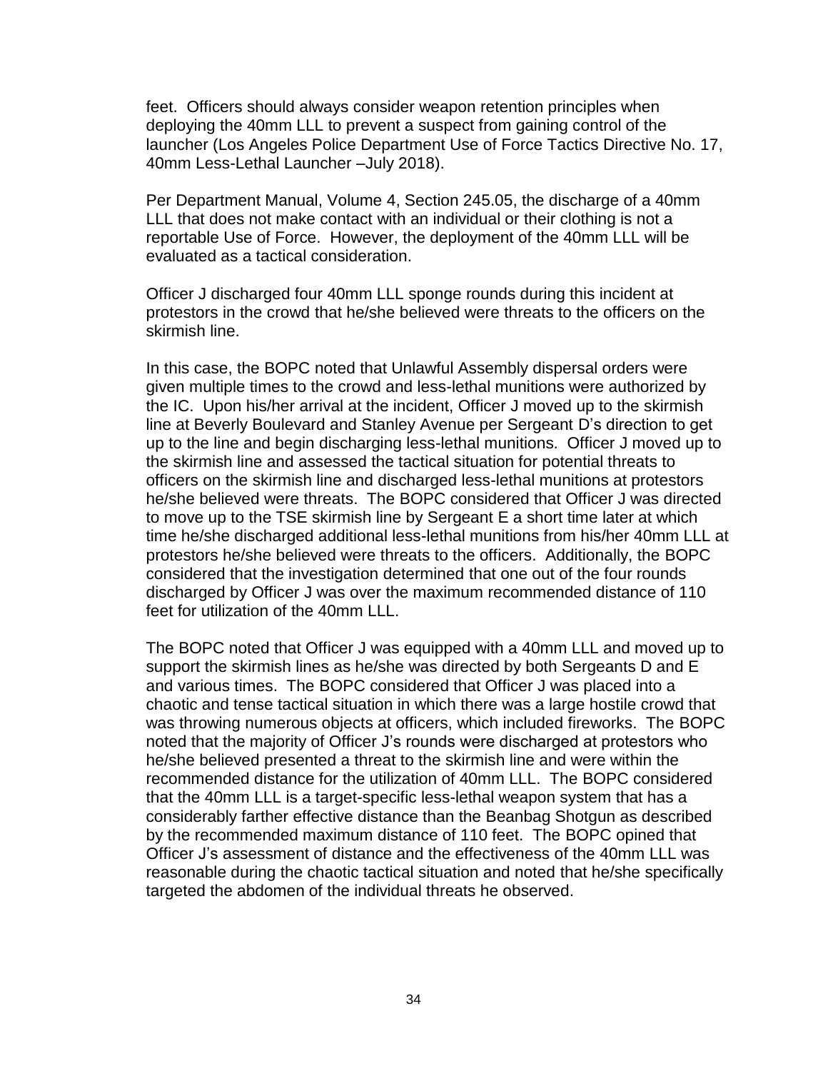feet. Officers should always consider weapon retention principles when deploying the 40mm LLL to prevent a suspect from gaining control of the launcher (Los Angeles Police Department Use of Force Tactics Directive No. 17, 40mm Less-Lethal Launcher –July 2018).

Per Department Manual, Volume 4, Section 245.05, the discharge of a 40mm LLL that does not make contact with an individual or their clothing is not a reportable Use of Force. However, the deployment of the 40mm LLL will be evaluated as a tactical consideration.

Officer J discharged four 40mm LLL sponge rounds during this incident at protestors in the crowd that he/she believed were threats to the officers on the skirmish line.

In this case, the BOPC noted that Unlawful Assembly dispersal orders were given multiple times to the crowd and less-lethal munitions were authorized by the IC. Upon his/her arrival at the incident, Officer J moved up to the skirmish line at Beverly Boulevard and Stanley Avenue per Sergeant D's direction to get up to the line and begin discharging less-lethal munitions. Officer J moved up to the skirmish line and assessed the tactical situation for potential threats to officers on the skirmish line and discharged less-lethal munitions at protestors he/she believed were threats. The BOPC considered that Officer J was directed to move up to the TSE skirmish line by Sergeant E a short time later at which time he/she discharged additional less-lethal munitions from his/her 40mm LLL at protestors he/she believed were threats to the officers. Additionally, the BOPC considered that the investigation determined that one out of the four rounds discharged by Officer J was over the maximum recommended distance of 110 feet for utilization of the 40mm LLL.

The BOPC noted that Officer J was equipped with a 40mm LLL and moved up to support the skirmish lines as he/she was directed by both Sergeants D and E and various times. The BOPC considered that Officer J was placed into a chaotic and tense tactical situation in which there was a large hostile crowd that was throwing numerous objects at officers, which included fireworks. The BOPC noted that the majority of Officer J's rounds were discharged at protestors who he/she believed presented a threat to the skirmish line and were within the recommended distance for the utilization of 40mm LLL. The BOPC considered that the 40mm LLL is a target-specific less-lethal weapon system that has a considerably farther effective distance than the Beanbag Shotgun as described by the recommended maximum distance of 110 feet. The BOPC opined that Officer J's assessment of distance and the effectiveness of the 40mm LLL was reasonable during the chaotic tactical situation and noted that he/she specifically targeted the abdomen of the individual threats he observed.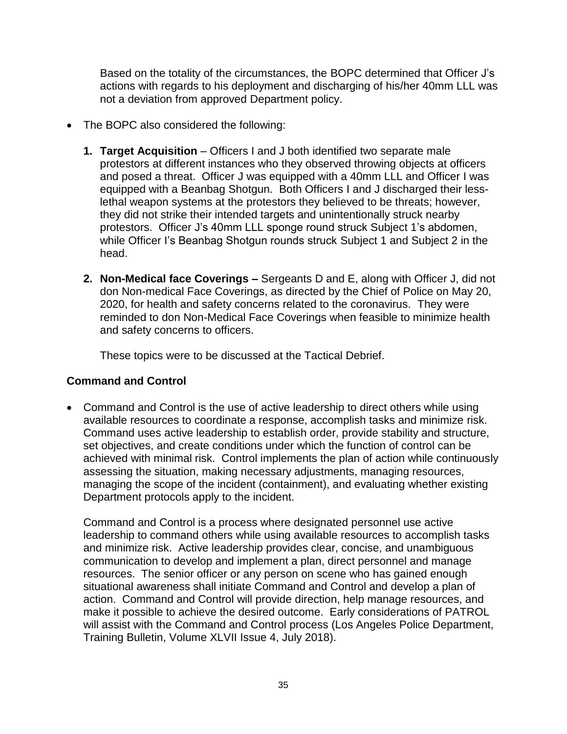Based on the totality of the circumstances, the BOPC determined that Officer J's actions with regards to his deployment and discharging of his/her 40mm LLL was not a deviation from approved Department policy.

- The BOPC also considered the following:

  1. **Target Acquisition** – Officers I and J both identified two separate male protestors at different instances who they observed throwing objects at officers and posed a threat. Officer J was equipped with a 40mm LLL and Officer I was equipped with a Beanbag Shotgun. Both Officers I and J discharged their less-lethal weapon systems at the protestors they believed to be threats; however, they did not strike their intended targets and unintentionally struck nearby protestors. Officer J's 40mm LLL sponge round struck Subject 1's abdomen, while Officer I's Beanbag Shotgun rounds struck Subject 1 and Subject 2 in the head.

  2. **Non-Medical face Coverings –** Sergeants D and E, along with Officer J, did not don Non-medical Face Coverings, as directed by the Chief of Police on May 20, 2020, for health and safety concerns related to the coronavirus. They were reminded to don Non-Medical Face Coverings when feasible to minimize health and safety concerns to officers.

  These topics were to be discussed at the Tactical Debrief.

### Command and Control

- Command and Control is the use of active leadership to direct others while using available resources to coordinate a response, accomplish tasks and minimize risk. Command uses active leadership to establish order, provide stability and structure, set objectives, and create conditions under which the function of control can be achieved with minimal risk. Control implements the plan of action while continuously assessing the situation, making necessary adjustments, managing resources, managing the scope of the incident (containment), and evaluating whether existing Department protocols apply to the incident.

  Command and Control is a process where designated personnel use active leadership to command others while using available resources to accomplish tasks and minimize risk. Active leadership provides clear, concise, and unambiguous communication to develop and implement a plan, direct personnel and manage resources. The senior officer or any person on scene who has gained enough situational awareness shall initiate Command and Control and develop a plan of action. Command and Control will provide direction, help manage resources, and make it possible to achieve the desired outcome. Early considerations of PATROL will assist with the Command and Control process (Los Angeles Police Department, Training Bulletin, Volume XLVII Issue 4, July 2018).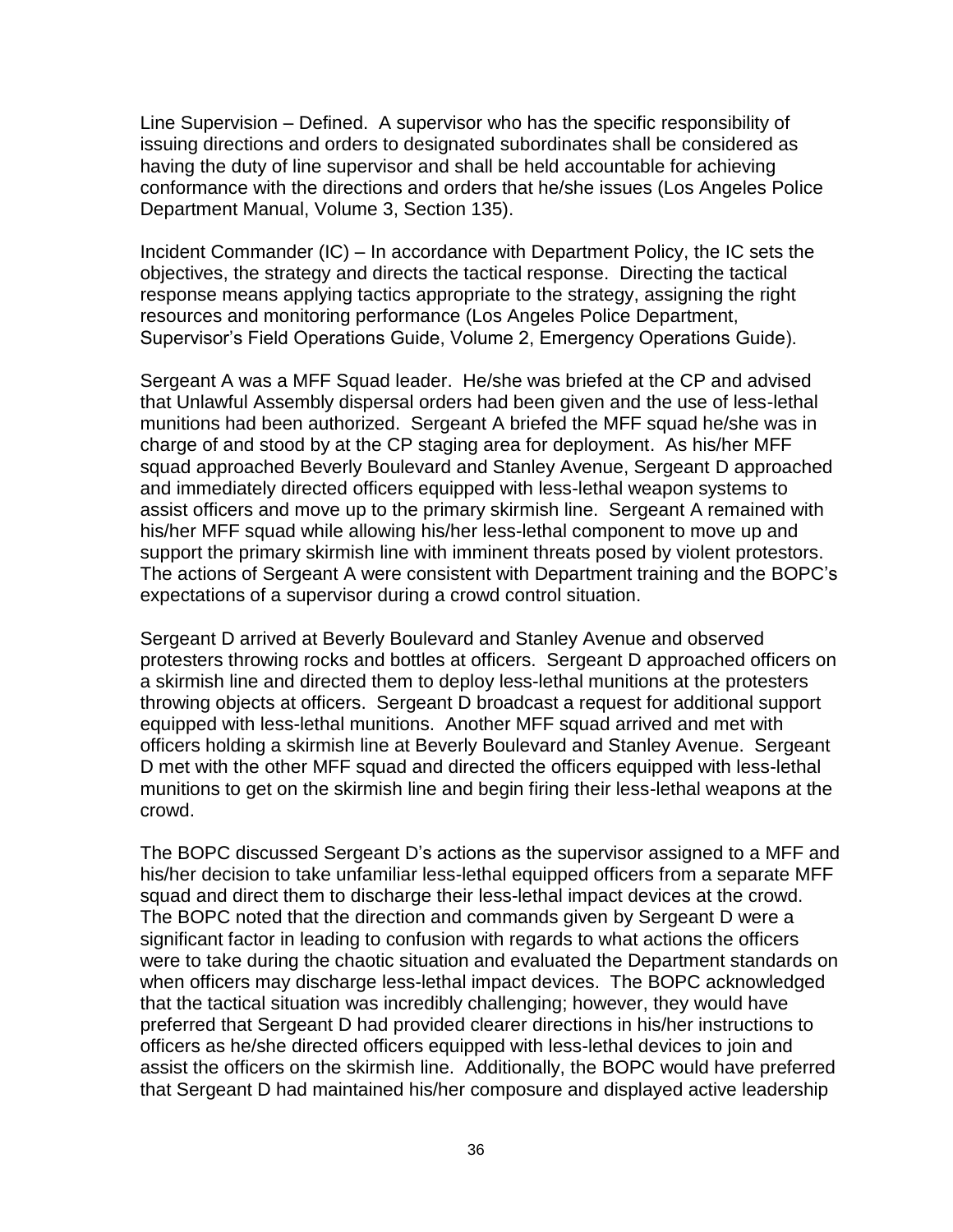Line Supervision – Defined. A supervisor who has the specific responsibility of issuing directions and orders to designated subordinates shall be considered as having the duty of line supervisor and shall be held accountable for achieving conformance with the directions and orders that he/she issues (Los Angeles Police Department Manual, Volume 3, Section 135).

Incident Commander (IC) – In accordance with Department Policy, the IC sets the objectives, the strategy and directs the tactical response. Directing the tactical response means applying tactics appropriate to the strategy, assigning the right resources and monitoring performance (Los Angeles Police Department, Supervisor's Field Operations Guide, Volume 2, Emergency Operations Guide).

Sergeant A was a MFF Squad leader. He/she was briefed at the CP and advised that Unlawful Assembly dispersal orders had been given and the use of less-lethal munitions had been authorized. Sergeant A briefed the MFF squad he/she was in charge of and stood by at the CP staging area for deployment. As his/her MFF squad approached Beverly Boulevard and Stanley Avenue, Sergeant D approached and immediately directed officers equipped with less-lethal weapon systems to assist officers and move up to the primary skirmish line. Sergeant A remained with his/her MFF squad while allowing his/her less-lethal component to move up and support the primary skirmish line with imminent threats posed by violent protestors. The actions of Sergeant A were consistent with Department training and the BOPC's expectations of a supervisor during a crowd control situation.

Sergeant D arrived at Beverly Boulevard and Stanley Avenue and observed protesters throwing rocks and bottles at officers. Sergeant D approached officers on a skirmish line and directed them to deploy less-lethal munitions at the protesters throwing objects at officers. Sergeant D broadcast a request for additional support equipped with less-lethal munitions. Another MFF squad arrived and met with officers holding a skirmish line at Beverly Boulevard and Stanley Avenue. Sergeant D met with the other MFF squad and directed the officers equipped with less-lethal munitions to get on the skirmish line and begin firing their less-lethal weapons at the crowd.

The BOPC discussed Sergeant D's actions as the supervisor assigned to a MFF and his/her decision to take unfamiliar less-lethal equipped officers from a separate MFF squad and direct them to discharge their less-lethal impact devices at the crowd. The BOPC noted that the direction and commands given by Sergeant D were a significant factor in leading to confusion with regards to what actions the officers were to take during the chaotic situation and evaluated the Department standards on when officers may discharge less-lethal impact devices. The BOPC acknowledged that the tactical situation was incredibly challenging; however, they would have preferred that Sergeant D had provided clearer directions in his/her instructions to officers as he/she directed officers equipped with less-lethal devices to join and assist the officers on the skirmish line. Additionally, the BOPC would have preferred that Sergeant D had maintained his/her composure and displayed active leadership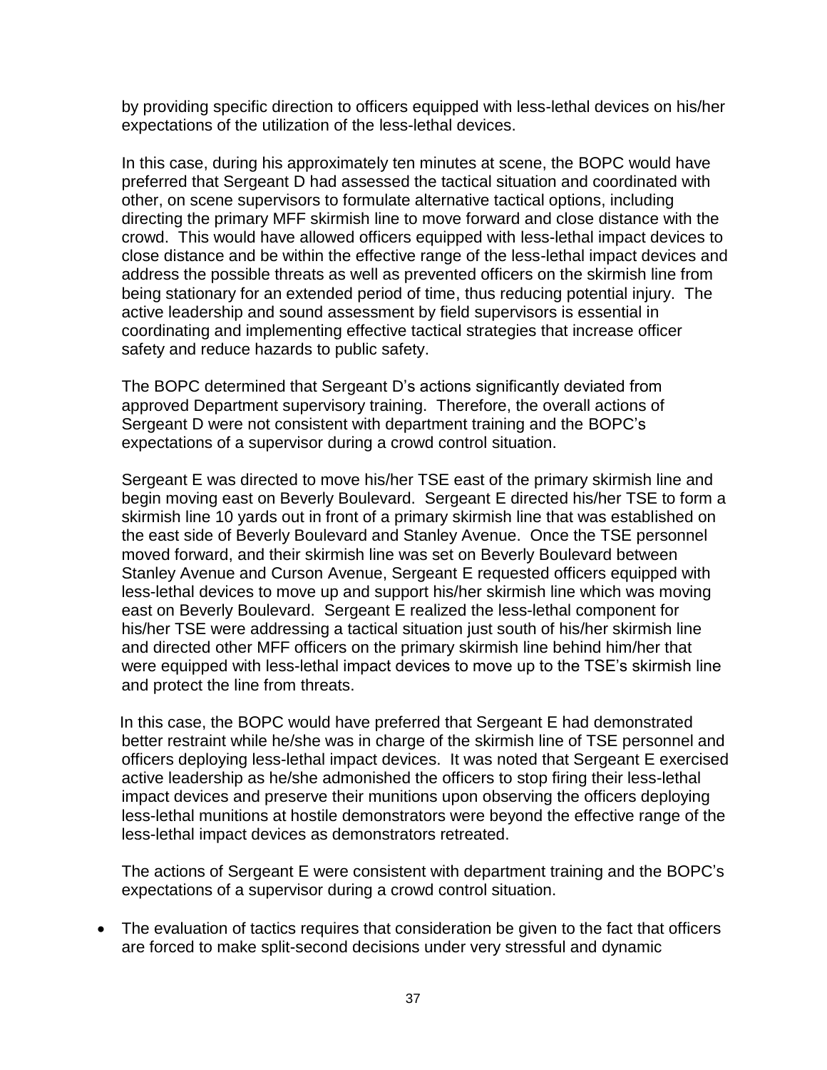by providing specific direction to officers equipped with less-lethal devices on his/her expectations of the utilization of the less-lethal devices.

In this case, during his approximately ten minutes at scene, the BOPC would have preferred that Sergeant D had assessed the tactical situation and coordinated with other, on scene supervisors to formulate alternative tactical options, including directing the primary MFF skirmish line to move forward and close distance with the crowd. This would have allowed officers equipped with less-lethal impact devices to close distance and be within the effective range of the less-lethal impact devices and address the possible threats as well as prevented officers on the skirmish line from being stationary for an extended period of time, thus reducing potential injury. The active leadership and sound assessment by field supervisors is essential in coordinating and implementing effective tactical strategies that increase officer safety and reduce hazards to public safety.

The BOPC determined that Sergeant D's actions significantly deviated from approved Department supervisory training. Therefore, the overall actions of Sergeant D were not consistent with department training and the BOPC's expectations of a supervisor during a crowd control situation.

Sergeant E was directed to move his/her TSE east of the primary skirmish line and begin moving east on Beverly Boulevard. Sergeant E directed his/her TSE to form a skirmish line 10 yards out in front of a primary skirmish line that was established on the east side of Beverly Boulevard and Stanley Avenue. Once the TSE personnel moved forward, and their skirmish line was set on Beverly Boulevard between Stanley Avenue and Curson Avenue, Sergeant E requested officers equipped with less-lethal devices to move up and support his/her skirmish line which was moving east on Beverly Boulevard. Sergeant E realized the less-lethal component for his/her TSE were addressing a tactical situation just south of his/her skirmish line and directed other MFF officers on the primary skirmish line behind him/her that were equipped with less-lethal impact devices to move up to the TSE's skirmish line and protect the line from threats.

In this case, the BOPC would have preferred that Sergeant E had demonstrated better restraint while he/she was in charge of the skirmish line of TSE personnel and officers deploying less-lethal impact devices. It was noted that Sergeant E exercised active leadership as he/she admonished the officers to stop firing their less-lethal impact devices and preserve their munitions upon observing the officers deploying less-lethal munitions at hostile demonstrators were beyond the effective range of the less-lethal impact devices as demonstrators retreated.

The actions of Sergeant E were consistent with department training and the BOPC's expectations of a supervisor during a crowd control situation.

- The evaluation of tactics requires that consideration be given to the fact that officers are forced to make split-second decisions under very stressful and dynamic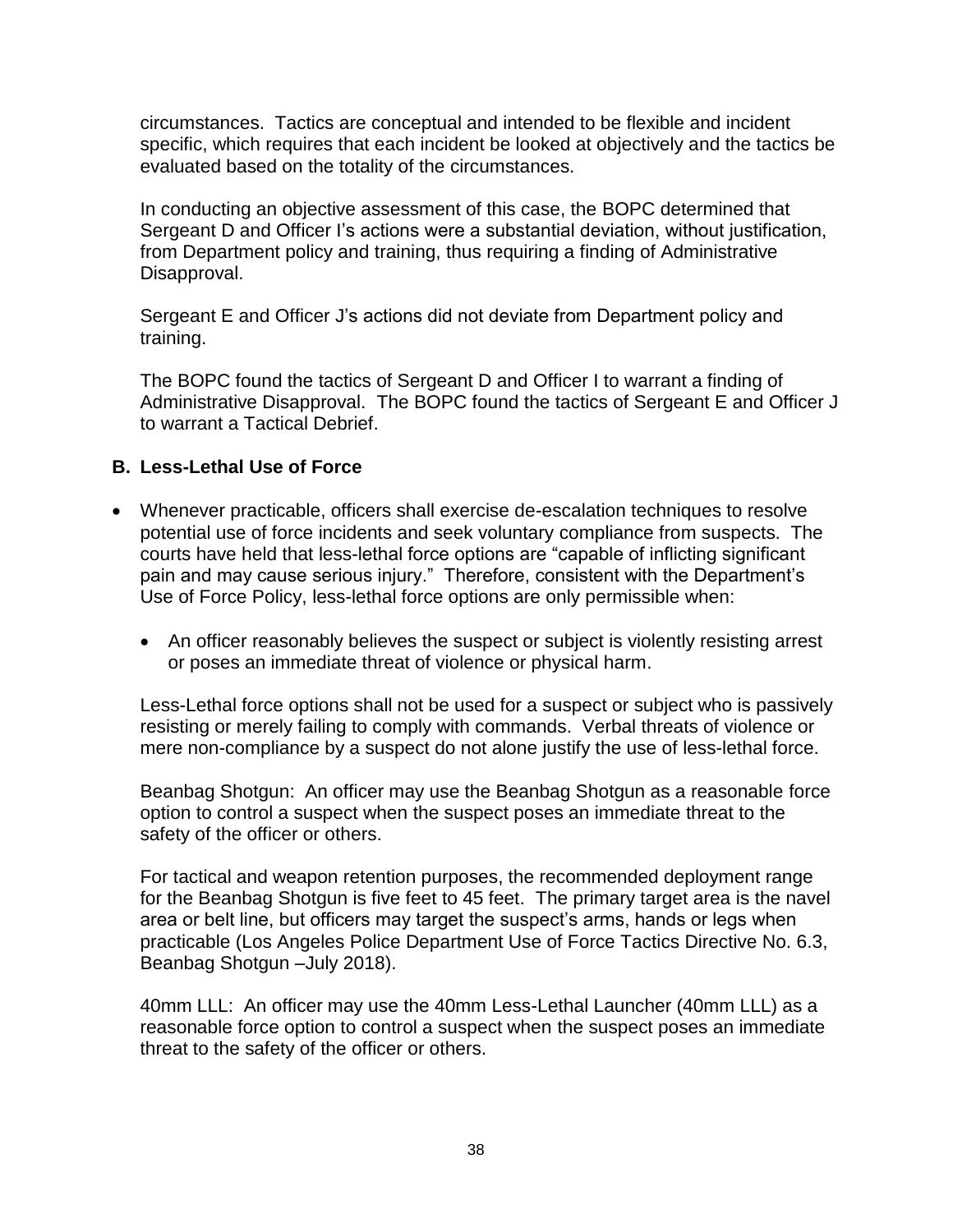circumstances. Tactics are conceptual and intended to be flexible and incident specific, which requires that each incident be looked at objectively and the tactics be evaluated based on the totality of the circumstances.

In conducting an objective assessment of this case, the BOPC determined that Sergeant D and Officer I's actions were a substantial deviation, without justification, from Department policy and training, thus requiring a finding of Administrative Disapproval.

Sergeant E and Officer J's actions did not deviate from Department policy and training.

The BOPC found the tactics of Sergeant D and Officer I to warrant a finding of Administrative Disapproval. The BOPC found the tactics of Sergeant E and Officer J to warrant a Tactical Debrief.

### B. Less-Lethal Use of Force

- Whenever practicable, officers shall exercise de-escalation techniques to resolve potential use of force incidents and seek voluntary compliance from suspects. The courts have held that less-lethal force options are "capable of inflicting significant pain and may cause serious injury." Therefore, consistent with the Department's Use of Force Policy, less-lethal force options are only permissible when:

  - An officer reasonably believes the suspect or subject is violently resisting arrest or poses an immediate threat of violence or physical harm.

  Less-Lethal force options shall not be used for a suspect or subject who is passively resisting or merely failing to comply with commands. Verbal threats of violence or mere non-compliance by a suspect do not alone justify the use of less-lethal force.

  Beanbag Shotgun: An officer may use the Beanbag Shotgun as a reasonable force option to control a suspect when the suspect poses an immediate threat to the safety of the officer or others.

  For tactical and weapon retention purposes, the recommended deployment range for the Beanbag Shotgun is five feet to 45 feet. The primary target area is the navel area or belt line, but officers may target the suspect's arms, hands or legs when practicable (Los Angeles Police Department Use of Force Tactics Directive No. 6.3, Beanbag Shotgun –July 2018).

  40mm LLL: An officer may use the 40mm Less-Lethal Launcher (40mm LLL) as a reasonable force option to control a suspect when the suspect poses an immediate threat to the safety of the officer or others.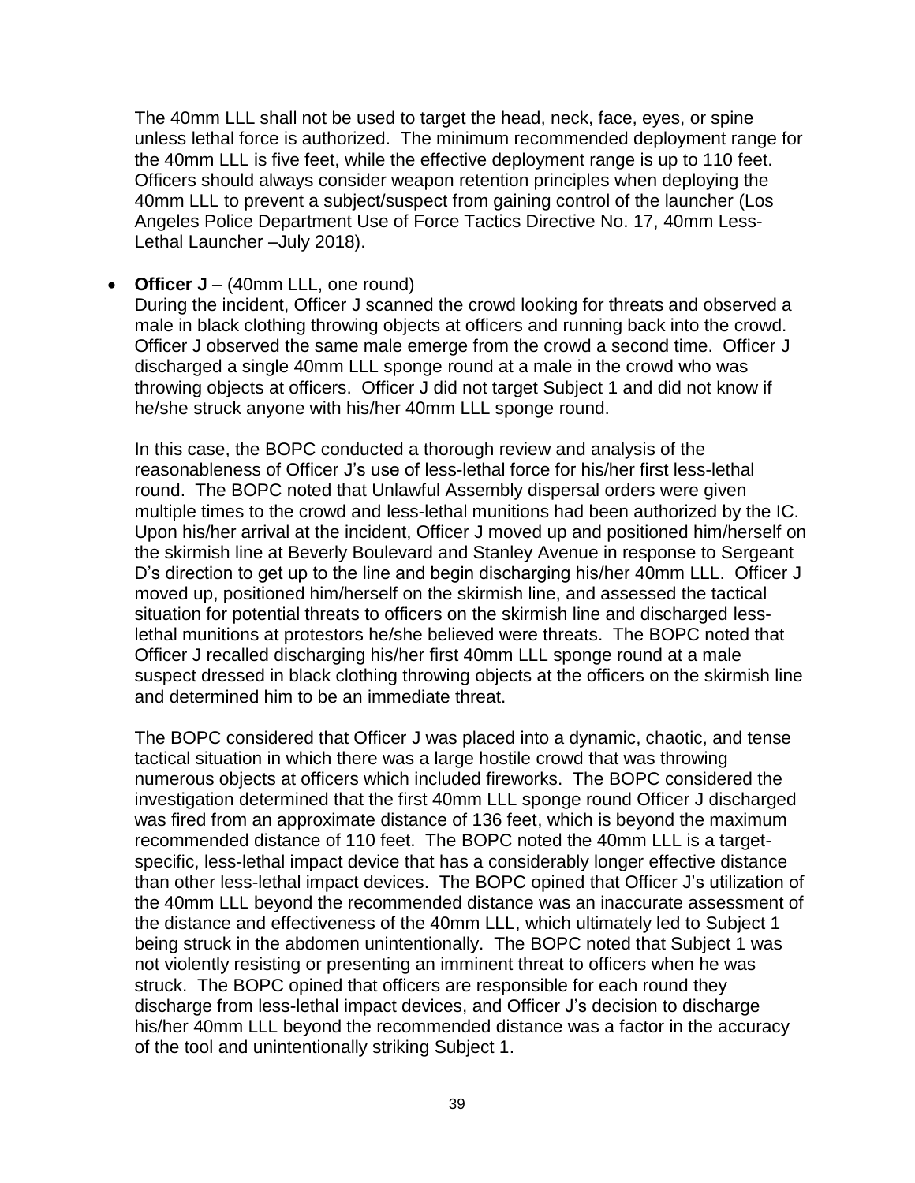The 40mm LLL shall not be used to target the head, neck, face, eyes, or spine unless lethal force is authorized. The minimum recommended deployment range for the 40mm LLL is five feet, while the effective deployment range is up to 110 feet. Officers should always consider weapon retention principles when deploying the 40mm LLL to prevent a subject/suspect from gaining control of the launcher (Los Angeles Police Department Use of Force Tactics Directive No. 17, 40mm Less-Lethal Launcher –July 2018).

- **Officer J** – (40mm LLL, one round)

  During the incident, Officer J scanned the crowd looking for threats and observed a male in black clothing throwing objects at officers and running back into the crowd. Officer J observed the same male emerge from the crowd a second time. Officer J discharged a single 40mm LLL sponge round at a male in the crowd who was throwing objects at officers. Officer J did not target Subject 1 and did not know if he/she struck anyone with his/her 40mm LLL sponge round.

  In this case, the BOPC conducted a thorough review and analysis of the reasonableness of Officer J's use of less-lethal force for his/her first less-lethal round. The BOPC noted that Unlawful Assembly dispersal orders were given multiple times to the crowd and less-lethal munitions had been authorized by the IC. Upon his/her arrival at the incident, Officer J moved up and positioned him/herself on the skirmish line at Beverly Boulevard and Stanley Avenue in response to Sergeant D's direction to get up to the line and begin discharging his/her 40mm LLL. Officer J moved up, positioned him/herself on the skirmish line, and assessed the tactical situation for potential threats to officers on the skirmish line and discharged less-lethal munitions at protestors he/she believed were threats. The BOPC noted that Officer J recalled discharging his/her first 40mm LLL sponge round at a male suspect dressed in black clothing throwing objects at the officers on the skirmish line and determined him to be an immediate threat.

  The BOPC considered that Officer J was placed into a dynamic, chaotic, and tense tactical situation in which there was a large hostile crowd that was throwing numerous objects at officers which included fireworks. The BOPC considered the investigation determined that the first 40mm LLL sponge round Officer J discharged was fired from an approximate distance of 136 feet, which is beyond the maximum recommended distance of 110 feet. The BOPC noted the 40mm LLL is a target-specific, less-lethal impact device that has a considerably longer effective distance than other less-lethal impact devices. The BOPC opined that Officer J's utilization of the 40mm LLL beyond the recommended distance was an inaccurate assessment of the distance and effectiveness of the 40mm LLL, which ultimately led to Subject 1 being struck in the abdomen unintentionally. The BOPC noted that Subject 1 was not violently resisting or presenting an imminent threat to officers when he was struck. The BOPC opined that officers are responsible for each round they discharge from less-lethal impact devices, and Officer J's decision to discharge his/her 40mm LLL beyond the recommended distance was a factor in the accuracy of the tool and unintentionally striking Subject 1.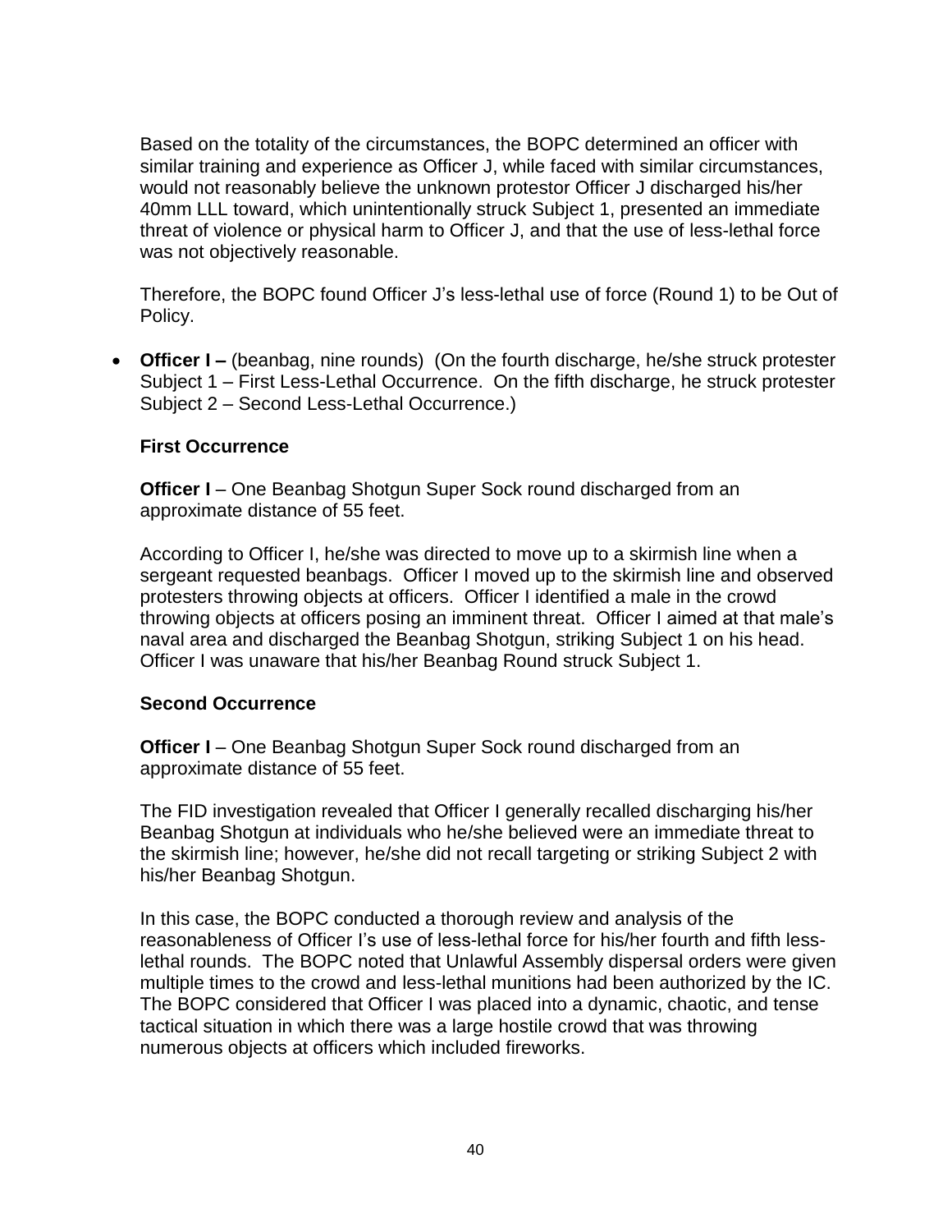Based on the totality of the circumstances, the BOPC determined an officer with similar training and experience as Officer J, while faced with similar circumstances, would not reasonably believe the unknown protestor Officer J discharged his/her 40mm LLL toward, which unintentionally struck Subject 1, presented an immediate threat of violence or physical harm to Officer J, and that the use of less-lethal force was not objectively reasonable.

Therefore, the BOPC found Officer J's less-lethal use of force (Round 1) to be Out of Policy.

- **Officer I –** (beanbag, nine rounds) (On the fourth discharge, he/she struck protester Subject 1 – First Less-Lethal Occurrence. On the fifth discharge, he struck protester Subject 2 – Second Less-Lethal Occurrence.)

  **First Occurrence**

  **Officer I** – One Beanbag Shotgun Super Sock round discharged from an approximate distance of 55 feet.

  According to Officer I, he/she was directed to move up to a skirmish line when a sergeant requested beanbags. Officer I moved up to the skirmish line and observed protesters throwing objects at officers. Officer I identified a male in the crowd throwing objects at officers posing an imminent threat. Officer I aimed at that male's naval area and discharged the Beanbag Shotgun, striking Subject 1 on his head. Officer I was unaware that his/her Beanbag Round struck Subject 1.

  **Second Occurrence**

  **Officer I** – One Beanbag Shotgun Super Sock round discharged from an approximate distance of 55 feet.

  The FID investigation revealed that Officer I generally recalled discharging his/her Beanbag Shotgun at individuals who he/she believed were an immediate threat to the skirmish line; however, he/she did not recall targeting or striking Subject 2 with his/her Beanbag Shotgun.

  In this case, the BOPC conducted a thorough review and analysis of the reasonableness of Officer I's use of less-lethal force for his/her fourth and fifth less-lethal rounds. The BOPC noted that Unlawful Assembly dispersal orders were given multiple times to the crowd and less-lethal munitions had been authorized by the IC. The BOPC considered that Officer I was placed into a dynamic, chaotic, and tense tactical situation in which there was a large hostile crowd that was throwing numerous objects at officers which included fireworks.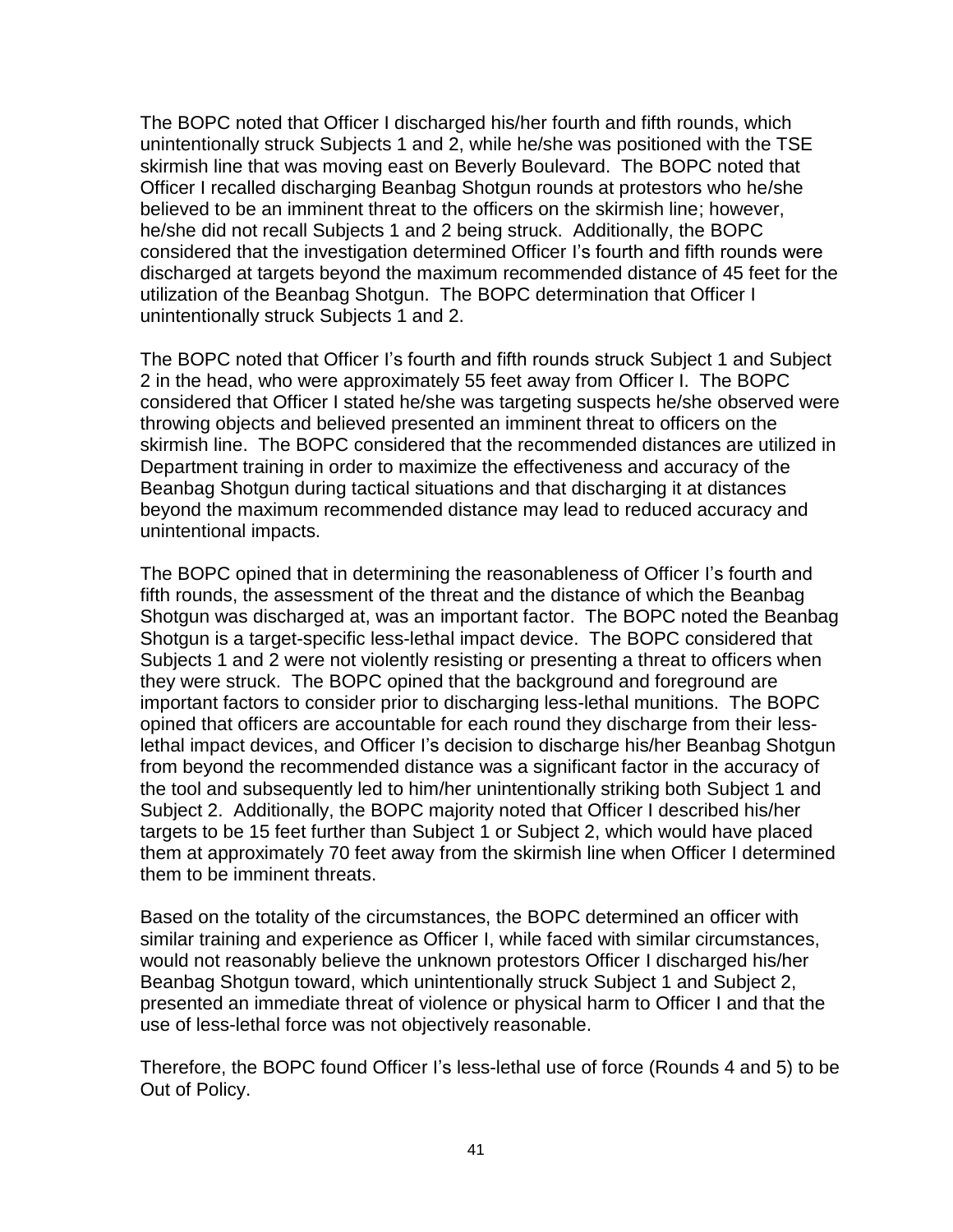The BOPC noted that Officer I discharged his/her fourth and fifth rounds, which unintentionally struck Subjects 1 and 2, while he/she was positioned with the TSE skirmish line that was moving east on Beverly Boulevard. The BOPC noted that Officer I recalled discharging Beanbag Shotgun rounds at protestors who he/she believed to be an imminent threat to the officers on the skirmish line; however, he/she did not recall Subjects 1 and 2 being struck. Additionally, the BOPC considered that the investigation determined Officer I's fourth and fifth rounds were discharged at targets beyond the maximum recommended distance of 45 feet for the utilization of the Beanbag Shotgun. The BOPC determination that Officer I unintentionally struck Subjects 1 and 2.

The BOPC noted that Officer I's fourth and fifth rounds struck Subject 1 and Subject 2 in the head, who were approximately 55 feet away from Officer I. The BOPC considered that Officer I stated he/she was targeting suspects he/she observed were throwing objects and believed presented an imminent threat to officers on the skirmish line. The BOPC considered that the recommended distances are utilized in Department training in order to maximize the effectiveness and accuracy of the Beanbag Shotgun during tactical situations and that discharging it at distances beyond the maximum recommended distance may lead to reduced accuracy and unintentional impacts.

The BOPC opined that in determining the reasonableness of Officer I's fourth and fifth rounds, the assessment of the threat and the distance of which the Beanbag Shotgun was discharged at, was an important factor. The BOPC noted the Beanbag Shotgun is a target-specific less-lethal impact device. The BOPC considered that Subjects 1 and 2 were not violently resisting or presenting a threat to officers when they were struck. The BOPC opined that the background and foreground are important factors to consider prior to discharging less-lethal munitions. The BOPC opined that officers are accountable for each round they discharge from their less-lethal impact devices, and Officer I's decision to discharge his/her Beanbag Shotgun from beyond the recommended distance was a significant factor in the accuracy of the tool and subsequently led to him/her unintentionally striking both Subject 1 and Subject 2. Additionally, the BOPC majority noted that Officer I described his/her targets to be 15 feet further than Subject 1 or Subject 2, which would have placed them at approximately 70 feet away from the skirmish line when Officer I determined them to be imminent threats.

Based on the totality of the circumstances, the BOPC determined an officer with similar training and experience as Officer I, while faced with similar circumstances, would not reasonably believe the unknown protestors Officer I discharged his/her Beanbag Shotgun toward, which unintentionally struck Subject 1 and Subject 2, presented an immediate threat of violence or physical harm to Officer I and that the use of less-lethal force was not objectively reasonable.

Therefore, the BOPC found Officer I's less-lethal use of force (Rounds 4 and 5) to be Out of Policy.